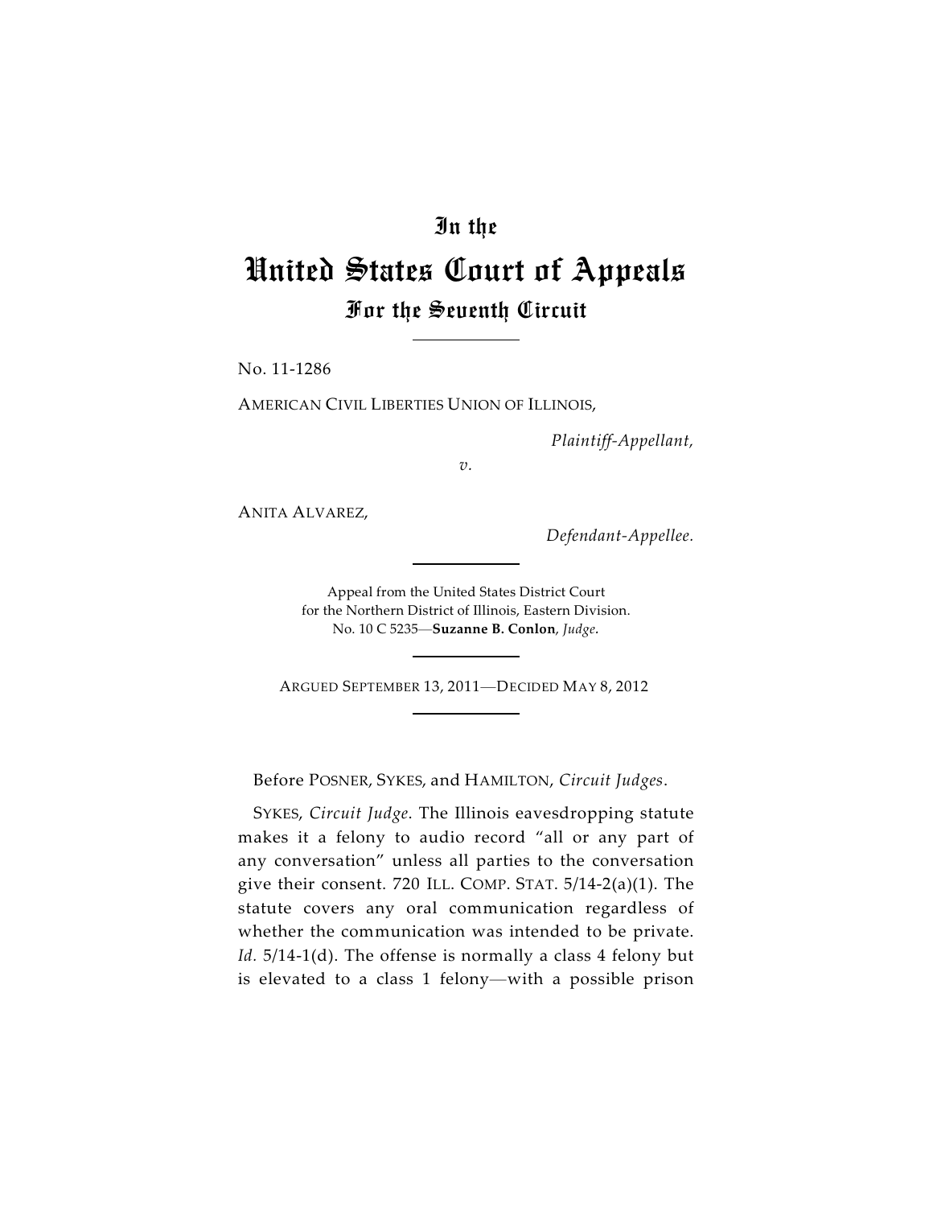# In the

# United States Court of Appeals

## For the Seventh Circuit

No. 11-1286

AMERICAN CIVIL LIBERTIES UNION OF ILLINOIS,

*Plaintiff-Appellant,*

*v.*

ANITA ALVAREZ,

*Defendant-Appellee.*

Appeal from the United States District Court
for the Northern District of Illinois, Eastern Division.
No. 10 C 5235—**Suzanne B. Conlon**, *Judge*.

ARGUED SEPTEMBER 13, 2011—DECIDED MAY 8, 2012

Before POSNER, SYKES, and HAMILTON, *Circuit Judges*.

SYKES, *Circuit Judge*. The Illinois eavesdropping statute makes it a felony to audio record "all or any part of any conversation" unless all parties to the conversation give their consent. 720 ILL. COMP. STAT. 5/14-2(a)(1). The statute covers any oral communication regardless of whether the communication was intended to be private. *Id.* 5/14-1(d). The offense is normally a class 4 felony but is elevated to a class 1 felony—with a possible prison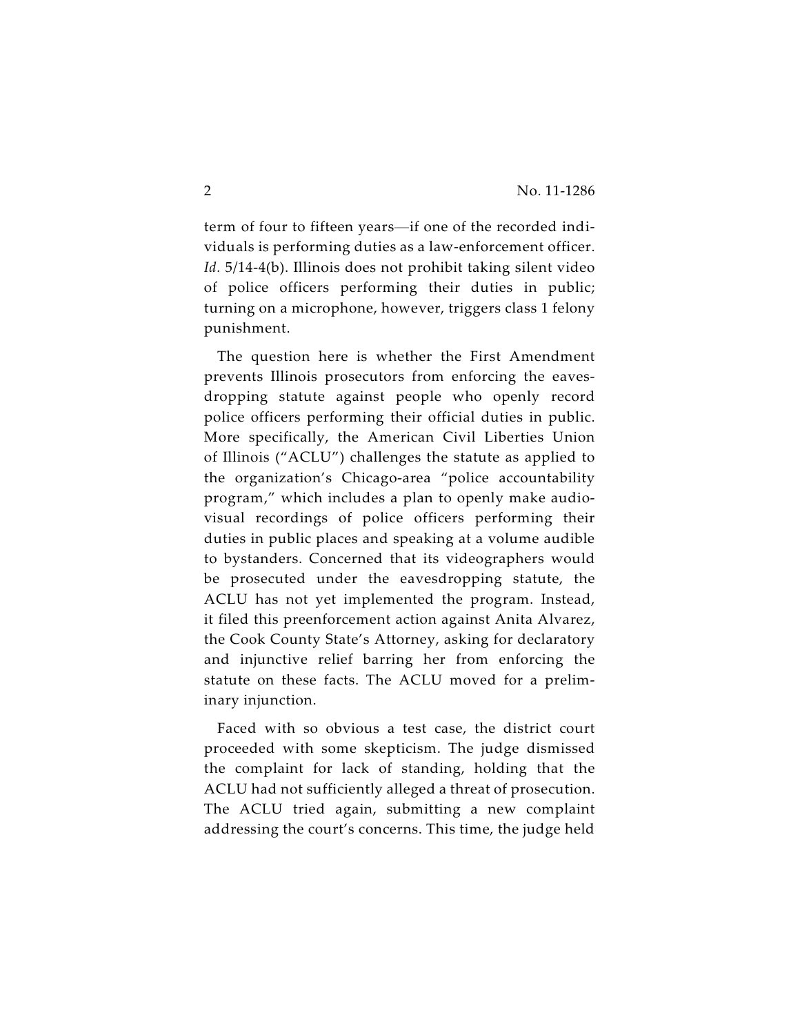term of four to fifteen years—if one of the recorded individuals is performing duties as a law-enforcement officer. *Id.* 5/14-4(b). Illinois does not prohibit taking silent video of police officers performing their duties in public; turning on a microphone, however, triggers class 1 felony punishment.

The question here is whether the First Amendment prevents Illinois prosecutors from enforcing the eavesdropping statute against people who openly record police officers performing their official duties in public. More specifically, the American Civil Liberties Union of Illinois ("ACLU") challenges the statute as applied to the organization's Chicago-area "police accountability program," which includes a plan to openly make audiovisual recordings of police officers performing their duties in public places and speaking at a volume audible to bystanders. Concerned that its videographers would be prosecuted under the eavesdropping statute, the ACLU has not yet implemented the program. Instead, it filed this preenforcement action against Anita Alvarez, the Cook County State's Attorney, asking for declaratory and injunctive relief barring her from enforcing the statute on these facts. The ACLU moved for a preliminary injunction.

Faced with so obvious a test case, the district court proceeded with some skepticism. The judge dismissed the complaint for lack of standing, holding that the ACLU had not sufficiently alleged a threat of prosecution. The ACLU tried again, submitting a new complaint addressing the court's concerns. This time, the judge held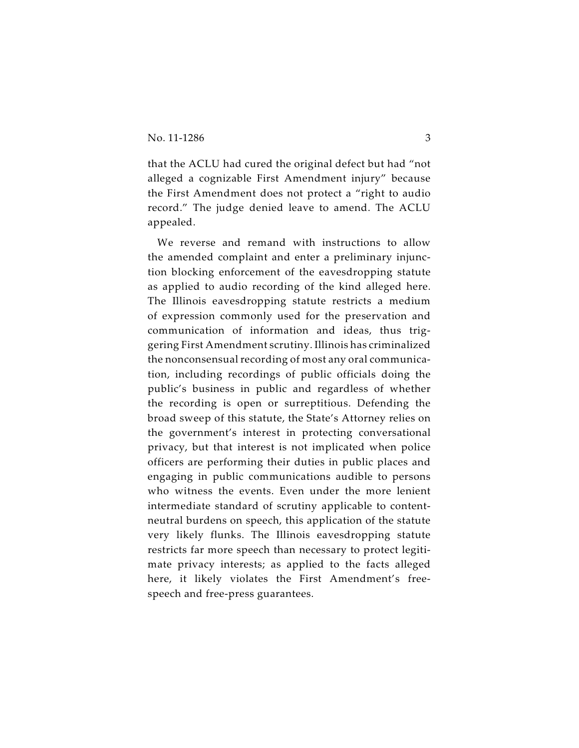that the ACLU had cured the original defect but had "not alleged a cognizable First Amendment injury" because the First Amendment does not protect a "right to audio record." The judge denied leave to amend. The ACLU appealed.

We reverse and remand with instructions to allow the amended complaint and enter a preliminary injunction blocking enforcement of the eavesdropping statute as applied to audio recording of the kind alleged here. The Illinois eavesdropping statute restricts a medium of expression commonly used for the preservation and communication of information and ideas, thus triggering First Amendment scrutiny. Illinois has criminalized the nonconsensual recording of most any oral communication, including recordings of public officials doing the public's business in public and regardless of whether the recording is open or surreptitious. Defending the broad sweep of this statute, the State's Attorney relies on the government's interest in protecting conversational privacy, but that interest is not implicated when police officers are performing their duties in public places and engaging in public communications audible to persons who witness the events. Even under the more lenient intermediate standard of scrutiny applicable to content-neutral burdens on speech, this application of the statute very likely flunks. The Illinois eavesdropping statute restricts far more speech than necessary to protect legitimate privacy interests; as applied to the facts alleged here, it likely violates the First Amendment's free-speech and free-press guarantees.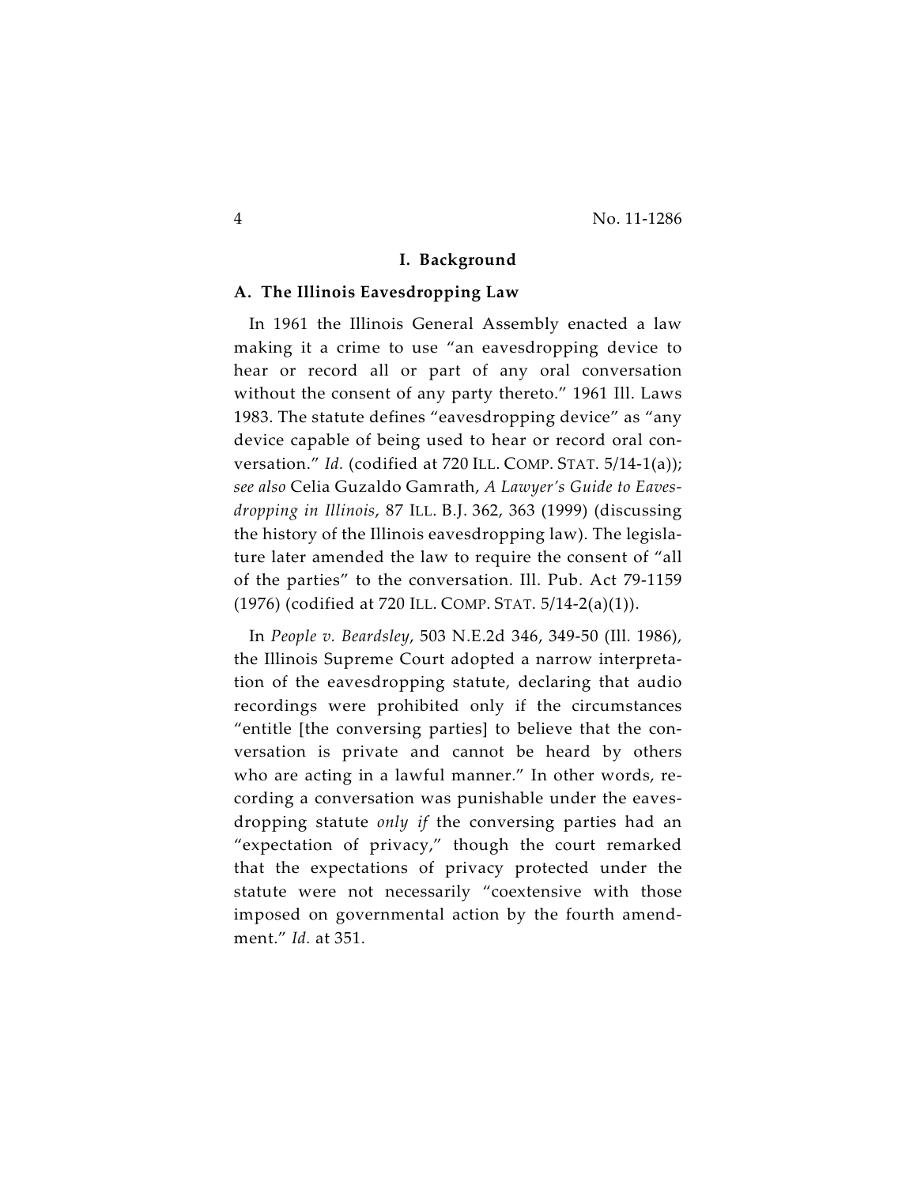## I. Background

### A. The Illinois Eavesdropping Law

In 1961 the Illinois General Assembly enacted a law making it a crime to use "an eavesdropping device to hear or record all or part of any oral conversation without the consent of any party thereto." 1961 Ill. Laws 1983. The statute defines "eavesdropping device" as "any device capable of being used to hear or record oral conversation." *Id.* (codified at 720 ILL. COMP. STAT. 5/14-1(a)); *see also* Celia Guzaldo Gamrath, *A Lawyer's Guide to Eavesdropping in Illinois*, 87 ILL. B.J. 362, 363 (1999) (discussing the history of the Illinois eavesdropping law). The legislature later amended the law to require the consent of "all of the parties" to the conversation. Ill. Pub. Act 79-1159 (1976) (codified at 720 ILL. COMP. STAT. 5/14-2(a)(1)).

In *People v. Beardsley*, 503 N.E.2d 346, 349-50 (Ill. 1986), the Illinois Supreme Court adopted a narrow interpretation of the eavesdropping statute, declaring that audio recordings were prohibited only if the circumstances "entitle [the conversing parties] to believe that the conversation is private and cannot be heard by others who are acting in a lawful manner." In other words, recording a conversation was punishable under the eavesdropping statute *only if* the conversing parties had an "expectation of privacy," though the court remarked that the expectations of privacy protected under the statute were not necessarily "coextensive with those imposed on governmental action by the fourth amendment." *Id.* at 351.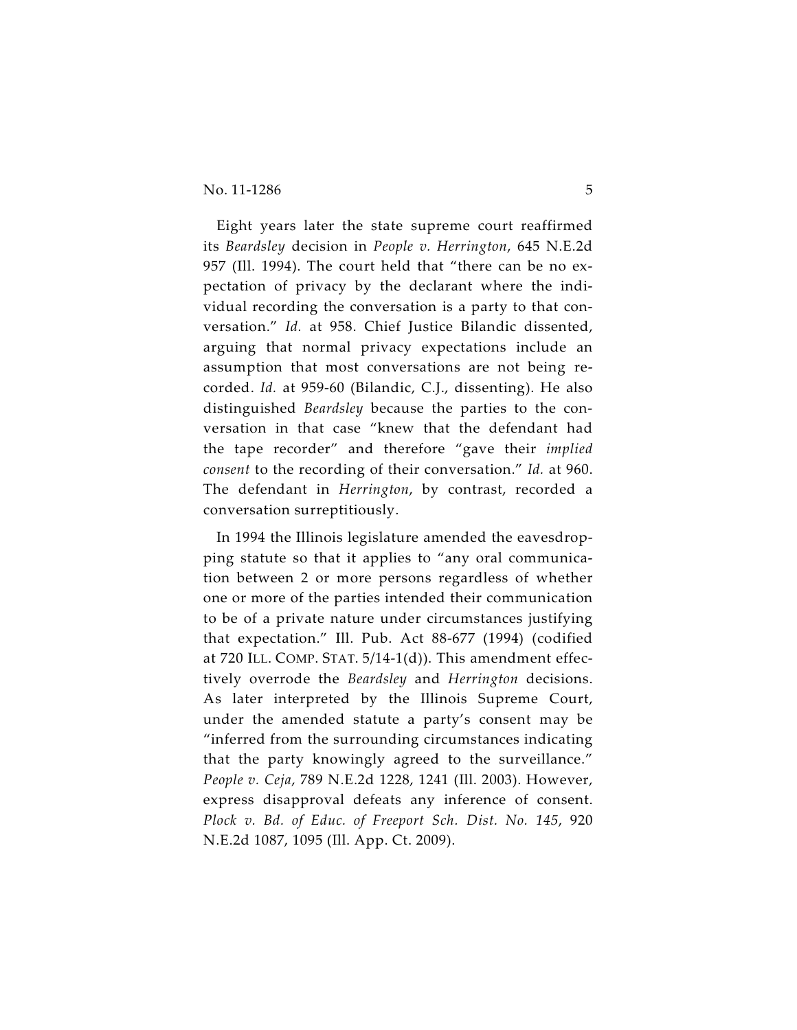Eight years later the state supreme court reaffirmed its *Beardsley* decision in *People v. Herrington*, 645 N.E.2d 957 (Ill. 1994). The court held that "there can be no expectation of privacy by the declarant where the individual recording the conversation is a party to that conversation." *Id.* at 958. Chief Justice Bilandic dissented, arguing that normal privacy expectations include an assumption that most conversations are not being recorded. *Id.* at 959-60 (Bilandic, C.J., dissenting). He also distinguished *Beardsley* because the parties to the conversation in that case "knew that the defendant had the tape recorder" and therefore "gave their *implied consent* to the recording of their conversation." *Id.* at 960. The defendant in *Herrington*, by contrast, recorded a conversation surreptitiously.

In 1994 the Illinois legislature amended the eavesdropping statute so that it applies to "any oral communication between 2 or more persons regardless of whether one or more of the parties intended their communication to be of a private nature under circumstances justifying that expectation." Ill. Pub. Act 88-677 (1994) (codified at 720 ILL. COMP. STAT. 5/14-1(d)). This amendment effectively overrode the *Beardsley* and *Herrington* decisions. As later interpreted by the Illinois Supreme Court, under the amended statute a party's consent may be "inferred from the surrounding circumstances indicating that the party knowingly agreed to the surveillance." *People v. Ceja*, 789 N.E.2d 1228, 1241 (Ill. 2003). However, express disapproval defeats any inference of consent. *Plock v. Bd. of Educ. of Freeport Sch. Dist. No. 145*, 920 N.E.2d 1087, 1095 (Ill. App. Ct. 2009).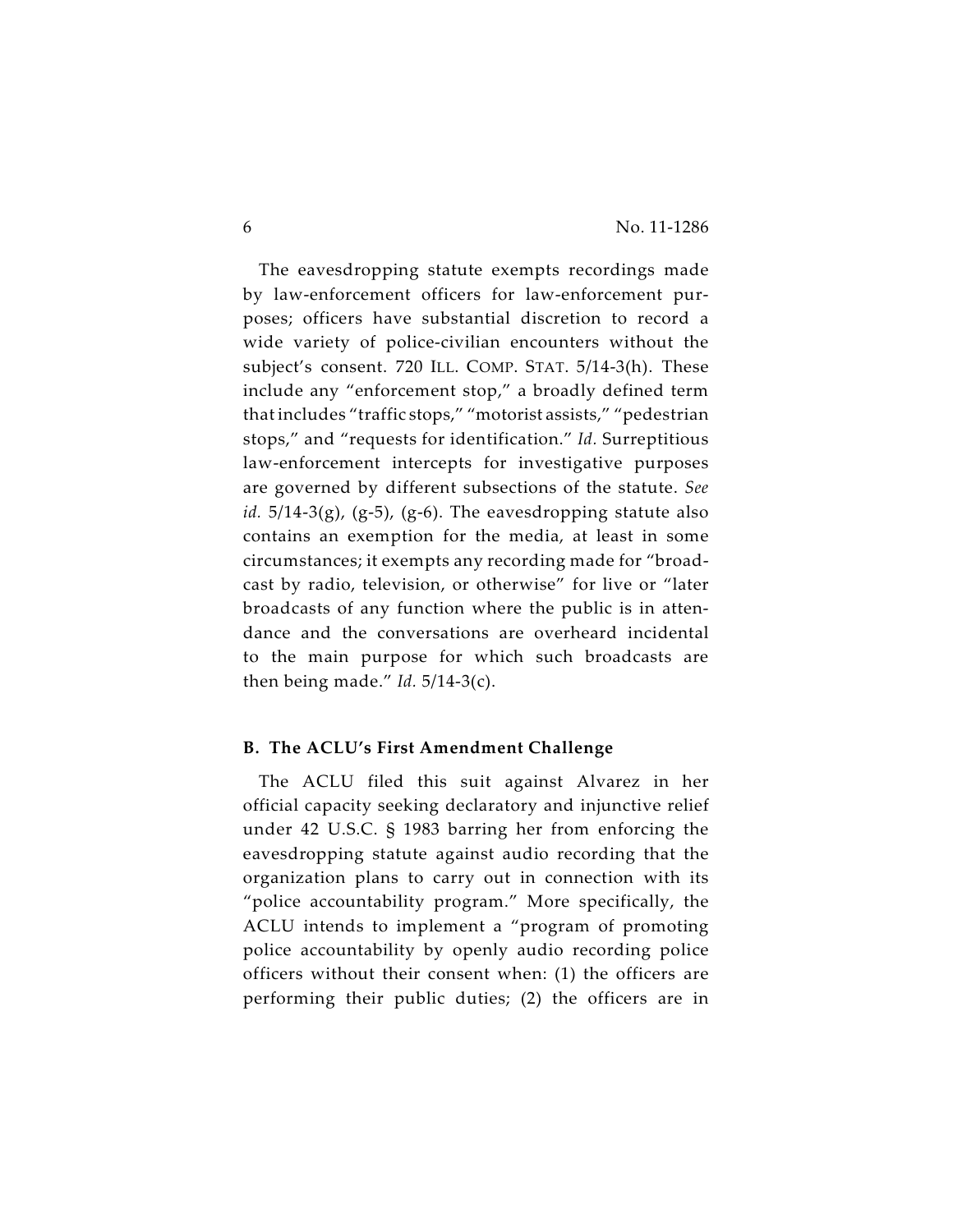The eavesdropping statute exempts recordings made by law-enforcement officers for law-enforcement purposes; officers have substantial discretion to record a wide variety of police-civilian encounters without the subject's consent. 720 ILL. COMP. STAT. 5/14-3(h). These include any "enforcement stop," a broadly defined term that includes "traffic stops," "motorist assists," "pedestrian stops," and "requests for identification." *Id.* Surreptitious law-enforcement intercepts for investigative purposes are governed by different subsections of the statute. *See id.* 5/14-3(g), (g-5), (g-6). The eavesdropping statute also contains an exemption for the media, at least in some circumstances; it exempts any recording made for "broadcast by radio, television, or otherwise" for live or "later broadcasts of any function where the public is in attendance and the conversations are overheard incidental to the main purpose for which such broadcasts are then being made." *Id.* 5/14-3(c).

### B. The ACLU's First Amendment Challenge

The ACLU filed this suit against Alvarez in her official capacity seeking declaratory and injunctive relief under 42 U.S.C. § 1983 barring her from enforcing the eavesdropping statute against audio recording that the organization plans to carry out in connection with its "police accountability program." More specifically, the ACLU intends to implement a "program of promoting police accountability by openly audio recording police officers without their consent when: (1) the officers are performing their public duties; (2) the officers are in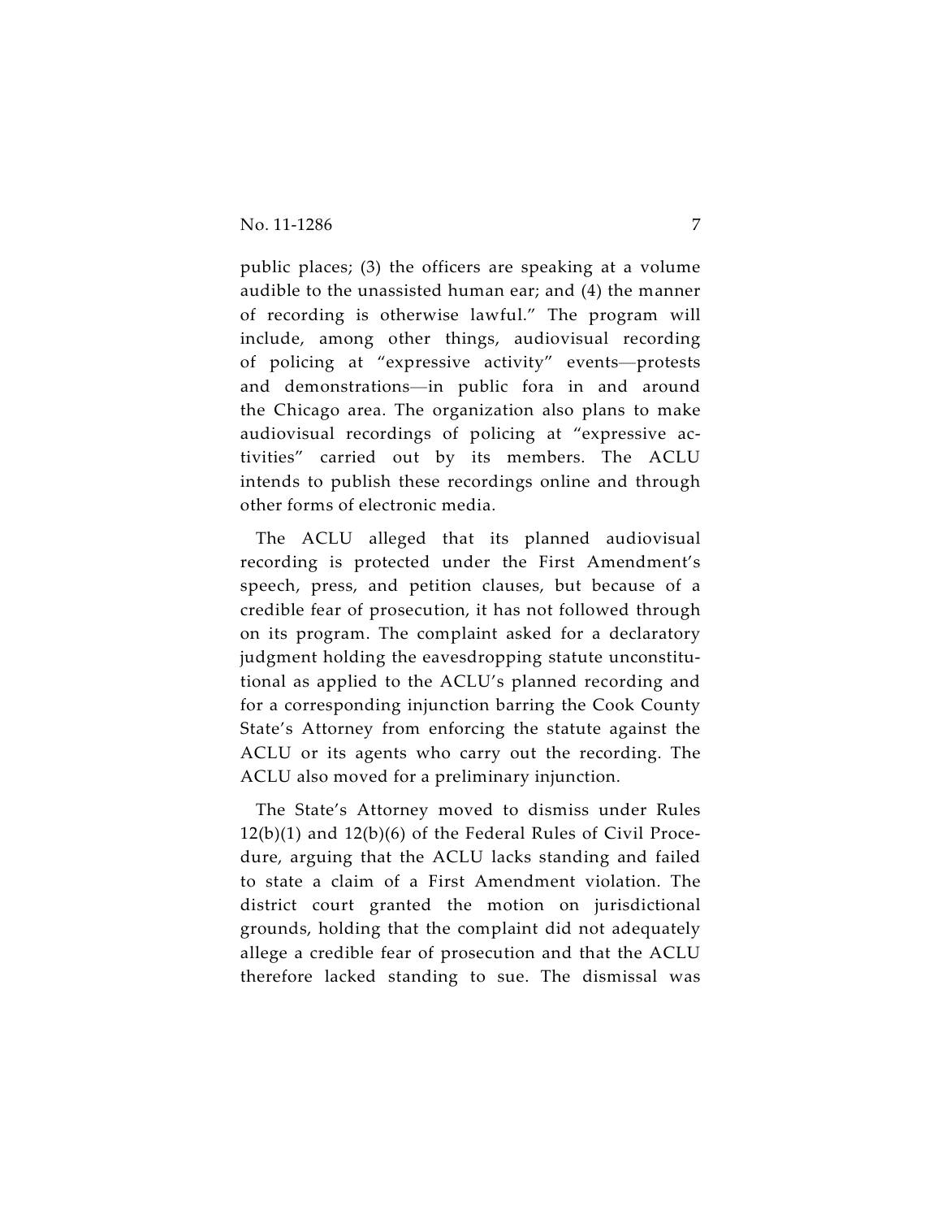public places; (3) the officers are speaking at a volume audible to the unassisted human ear; and (4) the manner of recording is otherwise lawful." The program will include, among other things, audiovisual recording of policing at "expressive activity" events—protests and demonstrations—in public fora in and around the Chicago area. The organization also plans to make audiovisual recordings of policing at "expressive activities" carried out by its members. The ACLU intends to publish these recordings online and through other forms of electronic media.

The ACLU alleged that its planned audiovisual recording is protected under the First Amendment's speech, press, and petition clauses, but because of a credible fear of prosecution, it has not followed through on its program. The complaint asked for a declaratory judgment holding the eavesdropping statute unconstitutional as applied to the ACLU's planned recording and for a corresponding injunction barring the Cook County State's Attorney from enforcing the statute against the ACLU or its agents who carry out the recording. The ACLU also moved for a preliminary injunction.

The State's Attorney moved to dismiss under Rules 12(b)(1) and 12(b)(6) of the Federal Rules of Civil Procedure, arguing that the ACLU lacks standing and failed to state a claim of a First Amendment violation. The district court granted the motion on jurisdictional grounds, holding that the complaint did not adequately allege a credible fear of prosecution and that the ACLU therefore lacked standing to sue. The dismissal was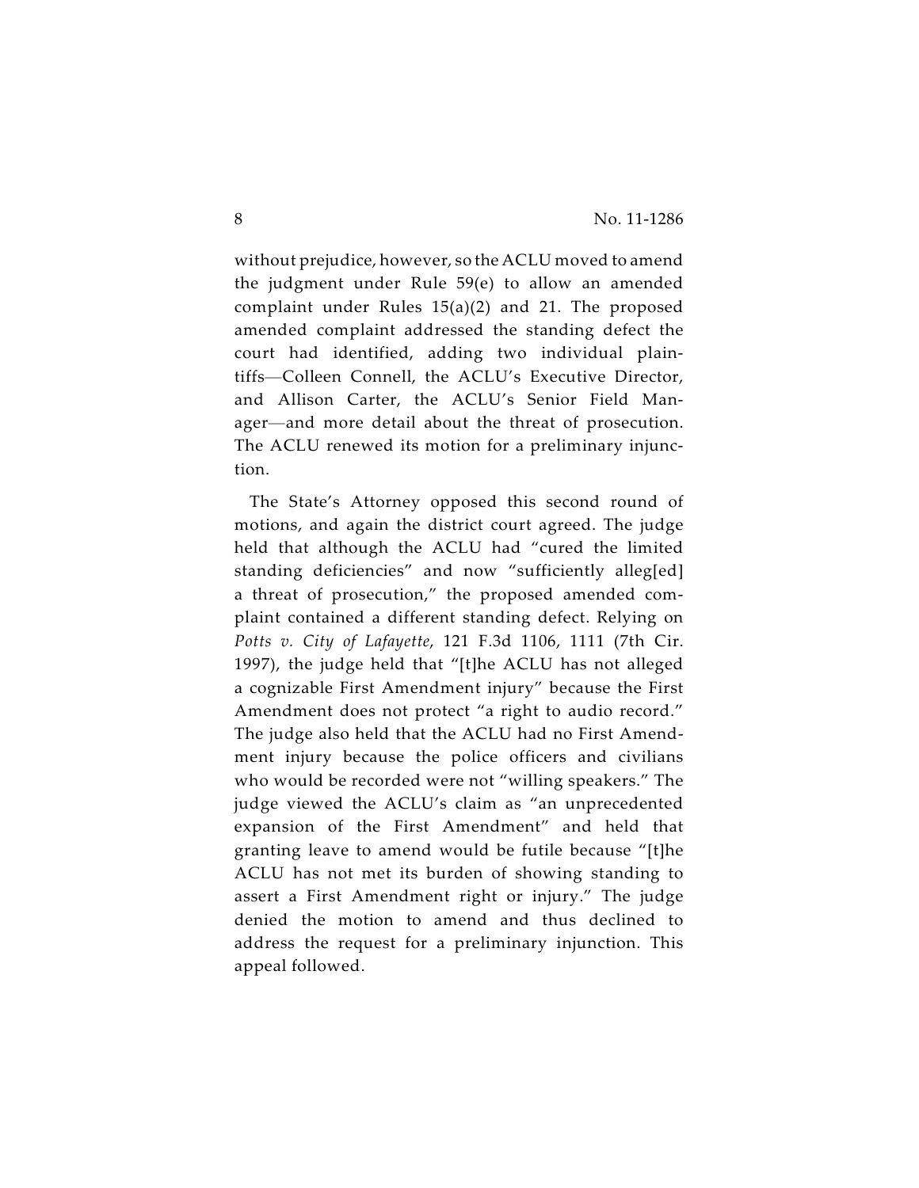without prejudice, however, so the ACLU moved to amend the judgment under Rule 59(e) to allow an amended complaint under Rules 15(a)(2) and 21. The proposed amended complaint addressed the standing defect the court had identified, adding two individual plaintiffs—Colleen Connell, the ACLU's Executive Director, and Allison Carter, the ACLU's Senior Field Manager—and more detail about the threat of prosecution. The ACLU renewed its motion for a preliminary injunction.

The State's Attorney opposed this second round of motions, and again the district court agreed. The judge held that although the ACLU had "cured the limited standing deficiencies" and now "sufficiently alleg[ed] a threat of prosecution," the proposed amended complaint contained a different standing defect. Relying on *Potts v. City of Lafayette*, 121 F.3d 1106, 1111 (7th Cir. 1997), the judge held that "[t]he ACLU has not alleged a cognizable First Amendment injury" because the First Amendment does not protect "a right to audio record." The judge also held that the ACLU had no First Amendment injury because the police officers and civilians who would be recorded were not "willing speakers." The judge viewed the ACLU's claim as "an unprecedented expansion of the First Amendment" and held that granting leave to amend would be futile because "[t]he ACLU has not met its burden of showing standing to assert a First Amendment right or injury." The judge denied the motion to amend and thus declined to address the request for a preliminary injunction. This appeal followed.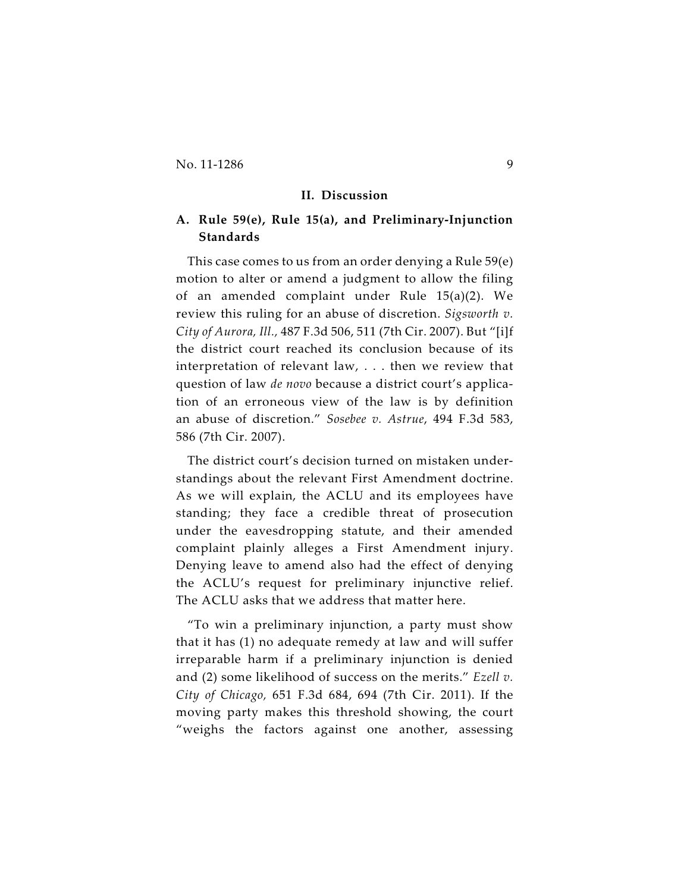## II. Discussion

### A. Rule 59(e), Rule 15(a), and Preliminary-Injunction Standards

This case comes to us from an order denying a Rule 59(e) motion to alter or amend a judgment to allow the filing of an amended complaint under Rule 15(a)(2). We review this ruling for an abuse of discretion. *Sigsworth v. City of Aurora, Ill.*, 487 F.3d 506, 511 (7th Cir. 2007). But "[i]f the district court reached its conclusion because of its interpretation of relevant law, . . . then we review that question of law *de novo* because a district court's application of an erroneous view of the law is by definition an abuse of discretion." *Sosebee v. Astrue*, 494 F.3d 583, 586 (7th Cir. 2007).

The district court's decision turned on mistaken understandings about the relevant First Amendment doctrine. As we will explain, the ACLU and its employees have standing; they face a credible threat of prosecution under the eavesdropping statute, and their amended complaint plainly alleges a First Amendment injury. Denying leave to amend also had the effect of denying the ACLU's request for preliminary injunctive relief. The ACLU asks that we address that matter here.

"To win a preliminary injunction, a party must show that it has (1) no adequate remedy at law and will suffer irreparable harm if a preliminary injunction is denied and (2) some likelihood of success on the merits." *Ezell v. City of Chicago*, 651 F.3d 684, 694 (7th Cir. 2011). If the moving party makes this threshold showing, the court "weighs the factors against one another, assessing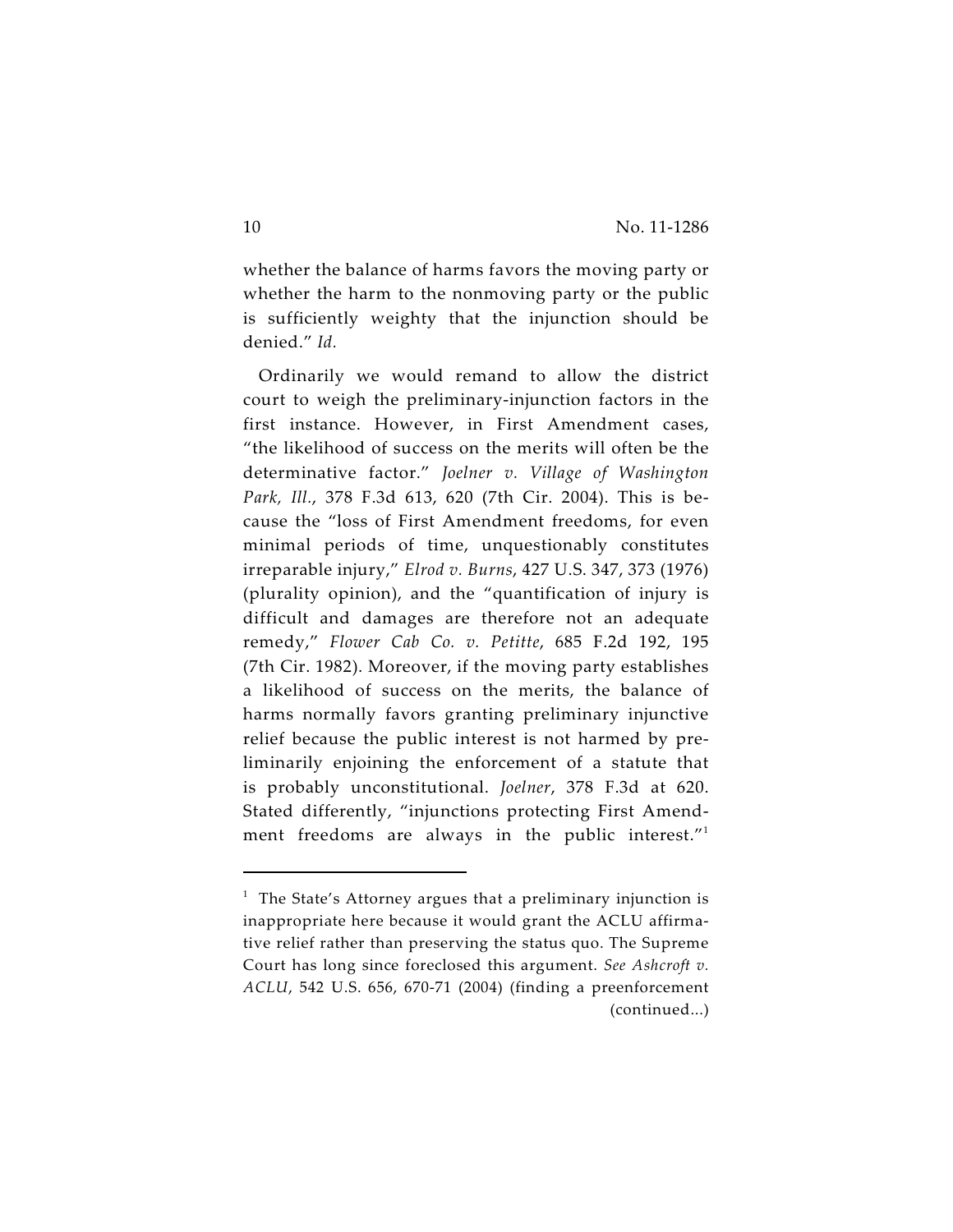whether the balance of harms favors the moving party or whether the harm to the nonmoving party or the public is sufficiently weighty that the injunction should be denied." *Id.*

Ordinarily we would remand to allow the district court to weigh the preliminary-injunction factors in the first instance. However, in First Amendment cases, "the likelihood of success on the merits will often be the determinative factor." *Joelner v. Village of Washington Park, Ill.*, 378 F.3d 613, 620 (7th Cir. 2004). This is because the "loss of First Amendment freedoms, for even minimal periods of time, unquestionably constitutes irreparable injury," *Elrod v. Burns*, 427 U.S. 347, 373 (1976) (plurality opinion), and the "quantification of injury is difficult and damages are therefore not an adequate remedy," *Flower Cab Co. v. Petitte*, 685 F.2d 192, 195 (7th Cir. 1982). Moreover, if the moving party establishes a likelihood of success on the merits, the balance of harms normally favors granting preliminary injunctive relief because the public interest is not harmed by preliminarily enjoining the enforcement of a statute that is probably unconstitutional. *Joelner*, 378 F.3d at 620. Stated differently, "injunctions protecting First Amendment freedoms are always in the public interest."[1]

---

[1] The State's Attorney argues that a preliminary injunction is inappropriate here because it would grant the ACLU affirmative relief rather than preserving the status quo. The Supreme Court has long since foreclosed this argument. *See Ashcroft v. ACLU*, 542 U.S. 656, 670-71 (2004) (finding a preenforcement (continued...)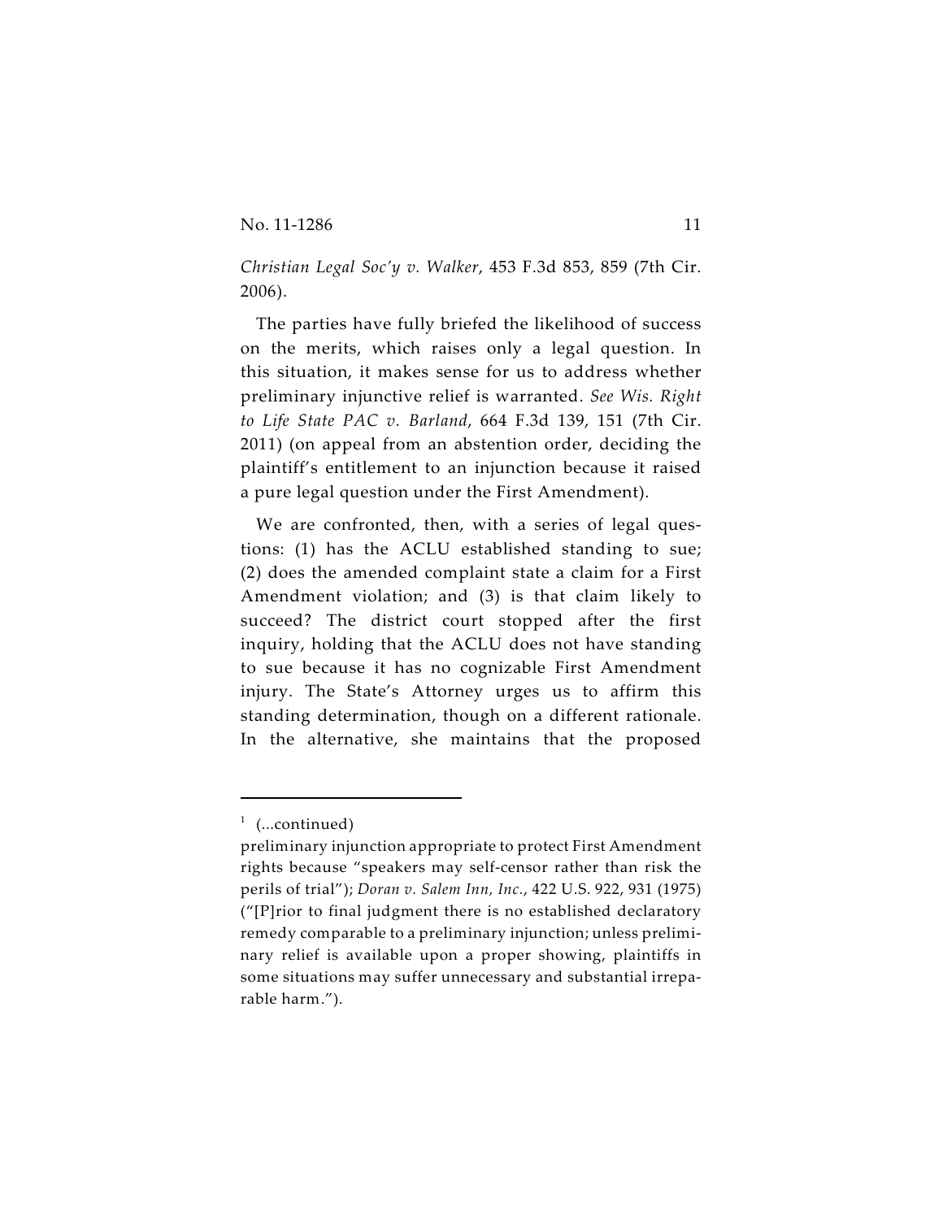*Christian Legal Soc'y v. Walker*, 453 F.3d 853, 859 (7th Cir. 2006).

The parties have fully briefed the likelihood of success on the merits, which raises only a legal question. In this situation, it makes sense for us to address whether preliminary injunctive relief is warranted. *See Wis. Right to Life State PAC v. Barland*, 664 F.3d 139, 151 (7th Cir. 2011) (on appeal from an abstention order, deciding the plaintiff's entitlement to an injunction because it raised a pure legal question under the First Amendment).

We are confronted, then, with a series of legal questions: (1) has the ACLU established standing to sue; (2) does the amended complaint state a claim for a First Amendment violation; and (3) is that claim likely to succeed? The district court stopped after the first inquiry, holding that the ACLU does not have standing to sue because it has no cognizable First Amendment injury. The State's Attorney urges us to affirm this standing determination, though on a different rationale. In the alternative, she maintains that the proposed

---

[1] (...continued)
preliminary injunction appropriate to protect First Amendment rights because "speakers may self-censor rather than risk the perils of trial"); *Doran v. Salem Inn, Inc.*, 422 U.S. 922, 931 (1975) ("[P]rior to final judgment there is no established declaratory remedy comparable to a preliminary injunction; unless preliminary relief is available upon a proper showing, plaintiffs in some situations may suffer unnecessary and substantial irreparable harm.").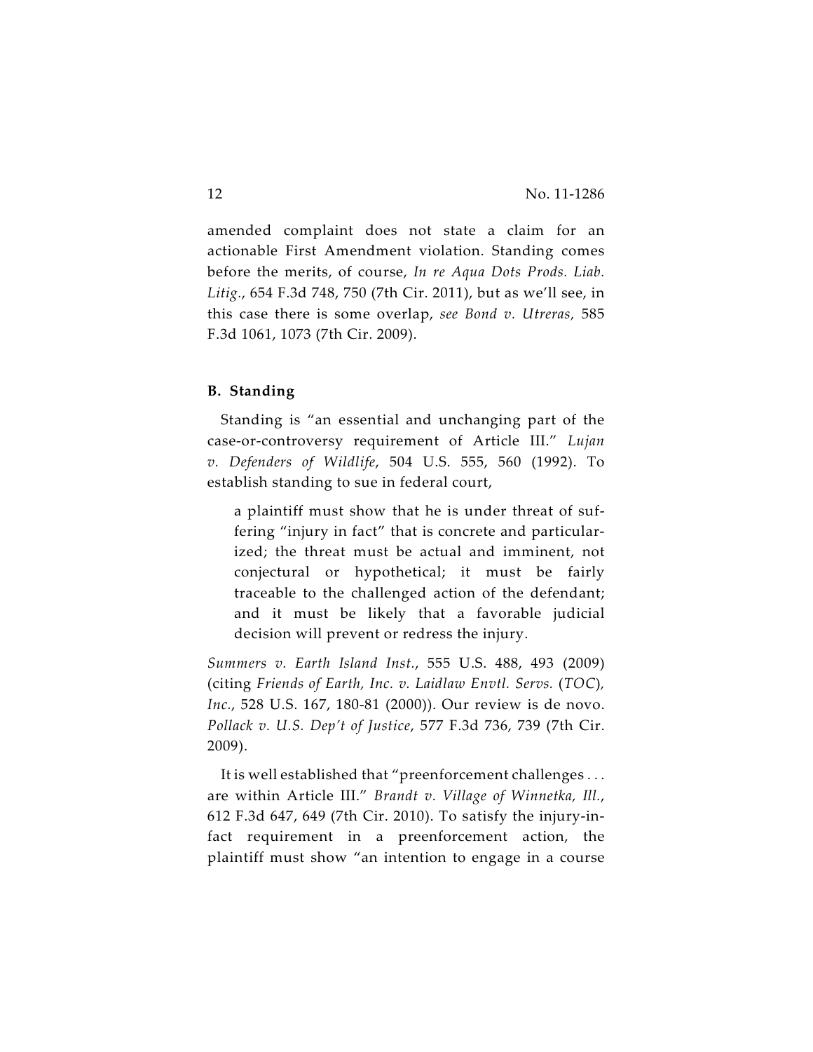amended complaint does not state a claim for an actionable First Amendment violation. Standing comes before the merits, of course, *In re Aqua Dots Prods. Liab. Litig.*, 654 F.3d 748, 750 (7th Cir. 2011), but as we'll see, in this case there is some overlap, *see Bond v. Utreras,* 585 F.3d 1061, 1073 (7th Cir. 2009).

### B. Standing

Standing is "an essential and unchanging part of the case-or-controversy requirement of Article III." *Lujan v. Defenders of Wildlife*, 504 U.S. 555, 560 (1992). To establish standing to sue in federal court,

> a plaintiff must show that he is under threat of suffering "injury in fact" that is concrete and particularized; the threat must be actual and imminent, not conjectural or hypothetical; it must be fairly traceable to the challenged action of the defendant; and it must be likely that a favorable judicial decision will prevent or redress the injury.

*Summers v. Earth Island Inst.*, 555 U.S. 488, 493 (2009) (citing *Friends of Earth, Inc. v. Laidlaw Envtl. Servs.* (*TOC*)*, Inc.*, 528 U.S. 167, 180-81 (2000)). Our review is de novo. *Pollack v. U.S. Dep't of Justice*, 577 F.3d 736, 739 (7th Cir. 2009).

It is well established that "preenforcement challenges . . . are within Article III." *Brandt v. Village of Winnetka, Ill.*, 612 F.3d 647, 649 (7th Cir. 2010). To satisfy the injury-in-fact requirement in a preenforcement action, the plaintiff must show "an intention to engage in a course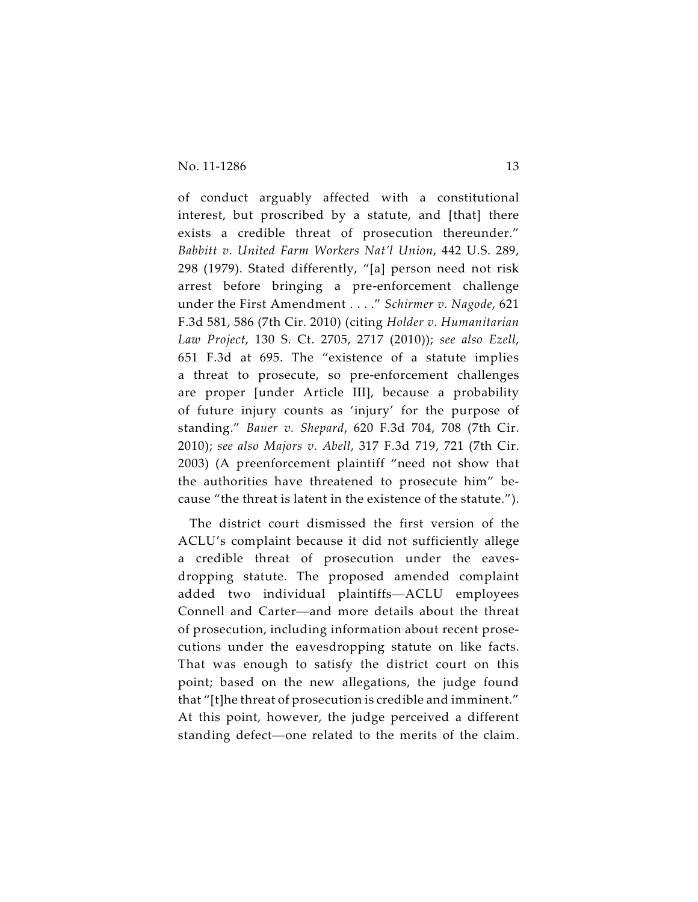of conduct arguably affected with a constitutional interest, but proscribed by a statute, and [that] there exists a credible threat of prosecution thereunder." *Babbitt v. United Farm Workers Nat'l Union*, 442 U.S. 289, 298 (1979). Stated differently, "[a] person need not risk arrest before bringing a pre-enforcement challenge under the First Amendment . . . ." *Schirmer v. Nagode*, 621 F.3d 581, 586 (7th Cir. 2010) (citing *Holder v. Humanitarian Law Project*, 130 S. Ct. 2705, 2717 (2010)); *see also Ezell*, 651 F.3d at 695. The "existence of a statute implies a threat to prosecute, so pre-enforcement challenges are proper [under Article III], because a probability of future injury counts as 'injury' for the purpose of standing." *Bauer v. Shepard*, 620 F.3d 704, 708 (7th Cir. 2010); *see also Majors v. Abell*, 317 F.3d 719, 721 (7th Cir. 2003) (A preenforcement plaintiff "need not show that the authorities have threatened to prosecute him" because "the threat is latent in the existence of the statute.").

The district court dismissed the first version of the ACLU's complaint because it did not sufficiently allege a credible threat of prosecution under the eavesdropping statute. The proposed amended complaint added two individual plaintiffs—ACLU employees Connell and Carter—and more details about the threat of prosecution, including information about recent prosecutions under the eavesdropping statute on like facts. That was enough to satisfy the district court on this point; based on the new allegations, the judge found that "[t]he threat of prosecution is credible and imminent." At this point, however, the judge perceived a different standing defect—one related to the merits of the claim.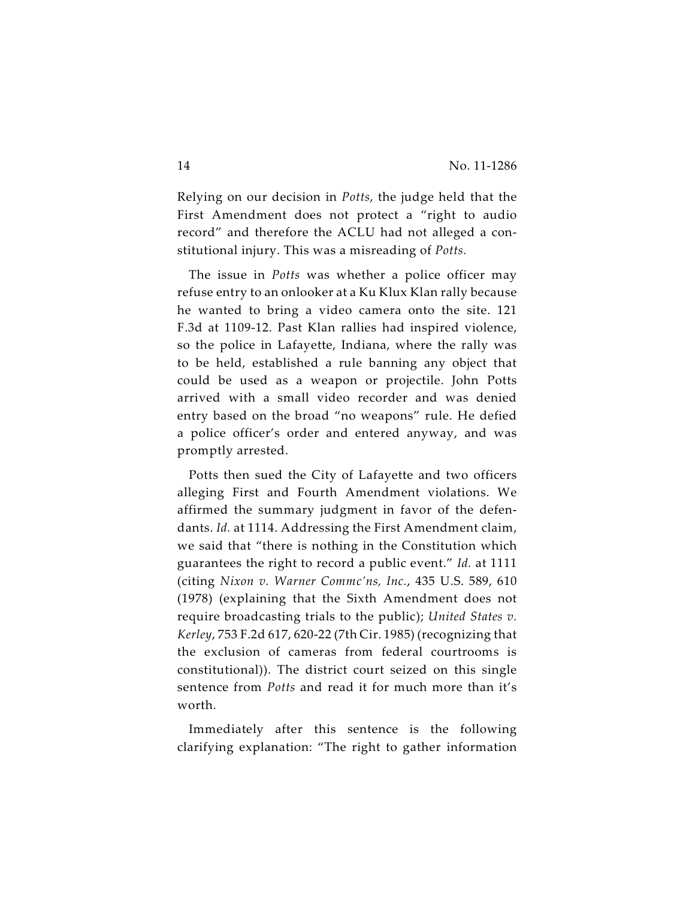Relying on our decision in *Potts*, the judge held that the First Amendment does not protect a "right to audio record" and therefore the ACLU had not alleged a constitutional injury. This was a misreading of *Potts.*

The issue in *Potts* was whether a police officer may refuse entry to an onlooker at a Ku Klux Klan rally because he wanted to bring a video camera onto the site. 121 F.3d at 1109-12. Past Klan rallies had inspired violence, so the police in Lafayette, Indiana, where the rally was to be held, established a rule banning any object that could be used as a weapon or projectile. John Potts arrived with a small video recorder and was denied entry based on the broad "no weapons" rule. He defied a police officer's order and entered anyway, and was promptly arrested.

Potts then sued the City of Lafayette and two officers alleging First and Fourth Amendment violations. We affirmed the summary judgment in favor of the defendants. *Id.* at 1114. Addressing the First Amendment claim, we said that "there is nothing in the Constitution which guarantees the right to record a public event." *Id.* at 1111 (citing *Nixon v. Warner Commc'ns, Inc.*, 435 U.S. 589, 610 (1978) (explaining that the Sixth Amendment does not require broadcasting trials to the public); *United States v. Kerley*, 753 F.2d 617, 620-22 (7th Cir. 1985) (recognizing that the exclusion of cameras from federal courtrooms is constitutional)). The district court seized on this single sentence from *Potts* and read it for much more than it's worth.

Immediately after this sentence is the following clarifying explanation: "The right to gather information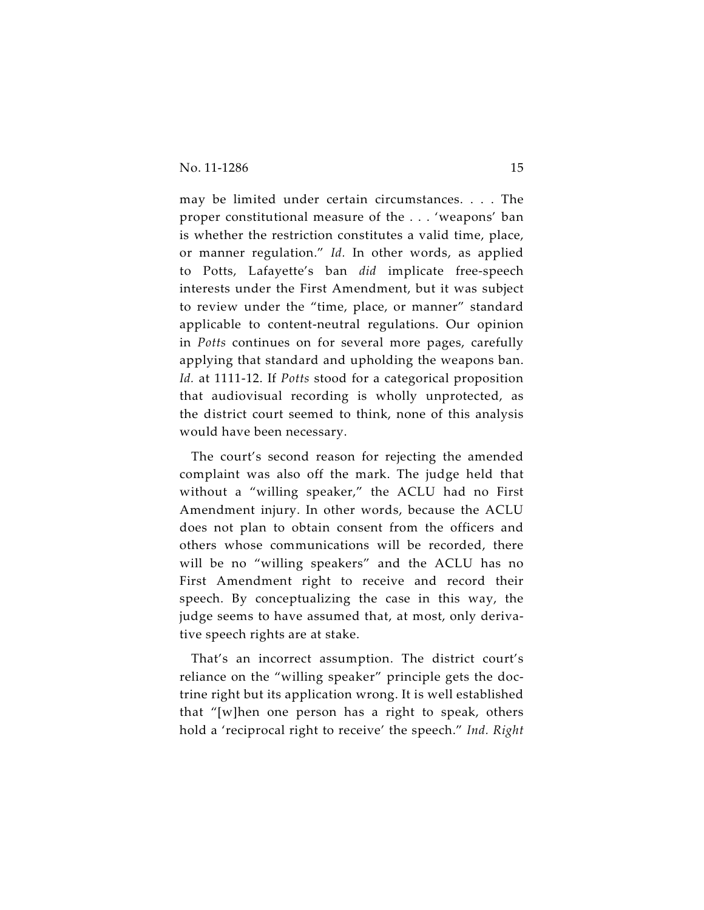may be limited under certain circumstances. . . . The proper constitutional measure of the . . . 'weapons' ban is whether the restriction constitutes a valid time, place, or manner regulation." *Id.* In other words, as applied to Potts, Lafayette's ban *did* implicate free-speech interests under the First Amendment, but it was subject to review under the "time, place, or manner" standard applicable to content-neutral regulations. Our opinion in *Potts* continues on for several more pages, carefully applying that standard and upholding the weapons ban. *Id.* at 1111-12. If *Potts* stood for a categorical proposition that audiovisual recording is wholly unprotected, as the district court seemed to think, none of this analysis would have been necessary.

The court's second reason for rejecting the amended complaint was also off the mark. The judge held that without a "willing speaker," the ACLU had no First Amendment injury. In other words, because the ACLU does not plan to obtain consent from the officers and others whose communications will be recorded, there will be no "willing speakers" and the ACLU has no First Amendment right to receive and record their speech. By conceptualizing the case in this way, the judge seems to have assumed that, at most, only derivative speech rights are at stake.

That's an incorrect assumption. The district court's reliance on the "willing speaker" principle gets the doctrine right but its application wrong. It is well established that "[w]hen one person has a right to speak, others hold a 'reciprocal right to receive' the speech." *Ind. Right*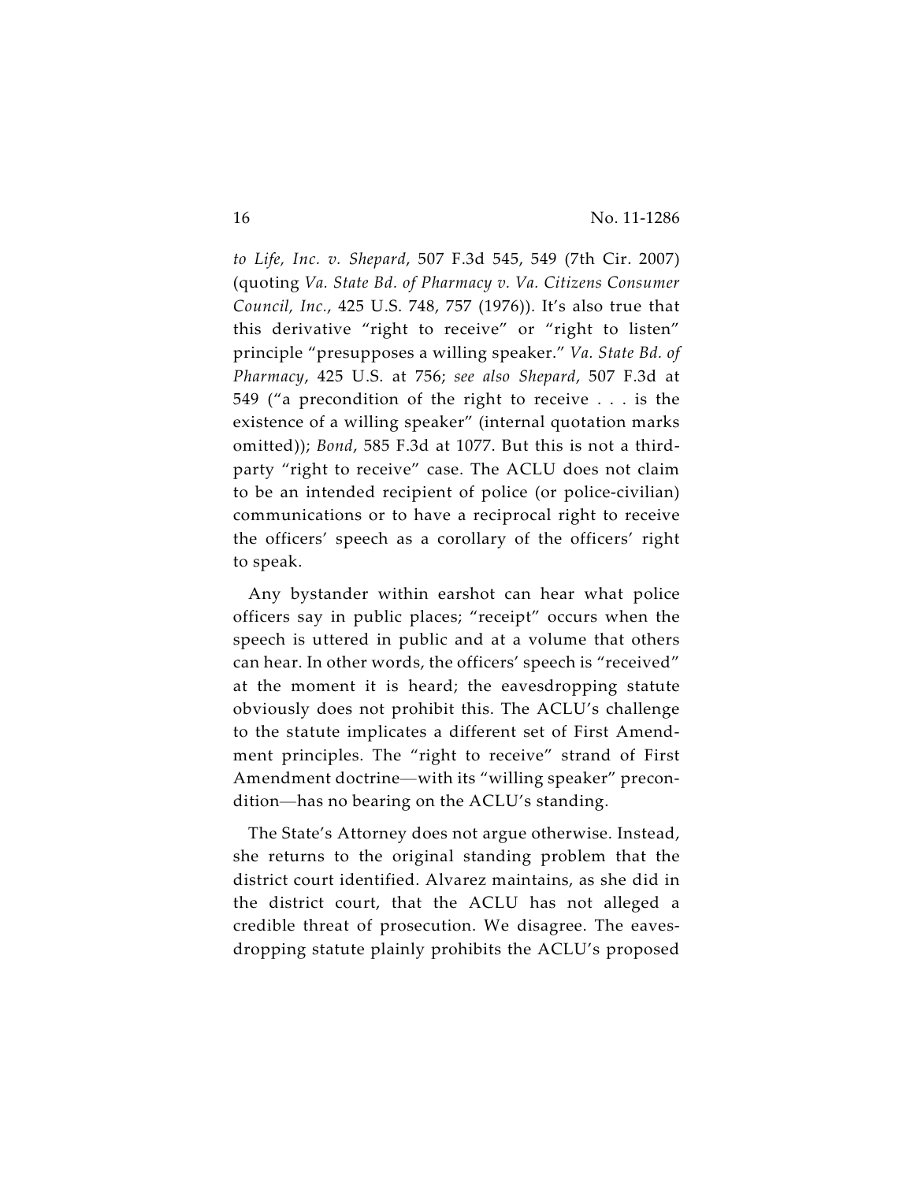*to Life, Inc. v. Shepard*, 507 F.3d 545, 549 (7th Cir. 2007) (quoting *Va. State Bd. of Pharmacy v. Va. Citizens Consumer Council, Inc.*, 425 U.S. 748, 757 (1976)). It's also true that this derivative "right to receive" or "right to listen" principle "presupposes a willing speaker." *Va. State Bd. of Pharmacy*, 425 U.S. at 756; *see also Shepard*, 507 F.3d at 549 ("a precondition of the right to receive . . . is the existence of a willing speaker" (internal quotation marks omitted)); *Bond*, 585 F.3d at 1077. But this is not a third-party "right to receive" case. The ACLU does not claim to be an intended recipient of police (or police-civilian) communications or to have a reciprocal right to receive the officers' speech as a corollary of the officers' right to speak.

Any bystander within earshot can hear what police officers say in public places; "receipt" occurs when the speech is uttered in public and at a volume that others can hear. In other words, the officers' speech is "received" at the moment it is heard; the eavesdropping statute obviously does not prohibit this. The ACLU's challenge to the statute implicates a different set of First Amendment principles. The "right to receive" strand of First Amendment doctrine—with its "willing speaker" precondition—has no bearing on the ACLU's standing.

The State's Attorney does not argue otherwise. Instead, she returns to the original standing problem that the district court identified. Alvarez maintains, as she did in the district court, that the ACLU has not alleged a credible threat of prosecution. We disagree. The eavesdropping statute plainly prohibits the ACLU's proposed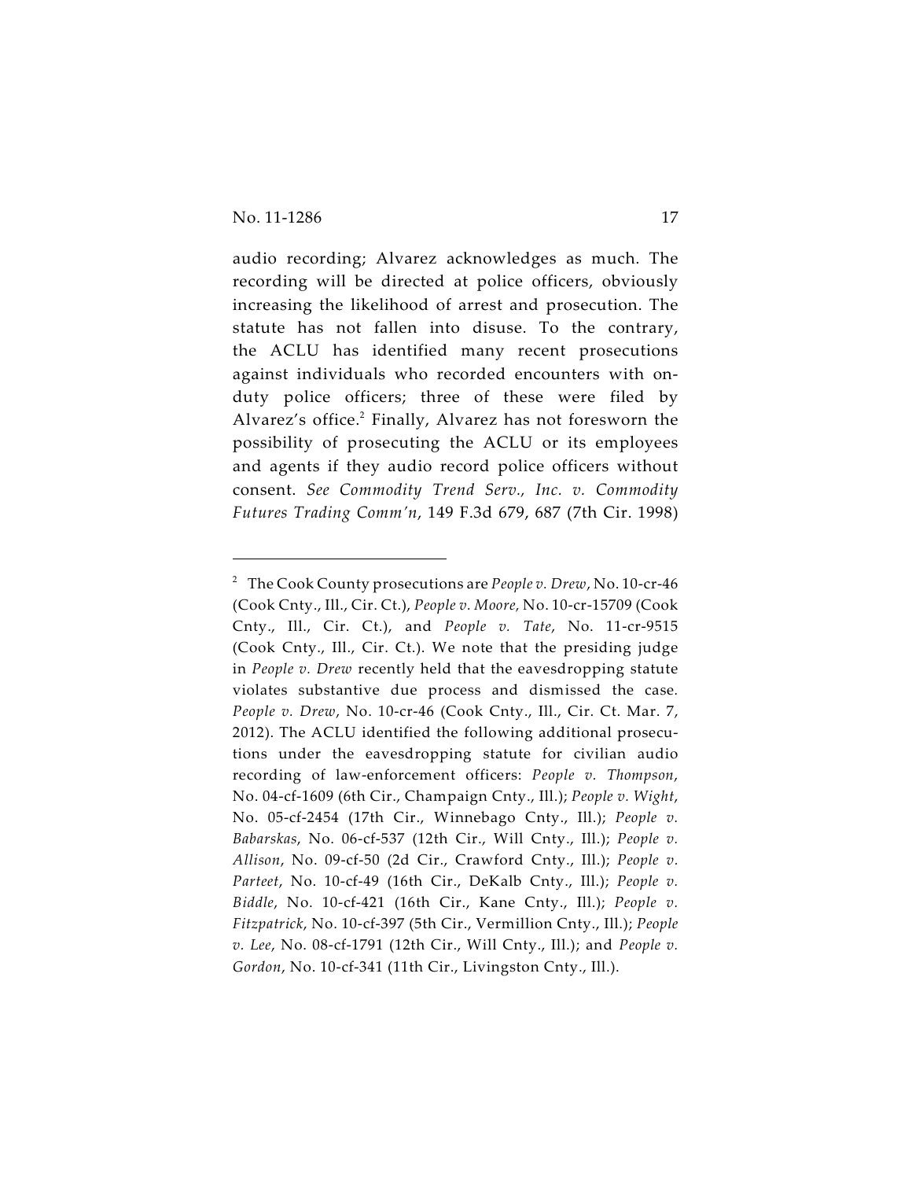audio recording; Alvarez acknowledges as much. The recording will be directed at police officers, obviously increasing the likelihood of arrest and prosecution. The statute has not fallen into disuse. To the contrary, the ACLU has identified many recent prosecutions against individuals who recorded encounters with on-duty police officers; three of these were filed by Alvarez's office.[2] Finally, Alvarez has not foresworn the possibility of prosecuting the ACLU or its employees and agents if they audio record police officers without consent. *See Commodity Trend Serv., Inc. v. Commodity Futures Trading Comm'n*, 149 F.3d 679, 687 (7th Cir. 1998)

---

[2] The Cook County prosecutions are *People v. Drew*, No. 10-cr-46 (Cook Cnty., Ill., Cir. Ct.), *People v. Moore*, No. 10-cr-15709 (Cook Cnty., Ill., Cir. Ct.), and *People v. Tate*, No. 11-cr-9515 (Cook Cnty., Ill., Cir. Ct.). We note that the presiding judge in *People v. Drew* recently held that the eavesdropping statute violates substantive due process and dismissed the case. *People v. Drew*, No. 10-cr-46 (Cook Cnty., Ill., Cir. Ct. Mar. 7, 2012). The ACLU identified the following additional prosecutions under the eavesdropping statute for civilian audio recording of law-enforcement officers: *People v. Thompson*, No. 04-cf-1609 (6th Cir., Champaign Cnty., Ill.); *People v. Wight*, No. 05-cf-2454 (17th Cir., Winnebago Cnty., Ill.); *People v. Babarskas*, No. 06-cf-537 (12th Cir., Will Cnty., Ill.); *People v. Allison*, No. 09-cf-50 (2d Cir., Crawford Cnty., Ill.); *People v. Parteet*, No. 10-cf-49 (16th Cir., DeKalb Cnty., Ill.); *People v. Biddle*, No. 10-cf-421 (16th Cir., Kane Cnty., Ill.); *People v. Fitzpatrick*, No. 10-cf-397 (5th Cir., Vermillion Cnty., Ill.); *People v. Lee*, No. 08-cf-1791 (12th Cir., Will Cnty., Ill.); and *People v. Gordon*, No. 10-cf-341 (11th Cir., Livingston Cnty., Ill.).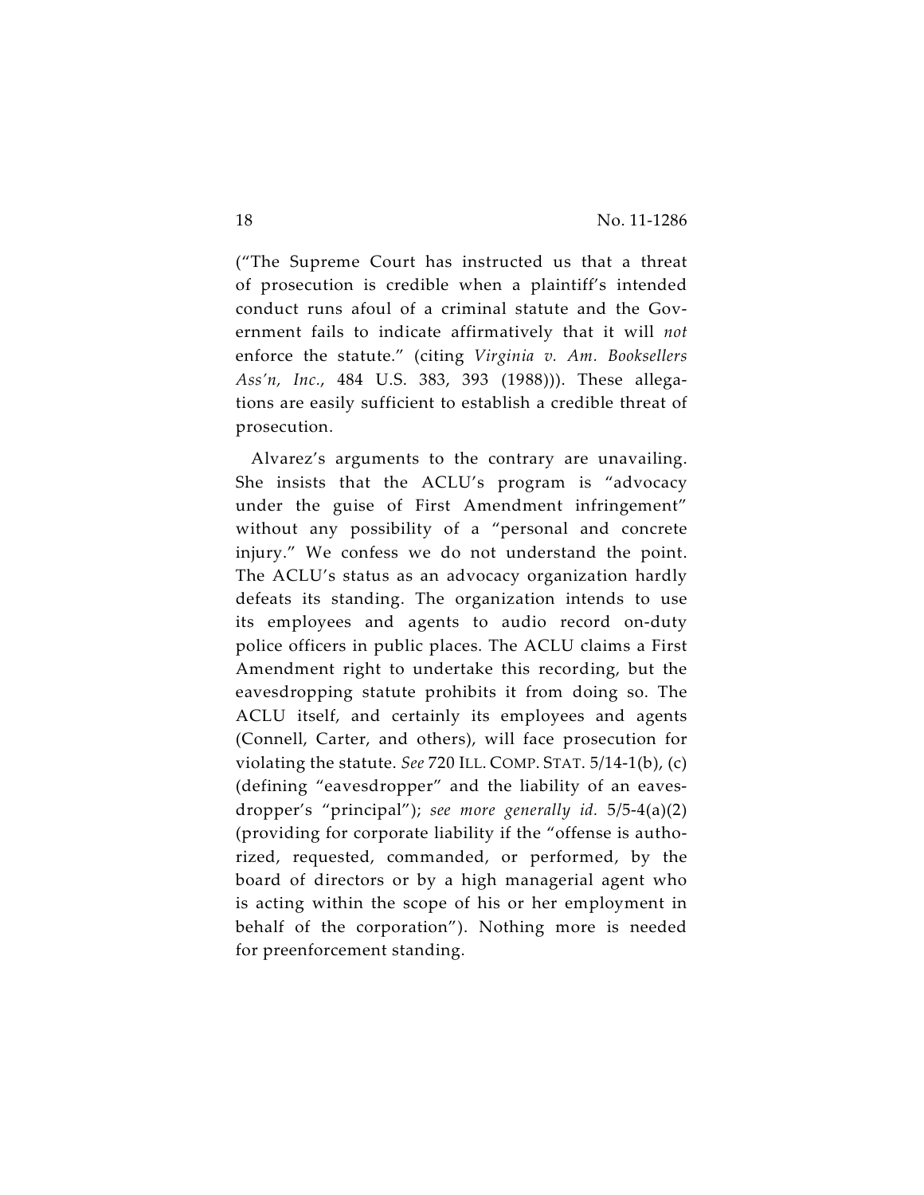("The Supreme Court has instructed us that a threat of prosecution is credible when a plaintiff's intended conduct runs afoul of a criminal statute and the Government fails to indicate affirmatively that it will *not* enforce the statute." (citing *Virginia v. Am. Booksellers Ass'n, Inc.*, 484 U.S. 383, 393 (1988))). These allegations are easily sufficient to establish a credible threat of prosecution.

Alvarez's arguments to the contrary are unavailing. She insists that the ACLU's program is "advocacy under the guise of First Amendment infringement" without any possibility of a "personal and concrete injury." We confess we do not understand the point. The ACLU's status as an advocacy organization hardly defeats its standing. The organization intends to use its employees and agents to audio record on-duty police officers in public places. The ACLU claims a First Amendment right to undertake this recording, but the eavesdropping statute prohibits it from doing so. The ACLU itself, and certainly its employees and agents (Connell, Carter, and others), will face prosecution for violating the statute. *See* 720 ILL. COMP. STAT. 5/14-1(b), (c) (defining "eavesdropper" and the liability of an eavesdropper's "principal"); *see more generally id.* 5/5-4(a)(2) (providing for corporate liability if the "offense is authorized, requested, commanded, or performed, by the board of directors or by a high managerial agent who is acting within the scope of his or her employment in behalf of the corporation"). Nothing more is needed for preenforcement standing.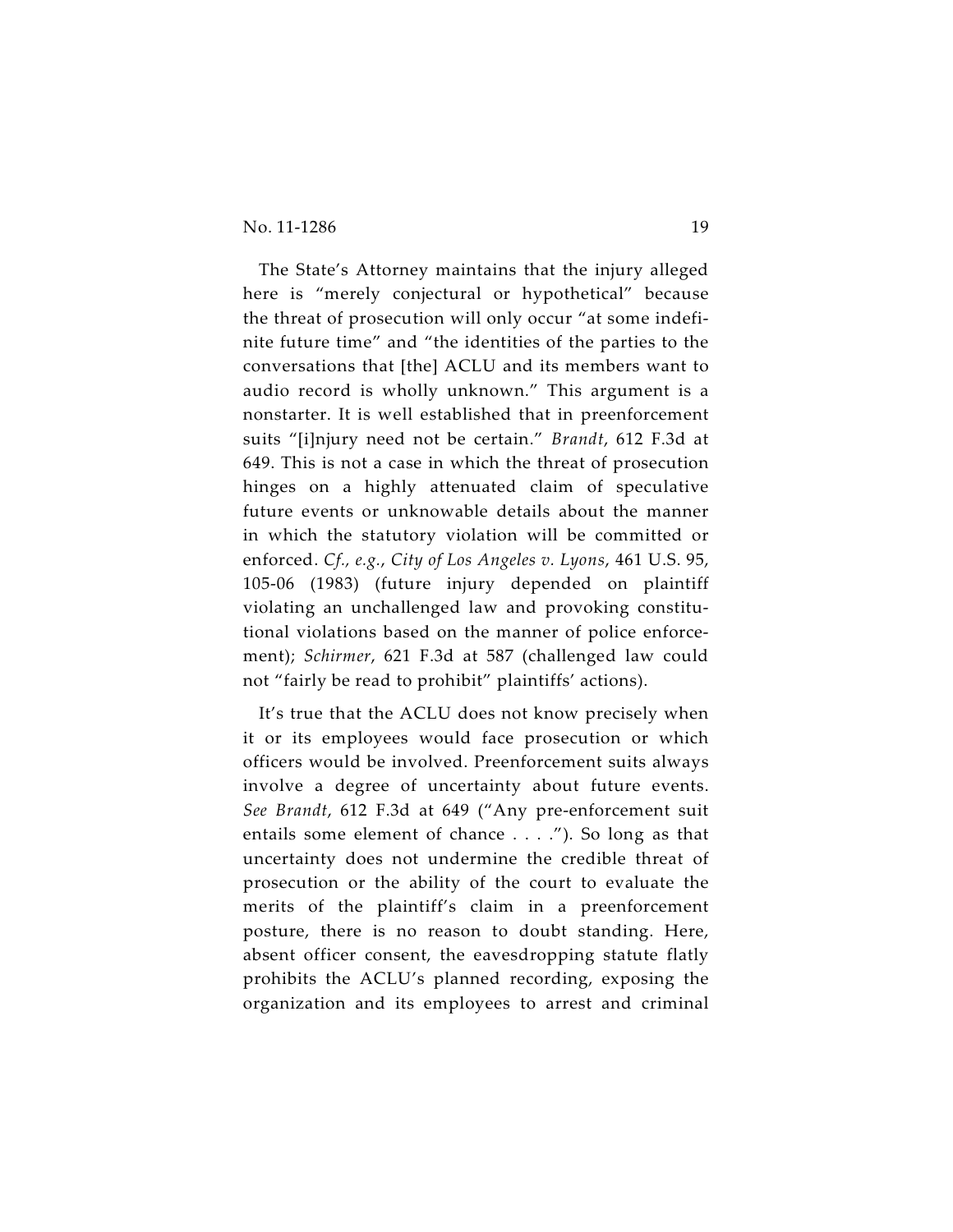The State's Attorney maintains that the injury alleged here is "merely conjectural or hypothetical" because the threat of prosecution will only occur "at some indefinite future time" and "the identities of the parties to the conversations that [the] ACLU and its members want to audio record is wholly unknown." This argument is a nonstarter. It is well established that in preenforcement suits "[i]njury need not be certain." *Brandt*, 612 F.3d at 649. This is not a case in which the threat of prosecution hinges on a highly attenuated claim of speculative future events or unknowable details about the manner in which the statutory violation will be committed or enforced. *Cf., e.g.*, *City of Los Angeles v. Lyons*, 461 U.S. 95, 105-06 (1983) (future injury depended on plaintiff violating an unchallenged law and provoking constitutional violations based on the manner of police enforcement); *Schirmer*, 621 F.3d at 587 (challenged law could not "fairly be read to prohibit" plaintiffs' actions).

It's true that the ACLU does not know precisely when it or its employees would face prosecution or which officers would be involved. Preenforcement suits always involve a degree of uncertainty about future events. *See Brandt*, 612 F.3d at 649 ("Any pre-enforcement suit entails some element of chance . . . ."). So long as that uncertainty does not undermine the credible threat of prosecution or the ability of the court to evaluate the merits of the plaintiff's claim in a preenforcement posture, there is no reason to doubt standing. Here, absent officer consent, the eavesdropping statute flatly prohibits the ACLU's planned recording, exposing the organization and its employees to arrest and criminal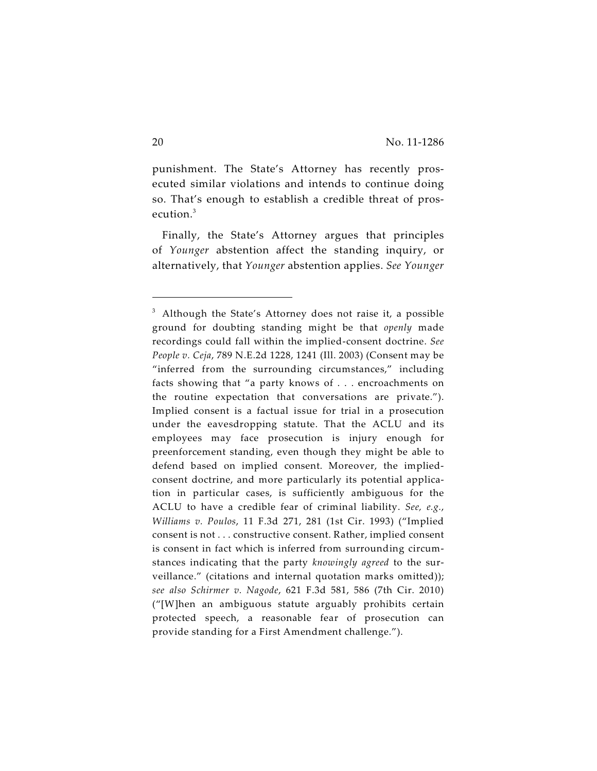punishment. The State's Attorney has recently prosecuted similar violations and intends to continue doing so. That's enough to establish a credible threat of prosecution.[3]

Finally, the State's Attorney argues that principles of *Younger* abstention affect the standing inquiry, or alternatively, that *Younger* abstention applies. *See Younger*

---

[3] Although the State's Attorney does not raise it, a possible ground for doubting standing might be that *openly* made recordings could fall within the implied-consent doctrine. *See People v. Ceja*, 789 N.E.2d 1228, 1241 (Ill. 2003) (Consent may be "inferred from the surrounding circumstances," including facts showing that "a party knows of . . . encroachments on the routine expectation that conversations are private."). Implied consent is a factual issue for trial in a prosecution under the eavesdropping statute. That the ACLU and its employees may face prosecution is injury enough for preenforcement standing, even though they might be able to defend based on implied consent. Moreover, the implied-consent doctrine, and more particularly its potential application in particular cases, is sufficiently ambiguous for the ACLU to have a credible fear of criminal liability. *See, e.g.*, *Williams v. Poulos*, 11 F.3d 271, 281 (1st Cir. 1993) ("Implied consent is not . . . constructive consent. Rather, implied consent is consent in fact which is inferred from surrounding circumstances indicating that the party *knowingly agreed* to the surveillance." (citations and internal quotation marks omitted)); *see also Schirmer v. Nagode*, 621 F.3d 581, 586 (7th Cir. 2010) ("[W]hen an ambiguous statute arguably prohibits certain protected speech, a reasonable fear of prosecution can provide standing for a First Amendment challenge.").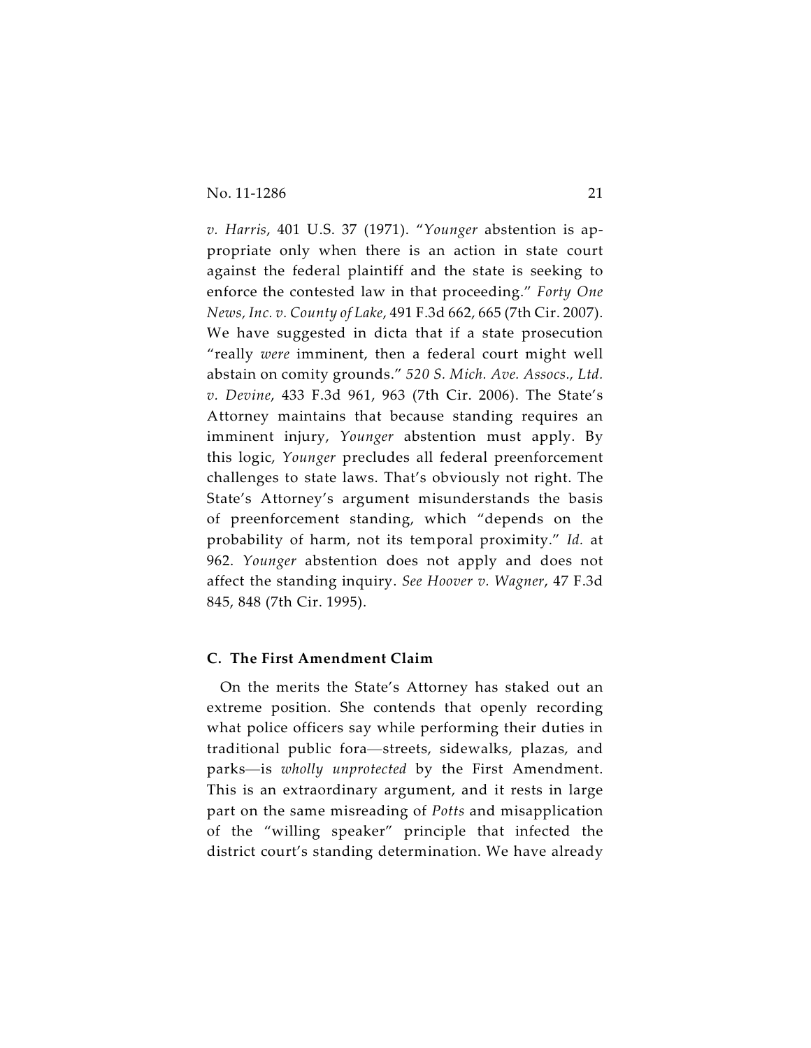*v. Harris*, 401 U.S. 37 (1971). "*Younger* abstention is appropriate only when there is an action in state court against the federal plaintiff and the state is seeking to enforce the contested law in that proceeding." *Forty One News, Inc. v. County of Lake*, 491 F.3d 662, 665 (7th Cir. 2007). We have suggested in dicta that if a state prosecution "really *were* imminent, then a federal court might well abstain on comity grounds." *520 S. Mich. Ave. Assocs., Ltd. v. Devine*, 433 F.3d 961, 963 (7th Cir. 2006). The State's Attorney maintains that because standing requires an imminent injury, *Younger* abstention must apply. By this logic, *Younger* precludes all federal preenforcement challenges to state laws. That's obviously not right. The State's Attorney's argument misunderstands the basis of preenforcement standing, which "depends on the probability of harm, not its temporal proximity." *Id.* at 962. *Younger* abstention does not apply and does not affect the standing inquiry. *See Hoover v. Wagner*, 47 F.3d 845, 848 (7th Cir. 1995).

### C. The First Amendment Claim

On the merits the State's Attorney has staked out an extreme position. She contends that openly recording what police officers say while performing their duties in traditional public fora—streets, sidewalks, plazas, and parks—is *wholly unprotected* by the First Amendment. This is an extraordinary argument, and it rests in large part on the same misreading of *Potts* and misapplication of the "willing speaker" principle that infected the district court's standing determination. We have already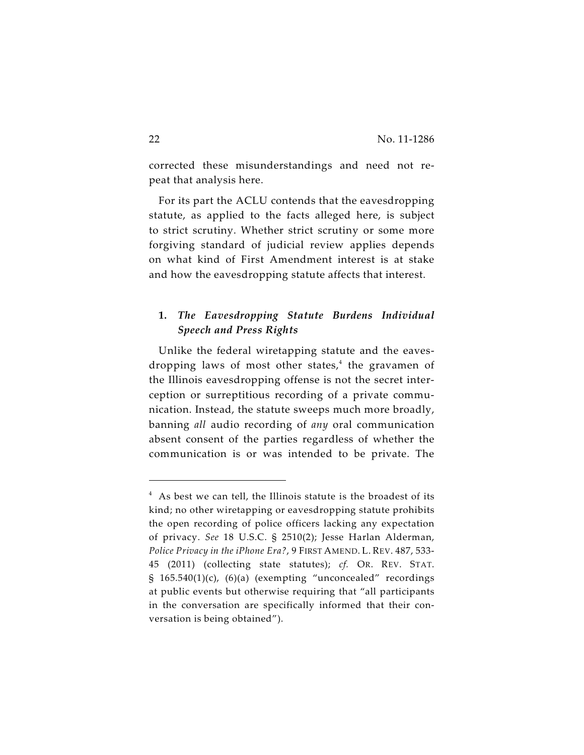corrected these misunderstandings and need not repeat that analysis here.

For its part the ACLU contends that the eavesdropping statute, as applied to the facts alleged here, is subject to strict scrutiny. Whether strict scrutiny or some more forgiving standard of judicial review applies depends on what kind of First Amendment interest is at stake and how the eavesdropping statute affects that interest.

**1.** ***The Eavesdropping Statute Burdens Individual Speech and Press Rights***

Unlike the federal wiretapping statute and the eavesdropping laws of most other states,[4] the gravamen of the Illinois eavesdropping offense is not the secret interception or surreptitious recording of a private communication. Instead, the statute sweeps much more broadly, banning *all* audio recording of *any* oral communication absent consent of the parties regardless of whether the communication is or was intended to be private. The

---

[4] As best we can tell, the Illinois statute is the broadest of its kind; no other wiretapping or eavesdropping statute prohibits the open recording of police officers lacking any expectation of privacy. *See* 18 U.S.C. § 2510(2); Jesse Harlan Alderman, *Police Privacy in the iPhone Era?*, 9 FIRST AMEND. L. REV. 487, 533-45 (2011) (collecting state statutes); *cf.* OR. REV. STAT. § 165.540(1)(c), (6)(a) (exempting "unconcealed" recordings at public events but otherwise requiring that "all participants in the conversation are specifically informed that their conversation is being obtained").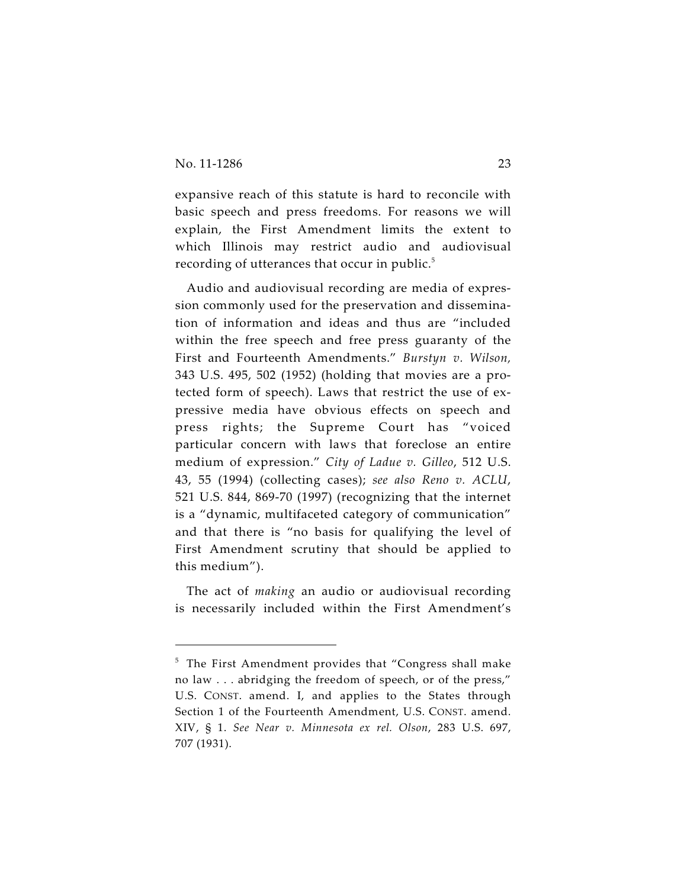expansive reach of this statute is hard to reconcile with basic speech and press freedoms. For reasons we will explain, the First Amendment limits the extent to which Illinois may restrict audio and audiovisual recording of utterances that occur in public.[5]

Audio and audiovisual recording are media of expression commonly used for the preservation and dissemination of information and ideas and thus are "included within the free speech and free press guaranty of the First and Fourteenth Amendments." *Burstyn v. Wilson,* 343 U.S. 495, 502 (1952) (holding that movies are a protected form of speech). Laws that restrict the use of expressive media have obvious effects on speech and press rights; the Supreme Court has "voiced particular concern with laws that foreclose an entire medium of expression." *City of Ladue v. Gilleo*, 512 U.S. 43, 55 (1994) (collecting cases); *see also Reno v. ACLU*, 521 U.S. 844, 869-70 (1997) (recognizing that the internet is a "dynamic, multifaceted category of communication" and that there is "no basis for qualifying the level of First Amendment scrutiny that should be applied to this medium").

The act of *making* an audio or audiovisual recording is necessarily included within the First Amendment's

---

[5] The First Amendment provides that "Congress shall make no law . . . abridging the freedom of speech, or of the press," U.S. CONST. amend. I, and applies to the States through Section 1 of the Fourteenth Amendment, U.S. CONST. amend. XIV, § 1. *See Near v. Minnesota ex rel. Olson*, 283 U.S. 697, 707 (1931).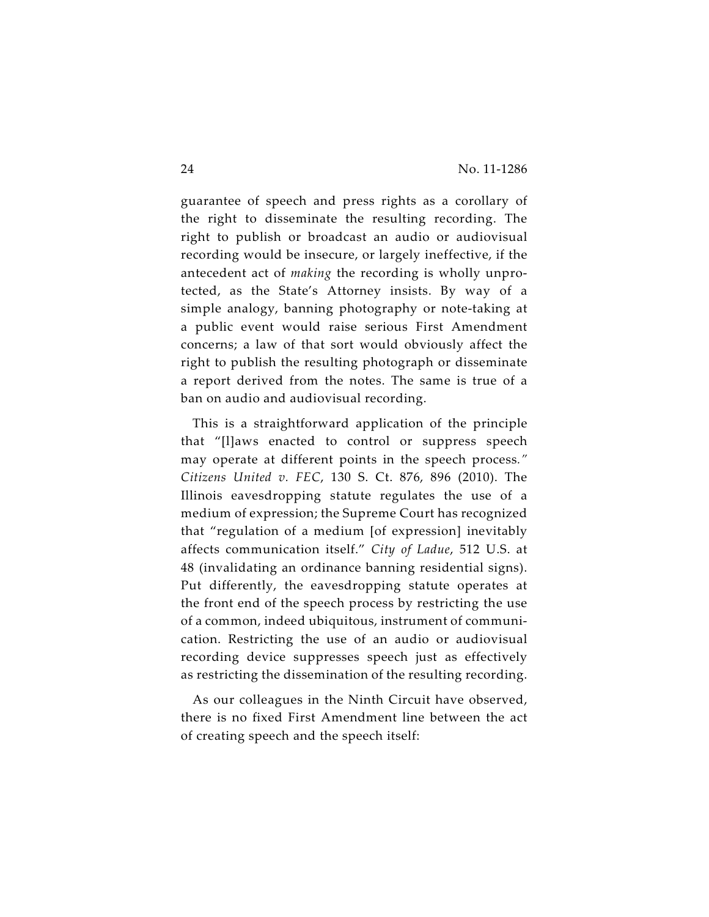guarantee of speech and press rights as a corollary of the right to disseminate the resulting recording. The right to publish or broadcast an audio or audiovisual recording would be insecure, or largely ineffective, if the antecedent act of *making* the recording is wholly unprotected, as the State's Attorney insists. By way of a simple analogy, banning photography or note-taking at a public event would raise serious First Amendment concerns; a law of that sort would obviously affect the right to publish the resulting photograph or disseminate a report derived from the notes. The same is true of a ban on audio and audiovisual recording.

This is a straightforward application of the principle that "[l]aws enacted to control or suppress speech may operate at different points in the speech process." *Citizens United v. FEC*, 130 S. Ct. 876, 896 (2010). The Illinois eavesdropping statute regulates the use of a medium of expression; the Supreme Court has recognized that "regulation of a medium [of expression] inevitably affects communication itself." *City of Ladue*, 512 U.S. at 48 (invalidating an ordinance banning residential signs). Put differently, the eavesdropping statute operates at the front end of the speech process by restricting the use of a common, indeed ubiquitous, instrument of communication. Restricting the use of an audio or audiovisual recording device suppresses speech just as effectively as restricting the dissemination of the resulting recording.

As our colleagues in the Ninth Circuit have observed, there is no fixed First Amendment line between the act of creating speech and the speech itself: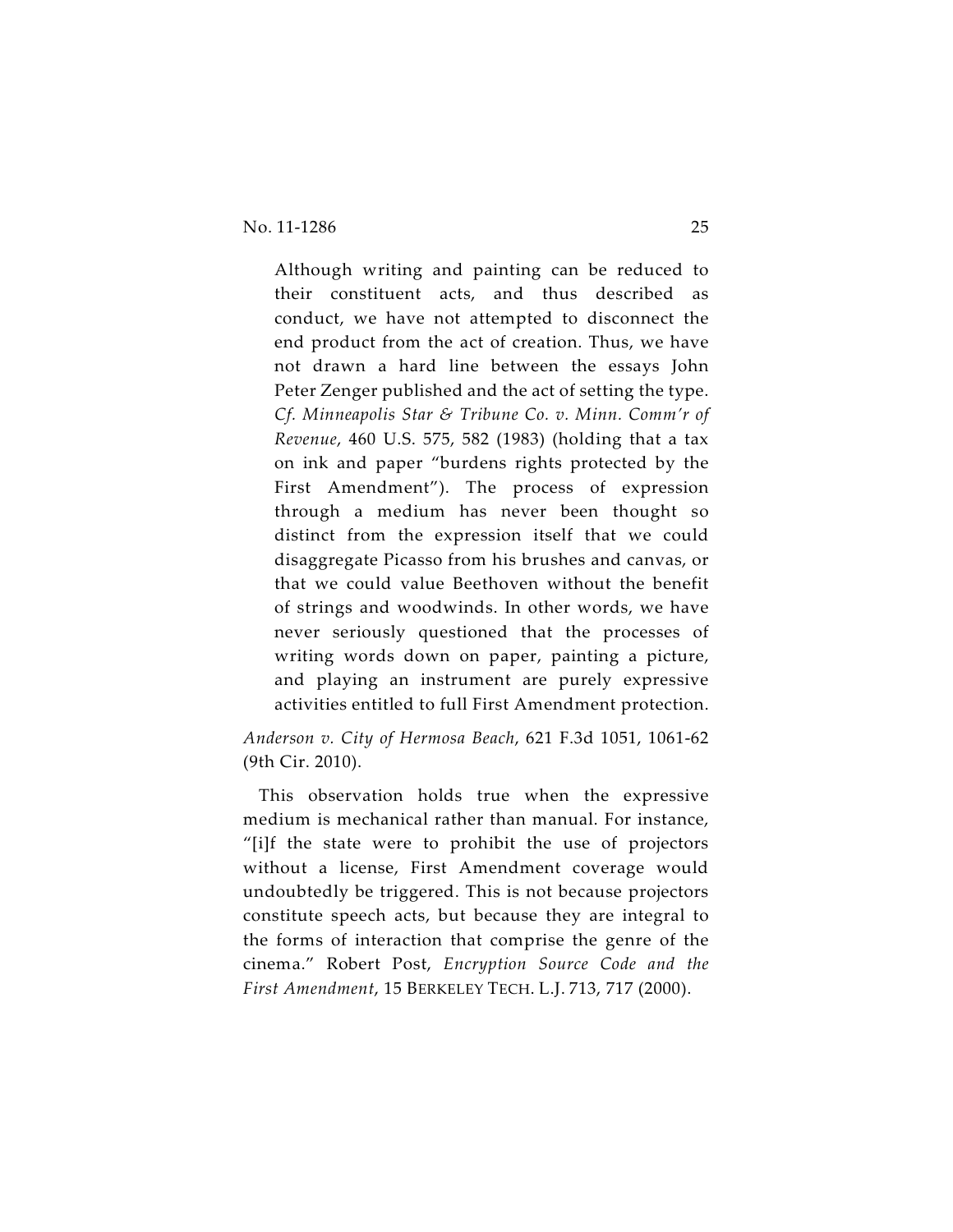> Although writing and painting can be reduced to their constituent acts, and thus described as conduct, we have not attempted to disconnect the end product from the act of creation. Thus, we have not drawn a hard line between the essays John Peter Zenger published and the act of setting the type. *Cf. Minneapolis Star & Tribune Co. v. Minn. Comm'r of Revenue*, 460 U.S. 575, 582 (1983) (holding that a tax on ink and paper "burdens rights protected by the First Amendment"). The process of expression through a medium has never been thought so distinct from the expression itself that we could disaggregate Picasso from his brushes and canvas, or that we could value Beethoven without the benefit of strings and woodwinds. In other words, we have never seriously questioned that the processes of writing words down on paper, painting a picture, and playing an instrument are purely expressive activities entitled to full First Amendment protection.

*Anderson v. City of Hermosa Beach*, 621 F.3d 1051, 1061-62 (9th Cir. 2010).

This observation holds true when the expressive medium is mechanical rather than manual. For instance, "[i]f the state were to prohibit the use of projectors without a license, First Amendment coverage would undoubtedly be triggered. This is not because projectors constitute speech acts, but because they are integral to the forms of interaction that comprise the genre of the cinema." Robert Post, *Encryption Source Code and the First Amendment*, 15 BERKELEY TECH. L.J. 713, 717 (2000).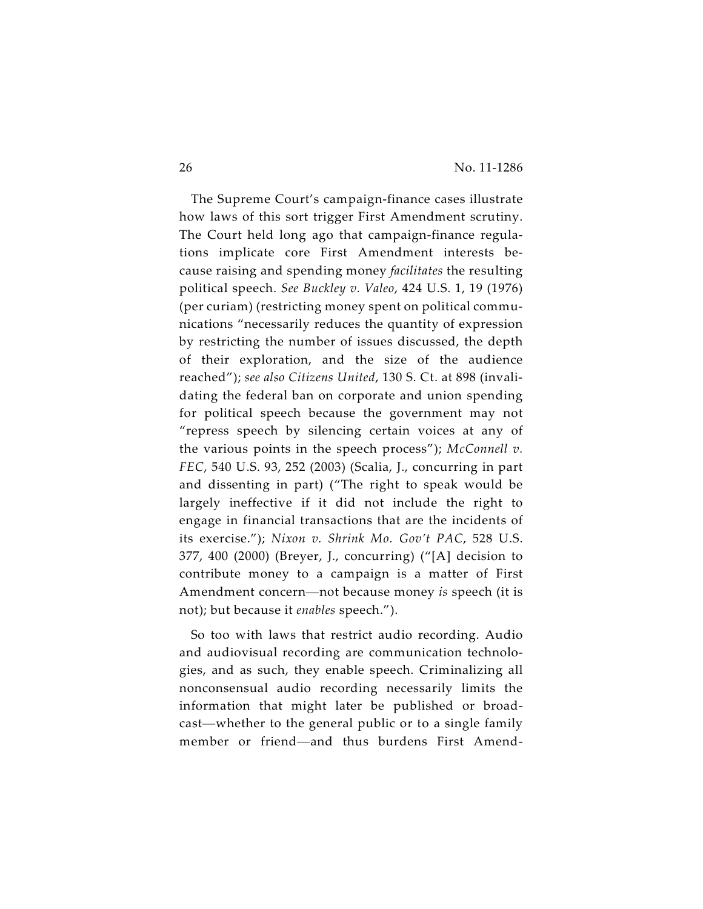The Supreme Court's campaign-finance cases illustrate how laws of this sort trigger First Amendment scrutiny. The Court held long ago that campaign-finance regulations implicate core First Amendment interests because raising and spending money *facilitates* the resulting political speech. *See Buckley v. Valeo*, 424 U.S. 1, 19 (1976) (per curiam) (restricting money spent on political communications "necessarily reduces the quantity of expression by restricting the number of issues discussed, the depth of their exploration, and the size of the audience reached"); *see also Citizens United*, 130 S. Ct. at 898 (invalidating the federal ban on corporate and union spending for political speech because the government may not "repress speech by silencing certain voices at any of the various points in the speech process"); *McConnell v. FEC*, 540 U.S. 93, 252 (2003) (Scalia, J., concurring in part and dissenting in part) ("The right to speak would be largely ineffective if it did not include the right to engage in financial transactions that are the incidents of its exercise."); *Nixon v. Shrink Mo. Gov't PAC*, 528 U.S. 377, 400 (2000) (Breyer, J., concurring) ("[A] decision to contribute money to a campaign is a matter of First Amendment concern—not because money *is* speech (it is not); but because it *enables* speech.").

So too with laws that restrict audio recording. Audio and audiovisual recording are communication technologies, and as such, they enable speech. Criminalizing all nonconsensual audio recording necessarily limits the information that might later be published or broadcast—whether to the general public or to a single family member or friend—and thus burdens First Amend-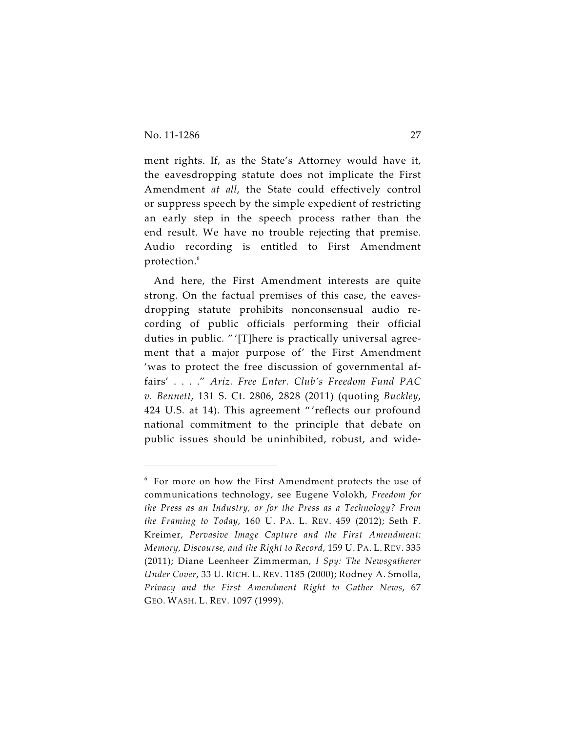ment rights. If, as the State's Attorney would have it, the eavesdropping statute does not implicate the First Amendment *at all*, the State could effectively control or suppress speech by the simple expedient of restricting an early step in the speech process rather than the end result. We have no trouble rejecting that premise. Audio recording is entitled to First Amendment protection.[6]

And here, the First Amendment interests are quite strong. On the factual premises of this case, the eavesdropping statute prohibits nonconsensual audio recording of public officials performing their official duties in public. "'[T]here is practically universal agreement that a major purpose of' the First Amendment 'was to protect the free discussion of governmental affairs' . . . ." *Ariz. Free Enter. Club's Freedom Fund PAC v. Bennett*, 131 S. Ct. 2806, 2828 (2011) (quoting *Buckley*, 424 U.S. at 14). This agreement "'reflects our profound national commitment to the principle that debate on public issues should be uninhibited, robust, and wide-

---

[6] For more on how the First Amendment protects the use of communications technology, see Eugene Volokh, *Freedom for the Press as an Industry, or for the Press as a Technology? From the Framing to Today*, 160 U. PA. L. REV. 459 (2012); Seth F. Kreimer, *Pervasive Image Capture and the First Amendment: Memory, Discourse, and the Right to Record*, 159 U. PA. L. REV. 335 (2011); Diane Leenheer Zimmerman, *I Spy: The Newsgatherer Under Cover*, 33 U. RICH. L. REV. 1185 (2000); Rodney A. Smolla, *Privacy and the First Amendment Right to Gather News*, 67 GEO. WASH. L. REV. 1097 (1999).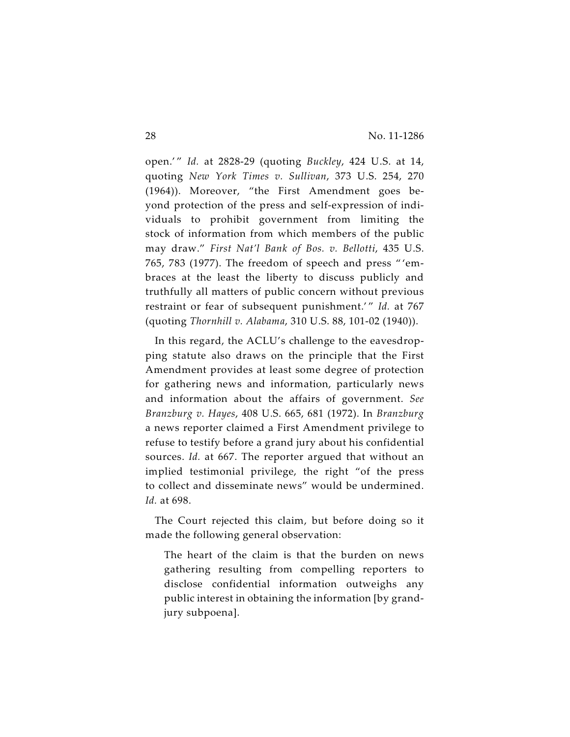open.'" *Id.* at 2828-29 (quoting *Buckley*, 424 U.S. at 14, quoting *New York Times v. Sullivan*, 373 U.S. 254, 270 (1964)). Moreover, "the First Amendment goes beyond protection of the press and self-expression of individuals to prohibit government from limiting the stock of information from which members of the public may draw." *First Nat'l Bank of Bos. v. Bellotti*, 435 U.S. 765, 783 (1977). The freedom of speech and press "'embraces at the least the liberty to discuss publicly and truthfully all matters of public concern without previous restraint or fear of subsequent punishment.'" *Id.* at 767 (quoting *Thornhill v. Alabama*, 310 U.S. 88, 101-02 (1940)).

In this regard, the ACLU's challenge to the eavesdropping statute also draws on the principle that the First Amendment provides at least some degree of protection for gathering news and information, particularly news and information about the affairs of government. *See Branzburg v. Hayes*, 408 U.S. 665, 681 (1972). In *Branzburg* a news reporter claimed a First Amendment privilege to refuse to testify before a grand jury about his confidential sources. *Id.* at 667. The reporter argued that without an implied testimonial privilege, the right "of the press to collect and disseminate news" would be undermined. *Id.* at 698.

The Court rejected this claim, but before doing so it made the following general observation:

> The heart of the claim is that the burden on news gathering resulting from compelling reporters to disclose confidential information outweighs any public interest in obtaining the information [by grand-jury subpoena].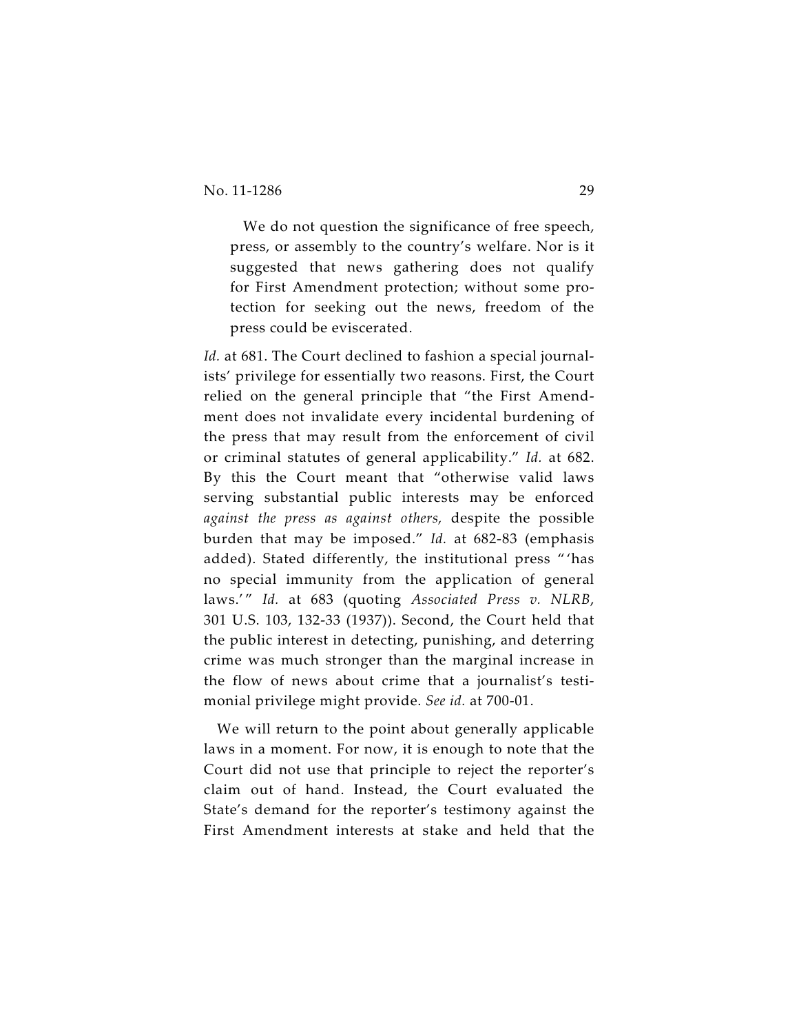> We do not question the significance of free speech, press, or assembly to the country's welfare. Nor is it suggested that news gathering does not qualify for First Amendment protection; without some protection for seeking out the news, freedom of the press could be eviscerated.

*Id.* at 681. The Court declined to fashion a special journalists' privilege for essentially two reasons. First, the Court relied on the general principle that "the First Amendment does not invalidate every incidental burdening of the press that may result from the enforcement of civil or criminal statutes of general applicability." *Id.* at 682. By this the Court meant that "otherwise valid laws serving substantial public interests may be enforced *against the press as against others,* despite the possible burden that may be imposed." *Id.* at 682-83 (emphasis added). Stated differently, the institutional press "'has no special immunity from the application of general laws.'" *Id.* at 683 (quoting *Associated Press v. NLRB*, 301 U.S. 103, 132-33 (1937)). Second, the Court held that the public interest in detecting, punishing, and deterring crime was much stronger than the marginal increase in the flow of news about crime that a journalist's testimonial privilege might provide. *See id.* at 700-01.

We will return to the point about generally applicable laws in a moment. For now, it is enough to note that the Court did not use that principle to reject the reporter's claim out of hand. Instead, the Court evaluated the State's demand for the reporter's testimony against the First Amendment interests at stake and held that the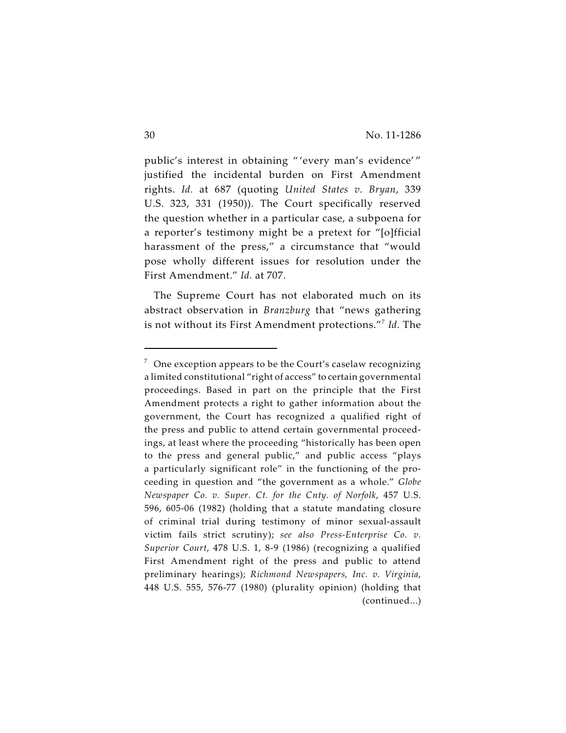public's interest in obtaining " 'every man's evidence' " justified the incidental burden on First Amendment rights. *Id.* at 687 (quoting *United States v. Bryan*, 339 U.S. 323, 331 (1950)). The Court specifically reserved the question whether in a particular case, a subpoena for a reporter's testimony might be a pretext for "[o]fficial harassment of the press," a circumstance that "would pose wholly different issues for resolution under the First Amendment." *Id.* at 707.

The Supreme Court has not elaborated much on its abstract observation in *Branzburg* that "news gathering is not without its First Amendment protections."[7] *Id.* The

---

[7] One exception appears to be the Court's caselaw recognizing a limited constitutional "right of access" to certain governmental proceedings. Based in part on the principle that the First Amendment protects a right to gather information about the government, the Court has recognized a qualified right of the press and public to attend certain governmental proceedings, at least where the proceeding "historically has been open to the press and general public," and public access "plays a particularly significant role" in the functioning of the proceeding in question and "the government as a whole." *Globe Newspaper Co. v. Super. Ct. for the Cnty. of Norfolk*, 457 U.S. 596, 605-06 (1982) (holding that a statute mandating closure of criminal trial during testimony of minor sexual-assault victim fails strict scrutiny); *see also Press-Enterprise Co. v. Superior Court*, 478 U.S. 1, 8-9 (1986) (recognizing a qualified First Amendment right of the press and public to attend preliminary hearings); *Richmond Newspapers, Inc. v. Virginia*, 448 U.S. 555, 576-77 (1980) (plurality opinion) (holding that (continued...)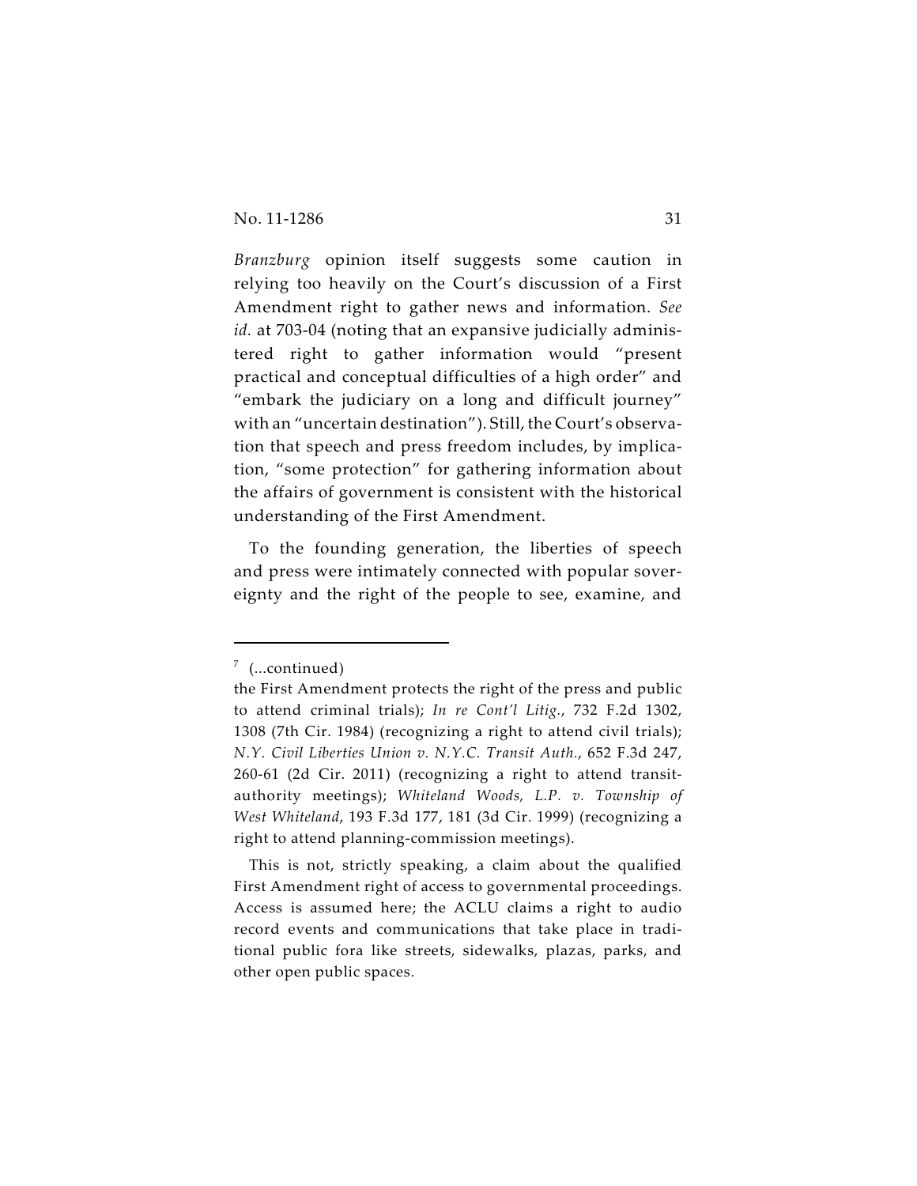*Branzburg* opinion itself suggests some caution in relying too heavily on the Court's discussion of a First Amendment right to gather news and information. *See id.* at 703-04 (noting that an expansive judicially administered right to gather information would "present practical and conceptual difficulties of a high order" and "embark the judiciary on a long and difficult journey" with an "uncertain destination"). Still, the Court's observation that speech and press freedom includes, by implication, "some protection" for gathering information about the affairs of government is consistent with the historical understanding of the First Amendment.

To the founding generation, the liberties of speech and press were intimately connected with popular sovereignty and the right of the people to see, examine, and

---

[7] (...continued)

the First Amendment protects the right of the press and public to attend criminal trials); *In re Cont'l Litig.*, 732 F.2d 1302, 1308 (7th Cir. 1984) (recognizing a right to attend civil trials); *N.Y. Civil Liberties Union v. N.Y.C. Transit Auth.*, 652 F.3d 247, 260-61 (2d Cir. 2011) (recognizing a right to attend transit-authority meetings); *Whiteland Woods, L.P. v. Township of West Whiteland*, 193 F.3d 177, 181 (3d Cir. 1999) (recognizing a right to attend planning-commission meetings).

This is not, strictly speaking, a claim about the qualified First Amendment right of access to governmental proceedings. Access is assumed here; the ACLU claims a right to audio record events and communications that take place in traditional public fora like streets, sidewalks, plazas, parks, and other open public spaces.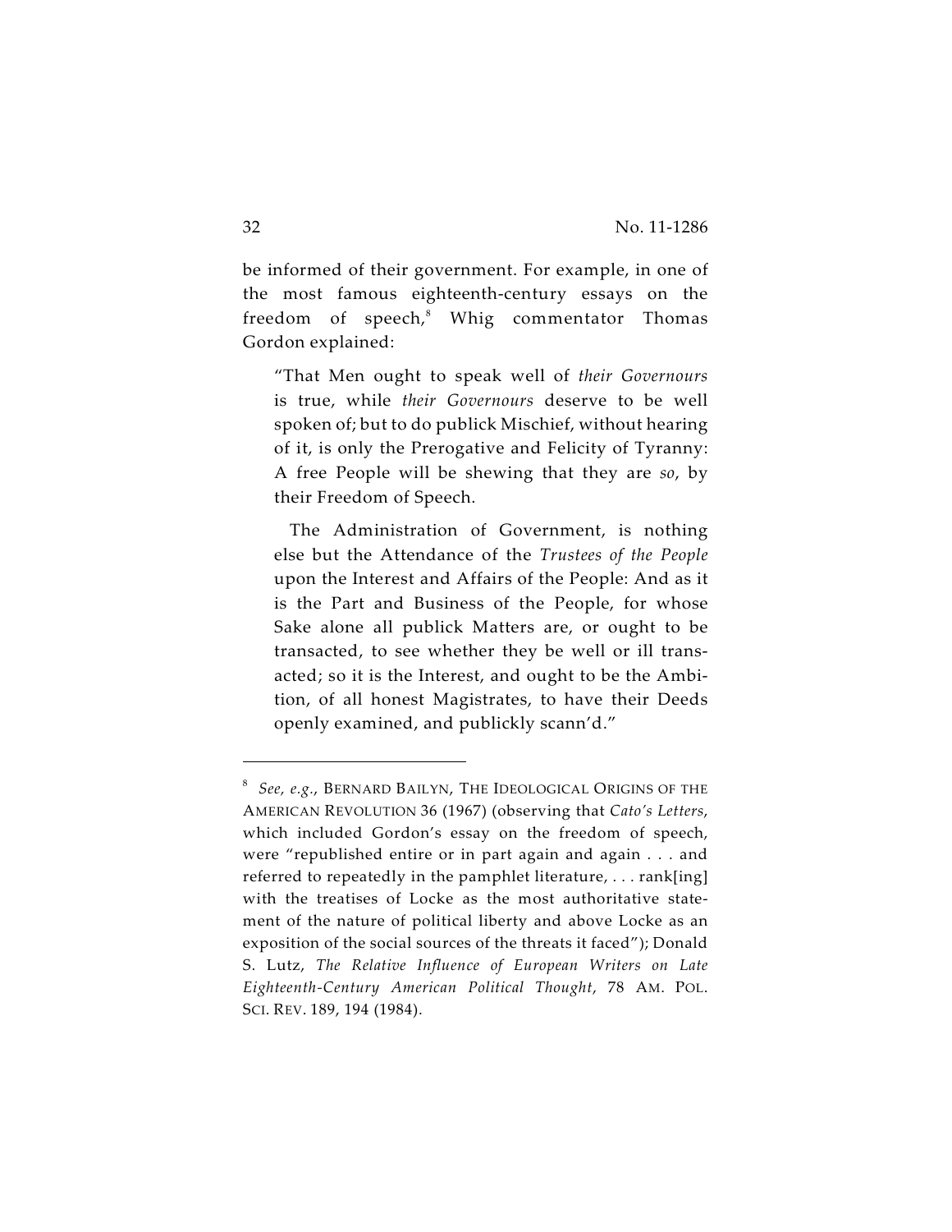be informed of their government. For example, in one of the most famous eighteenth-century essays on the freedom of speech,[8] Whig commentator Thomas Gordon explained:

> "That Men ought to speak well of *their Governours* is true, while *their Governours* deserve to be well spoken of; but to do publick Mischief, without hearing of it, is only the Prerogative and Felicity of Tyranny: A free People will be shewing that they are *so*, by their Freedom of Speech.
>
> The Administration of Government, is nothing else but the Attendance of the *Trustees of the People* upon the Interest and Affairs of the People: And as it is the Part and Business of the People, for whose Sake alone all publick Matters are, or ought to be transacted, to see whether they be well or ill transacted; so it is the Interest, and ought to be the Ambition, of all honest Magistrates, to have their Deeds openly examined, and publickly scann'd."

---

[8] *See, e.g.*, BERNARD BAILYN, THE IDEOLOGICAL ORIGINS OF THE AMERICAN REVOLUTION 36 (1967) (observing that *Cato's Letters*, which included Gordon's essay on the freedom of speech, were "republished entire or in part again and again . . . and referred to repeatedly in the pamphlet literature, . . . rank[ing] with the treatises of Locke as the most authoritative statement of the nature of political liberty and above Locke as an exposition of the social sources of the threats it faced"); Donald S. Lutz, *The Relative Influence of European Writers on Late Eighteenth-Century American Political Thought*, 78 AM. POL. SCI. REV. 189, 194 (1984).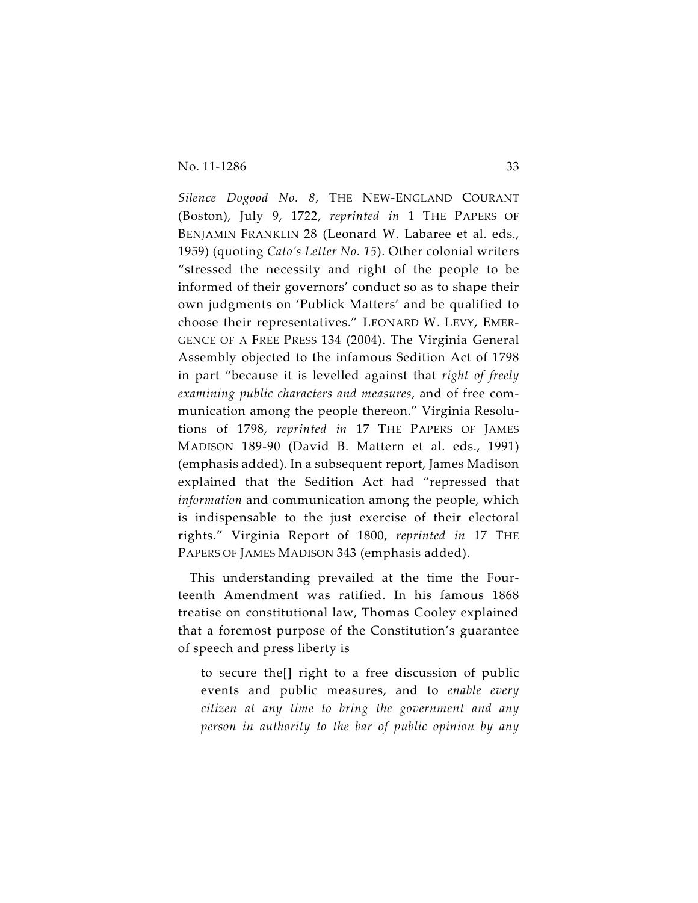*Silence Dogood No. 8*, THE NEW-ENGLAND COURANT (Boston), July 9, 1722, *reprinted in* 1 THE PAPERS OF BENJAMIN FRANKLIN 28 (Leonard W. Labaree et al. eds., 1959) (quoting *Cato's Letter No. 15*). Other colonial writers "stressed the necessity and right of the people to be informed of their governors' conduct so as to shape their own judgments on 'Publick Matters' and be qualified to choose their representatives." LEONARD W. LEVY, EMERGENCE OF A FREE PRESS 134 (2004). The Virginia General Assembly objected to the infamous Sedition Act of 1798 in part "because it is levelled against that *right of freely examining public characters and measures*, and of free communication among the people thereon." Virginia Resolutions of 1798, *reprinted in* 17 THE PAPERS OF JAMES MADISON 189-90 (David B. Mattern et al. eds., 1991) (emphasis added). In a subsequent report, James Madison explained that the Sedition Act had "repressed that *information* and communication among the people, which is indispensable to the just exercise of their electoral rights." Virginia Report of 1800, *reprinted in* 17 THE PAPERS OF JAMES MADISON 343 (emphasis added).

This understanding prevailed at the time the Fourteenth Amendment was ratified. In his famous 1868 treatise on constitutional law, Thomas Cooley explained that a foremost purpose of the Constitution's guarantee of speech and press liberty is

> to secure the[] right to a free discussion of public events and public measures, and to *enable every citizen at any time to bring the government and any person in authority to the bar of public opinion by any*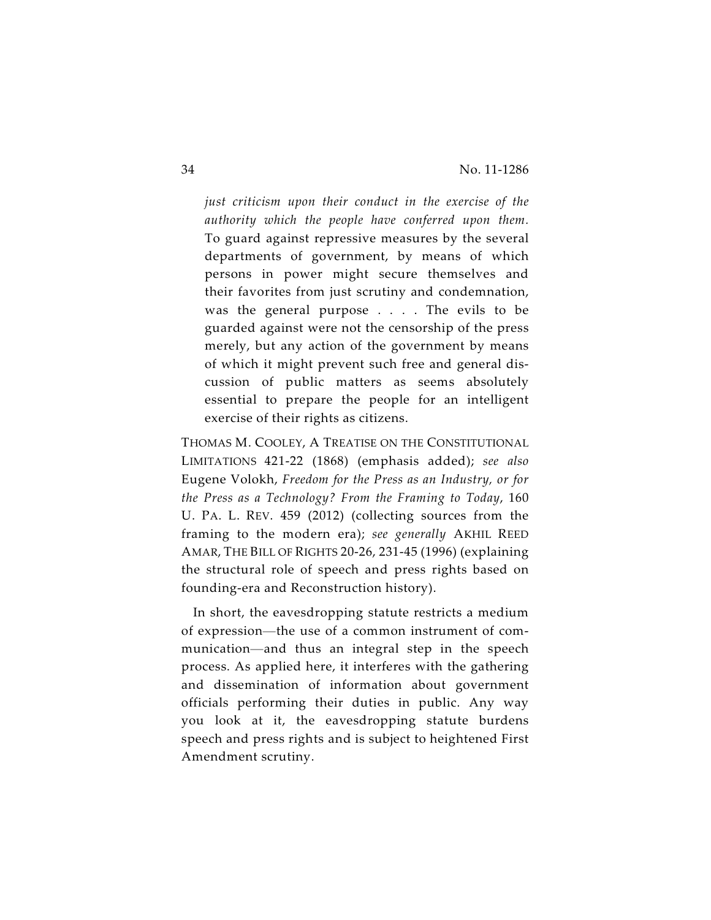> *just criticism upon their conduct in the exercise of the authority which the people have conferred upon them.* To guard against repressive measures by the several departments of government, by means of which persons in power might secure themselves and their favorites from just scrutiny and condemnation, was the general purpose . . . . The evils to be guarded against were not the censorship of the press merely, but any action of the government by means of which it might prevent such free and general discussion of public matters as seems absolutely essential to prepare the people for an intelligent exercise of their rights as citizens.

THOMAS M. COOLEY, A TREATISE ON THE CONSTITUTIONAL LIMITATIONS 421-22 (1868) (emphasis added); *see also* Eugene Volokh, *Freedom for the Press as an Industry, or for the Press as a Technology? From the Framing to Today*, 160 U. PA. L. REV. 459 (2012) (collecting sources from the framing to the modern era); *see generally* AKHIL REED AMAR, THE BILL OF RIGHTS 20-26, 231-45 (1996) (explaining the structural role of speech and press rights based on founding-era and Reconstruction history).

In short, the eavesdropping statute restricts a medium of expression—the use of a common instrument of communication—and thus an integral step in the speech process. As applied here, it interferes with the gathering and dissemination of information about government officials performing their duties in public. Any way you look at it, the eavesdropping statute burdens speech and press rights and is subject to heightened First Amendment scrutiny.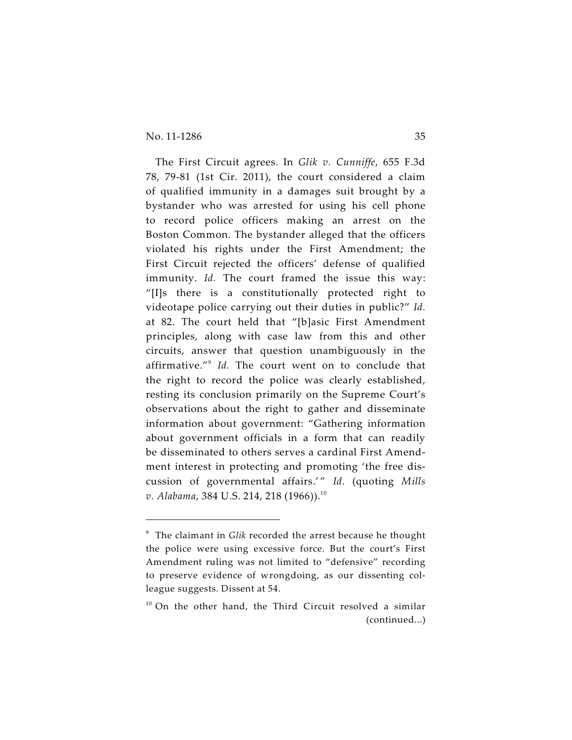The First Circuit agrees. In *Glik v. Cunniffe*, 655 F.3d 78, 79-81 (1st Cir. 2011), the court considered a claim of qualified immunity in a damages suit brought by a bystander who was arrested for using his cell phone to record police officers making an arrest on the Boston Common. The bystander alleged that the officers violated his rights under the First Amendment; the First Circuit rejected the officers' defense of qualified immunity. *Id.* The court framed the issue this way: "[I]s there is a constitutionally protected right to videotape police carrying out their duties in public?" *Id.* at 82. The court held that "[b]asic First Amendment principles, along with case law from this and other circuits, answer that question unambiguously in the affirmative."[9] *Id.* The court went on to conclude that the right to record the police was clearly established, resting its conclusion primarily on the Supreme Court's observations about the right to gather and disseminate information about government: "Gathering information about government officials in a form that can readily be disseminated to others serves a cardinal First Amendment interest in protecting and promoting 'the free discussion of governmental affairs.'" *Id.* (quoting *Mills v. Alabama*, 384 U.S. 214, 218 (1966)).[10]

---

[9] The claimant in *Glik* recorded the arrest because he thought the police were using excessive force. But the court's First Amendment ruling was not limited to "defensive" recording to preserve evidence of wrongdoing, as our dissenting colleague suggests. Dissent at 54.

[10] On the other hand, the Third Circuit resolved a similar (continued...)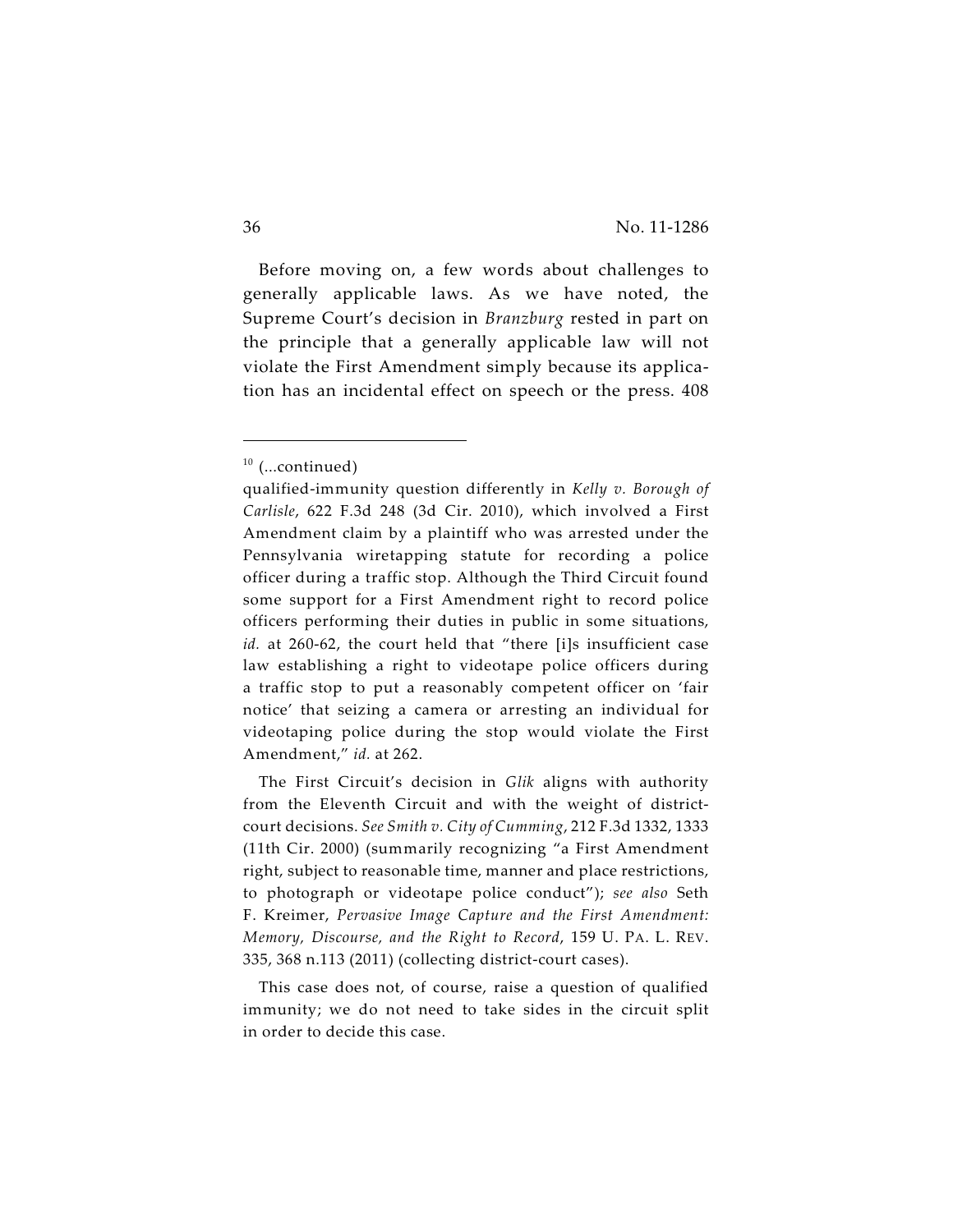Before moving on, a few words about challenges to generally applicable laws. As we have noted, the Supreme Court's decision in *Branzburg* rested in part on the principle that a generally applicable law will not violate the First Amendment simply because its application has an incidental effect on speech or the press. 408

---

[10] (...continued)

qualified-immunity question differently in *Kelly v. Borough of Carlisle*, 622 F.3d 248 (3d Cir. 2010), which involved a First Amendment claim by a plaintiff who was arrested under the Pennsylvania wiretapping statute for recording a police officer during a traffic stop. Although the Third Circuit found some support for a First Amendment right to record police officers performing their duties in public in some situations, *id.* at 260-62, the court held that "there [i]s insufficient case law establishing a right to videotape police officers during a traffic stop to put a reasonably competent officer on 'fair notice' that seizing a camera or arresting an individual for videotaping police during the stop would violate the First Amendment," *id.* at 262.

The First Circuit's decision in *Glik* aligns with authority from the Eleventh Circuit and with the weight of district-court decisions. *See Smith v. City of Cumming*, 212 F.3d 1332, 1333 (11th Cir. 2000) (summarily recognizing "a First Amendment right, subject to reasonable time, manner and place restrictions, to photograph or videotape police conduct"); *see also* Seth F. Kreimer, *Pervasive Image Capture and the First Amendment: Memory, Discourse, and the Right to Record*, 159 U. PA. L. REV. 335, 368 n.113 (2011) (collecting district-court cases).

This case does not, of course, raise a question of qualified immunity; we do not need to take sides in the circuit split in order to decide this case.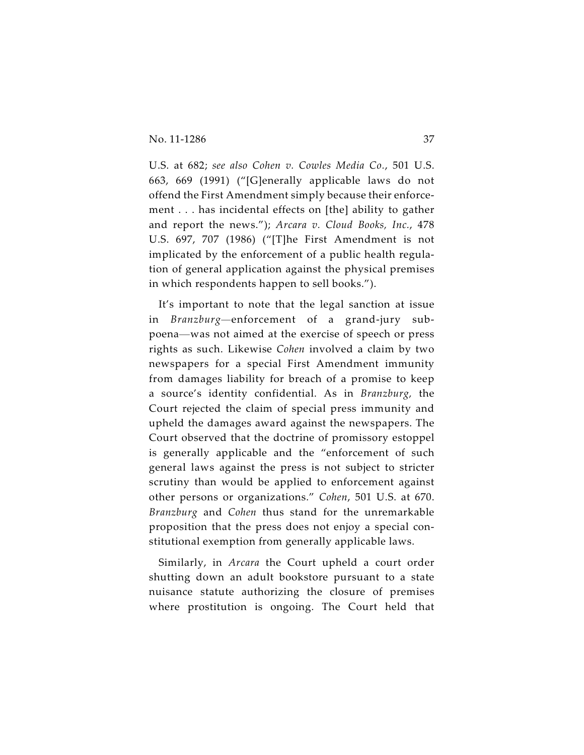U.S. at 682; *see also Cohen v. Cowles Media Co.*, 501 U.S. 663, 669 (1991) ("[G]enerally applicable laws do not offend the First Amendment simply because their enforcement . . . has incidental effects on [the] ability to gather and report the news."); *Arcara v. Cloud Books, Inc.*, 478 U.S. 697, 707 (1986) ("[T]he First Amendment is not implicated by the enforcement of a public health regulation of general application against the physical premises in which respondents happen to sell books.").

It's important to note that the legal sanction at issue in *Branzburg*—enforcement of a grand-jury subpoena—was not aimed at the exercise of speech or press rights as such. Likewise *Cohen* involved a claim by two newspapers for a special First Amendment immunity from damages liability for breach of a promise to keep a source's identity confidential. As in *Branzburg,* the Court rejected the claim of special press immunity and upheld the damages award against the newspapers. The Court observed that the doctrine of promissory estoppel is generally applicable and the "enforcement of such general laws against the press is not subject to stricter scrutiny than would be applied to enforcement against other persons or organizations." *Cohen*, 501 U.S. at 670. *Branzburg* and *Cohen* thus stand for the unremarkable proposition that the press does not enjoy a special constitutional exemption from generally applicable laws.

Similarly, in *Arcara* the Court upheld a court order shutting down an adult bookstore pursuant to a state nuisance statute authorizing the closure of premises where prostitution is ongoing. The Court held that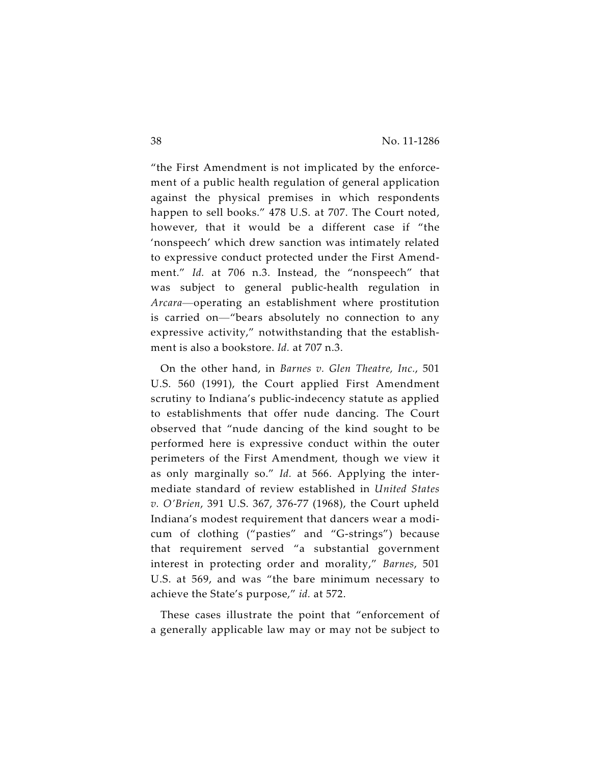"the First Amendment is not implicated by the enforcement of a public health regulation of general application against the physical premises in which respondents happen to sell books." 478 U.S. at 707. The Court noted, however, that it would be a different case if "the 'nonspeech' which drew sanction was intimately related to expressive conduct protected under the First Amendment." *Id.* at 706 n.3. Instead, the "nonspeech" that was subject to general public-health regulation in *Arcara*—operating an establishment where prostitution is carried on—"bears absolutely no connection to any expressive activity," notwithstanding that the establishment is also a bookstore. *Id.* at 707 n.3.

On the other hand, in *Barnes v. Glen Theatre, Inc.*, 501 U.S. 560 (1991), the Court applied First Amendment scrutiny to Indiana's public-indecency statute as applied to establishments that offer nude dancing. The Court observed that "nude dancing of the kind sought to be performed here is expressive conduct within the outer perimeters of the First Amendment, though we view it as only marginally so." *Id.* at 566. Applying the intermediate standard of review established in *United States v. O'Brien*, 391 U.S. 367, 376-77 (1968), the Court upheld Indiana's modest requirement that dancers wear a modicum of clothing ("pasties" and "G-strings") because that requirement served "a substantial government interest in protecting order and morality," *Barnes*, 501 U.S. at 569, and was "the bare minimum necessary to achieve the State's purpose," *id.* at 572.

These cases illustrate the point that "enforcement of a generally applicable law may or may not be subject to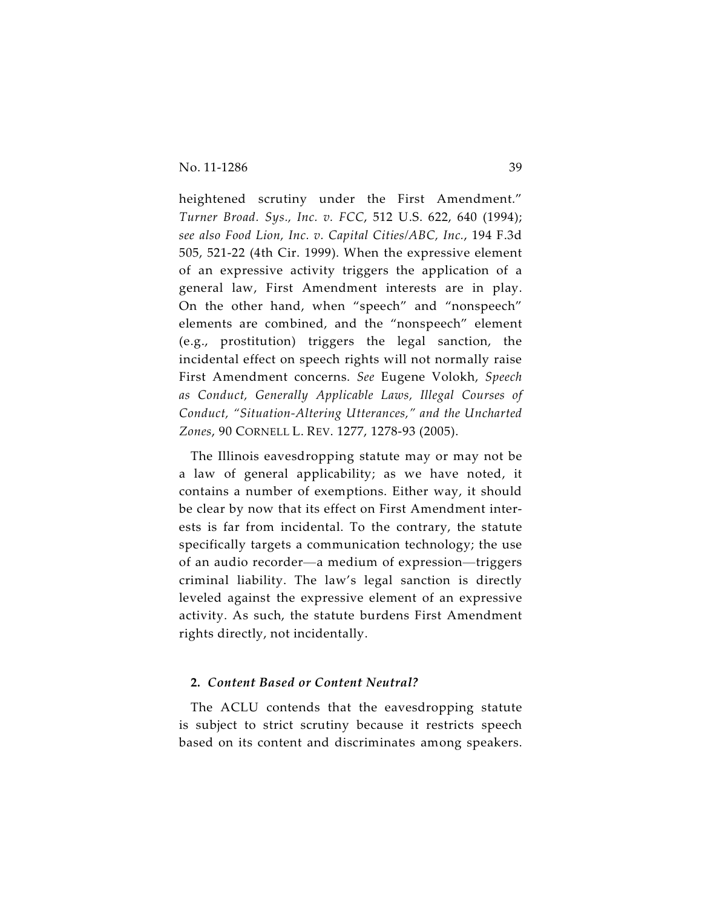heightened scrutiny under the First Amendment." *Turner Broad. Sys., Inc. v. FCC*, 512 U.S. 622, 640 (1994); *see also Food Lion, Inc. v. Capital Cities/ABC, Inc.*, 194 F.3d 505, 521-22 (4th Cir. 1999). When the expressive element of an expressive activity triggers the application of a general law, First Amendment interests are in play. On the other hand, when "speech" and "nonspeech" elements are combined, and the "nonspeech" element (e.g., prostitution) triggers the legal sanction, the incidental effect on speech rights will not normally raise First Amendment concerns. *See* Eugene Volokh, *Speech as Conduct, Generally Applicable Laws, Illegal Courses of Conduct, "Situation-Altering Utterances," and the Uncharted Zones*, 90 CORNELL L. REV. 1277, 1278-93 (2005).

The Illinois eavesdropping statute may or may not be a law of general applicability; as we have noted, it contains a number of exemptions. Either way, it should be clear by now that its effect on First Amendment interests is far from incidental. To the contrary, the statute specifically targets a communication technology; the use of an audio recorder—a medium of expression—triggers criminal liability. The law's legal sanction is directly leveled against the expressive element of an expressive activity. As such, the statute burdens First Amendment rights directly, not incidentally.

**2.** ***Content Based or Content Neutral?***

The ACLU contends that the eavesdropping statute is subject to strict scrutiny because it restricts speech based on its content and discriminates among speakers.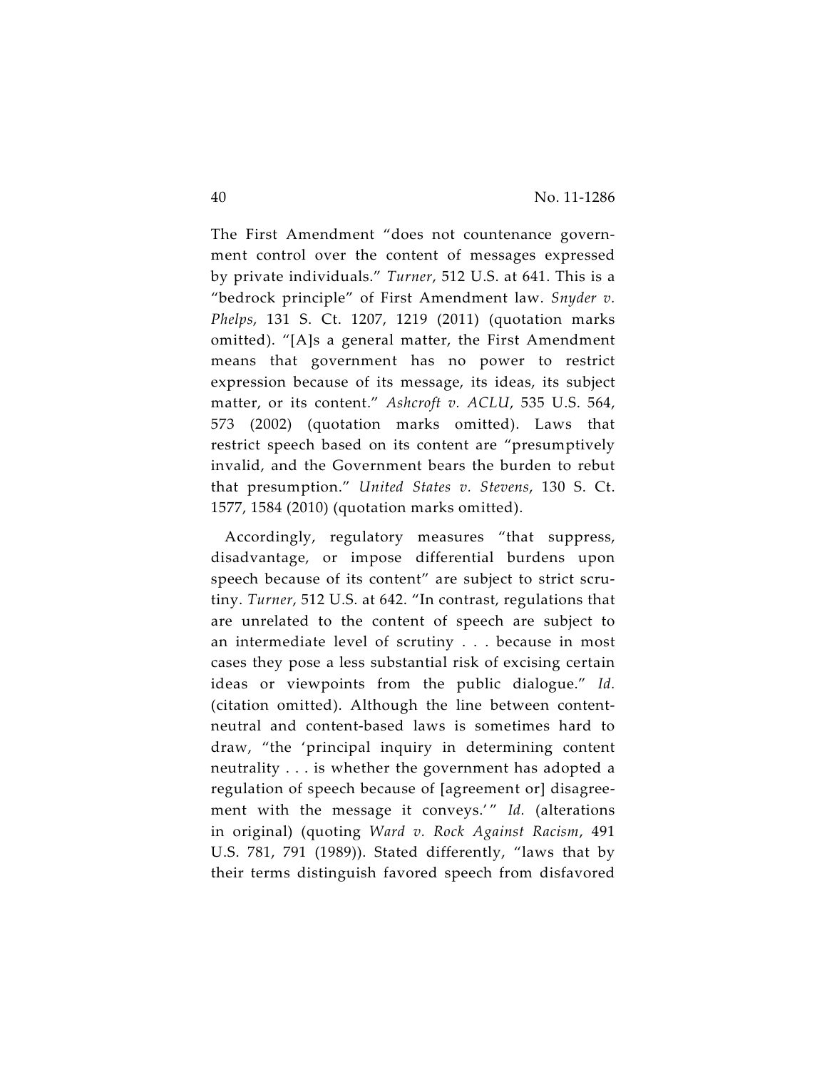The First Amendment "does not countenance government control over the content of messages expressed by private individuals." *Turner*, 512 U.S. at 641. This is a "bedrock principle" of First Amendment law. *Snyder v. Phelps*, 131 S. Ct. 1207, 1219 (2011) (quotation marks omitted). "[A]s a general matter, the First Amendment means that government has no power to restrict expression because of its message, its ideas, its subject matter, or its content." *Ashcroft v. ACLU*, 535 U.S. 564, 573 (2002) (quotation marks omitted). Laws that restrict speech based on its content are "presumptively invalid, and the Government bears the burden to rebut that presumption." *United States v. Stevens*, 130 S. Ct. 1577, 1584 (2010) (quotation marks omitted).

Accordingly, regulatory measures "that suppress, disadvantage, or impose differential burdens upon speech because of its content" are subject to strict scrutiny. *Turner*, 512 U.S. at 642. "In contrast, regulations that are unrelated to the content of speech are subject to an intermediate level of scrutiny . . . because in most cases they pose a less substantial risk of excising certain ideas or viewpoints from the public dialogue." *Id.* (citation omitted). Although the line between content-neutral and content-based laws is sometimes hard to draw, "the 'principal inquiry in determining content neutrality . . . is whether the government has adopted a regulation of speech because of [agreement or] disagreement with the message it conveys.'" *Id.* (alterations in original) (quoting *Ward v. Rock Against Racism*, 491 U.S. 781, 791 (1989)). Stated differently, "laws that by their terms distinguish favored speech from disfavored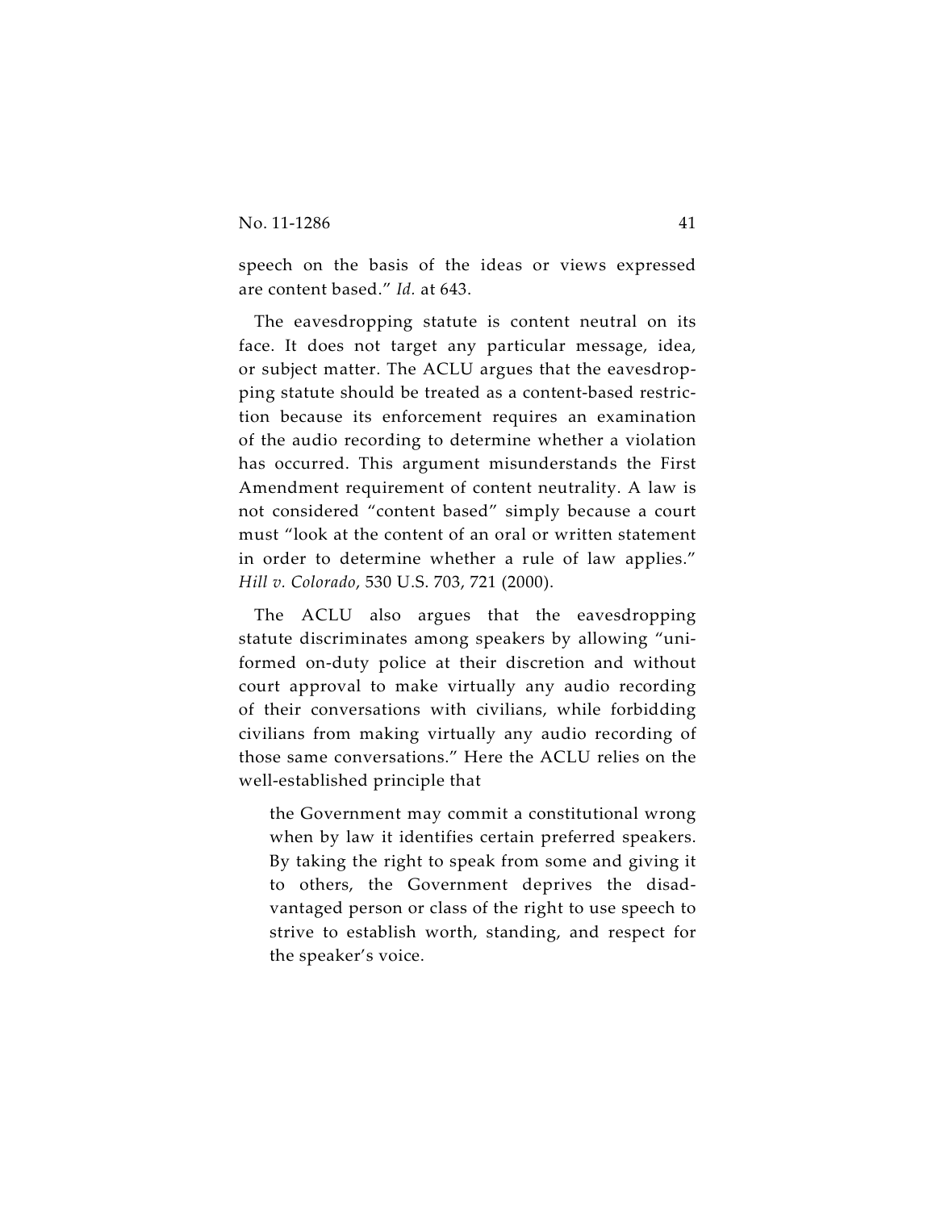speech on the basis of the ideas or views expressed are content based." *Id.* at 643.

The eavesdropping statute is content neutral on its face. It does not target any particular message, idea, or subject matter. The ACLU argues that the eavesdropping statute should be treated as a content-based restriction because its enforcement requires an examination of the audio recording to determine whether a violation has occurred. This argument misunderstands the First Amendment requirement of content neutrality. A law is not considered "content based" simply because a court must "look at the content of an oral or written statement in order to determine whether a rule of law applies." *Hill v. Colorado*, 530 U.S. 703, 721 (2000).

The ACLU also argues that the eavesdropping statute discriminates among speakers by allowing "uniformed on-duty police at their discretion and without court approval to make virtually any audio recording of their conversations with civilians, while forbidding civilians from making virtually any audio recording of those same conversations." Here the ACLU relies on the well-established principle that

> the Government may commit a constitutional wrong when by law it identifies certain preferred speakers. By taking the right to speak from some and giving it to others, the Government deprives the disadvantaged person or class of the right to use speech to strive to establish worth, standing, and respect for the speaker's voice.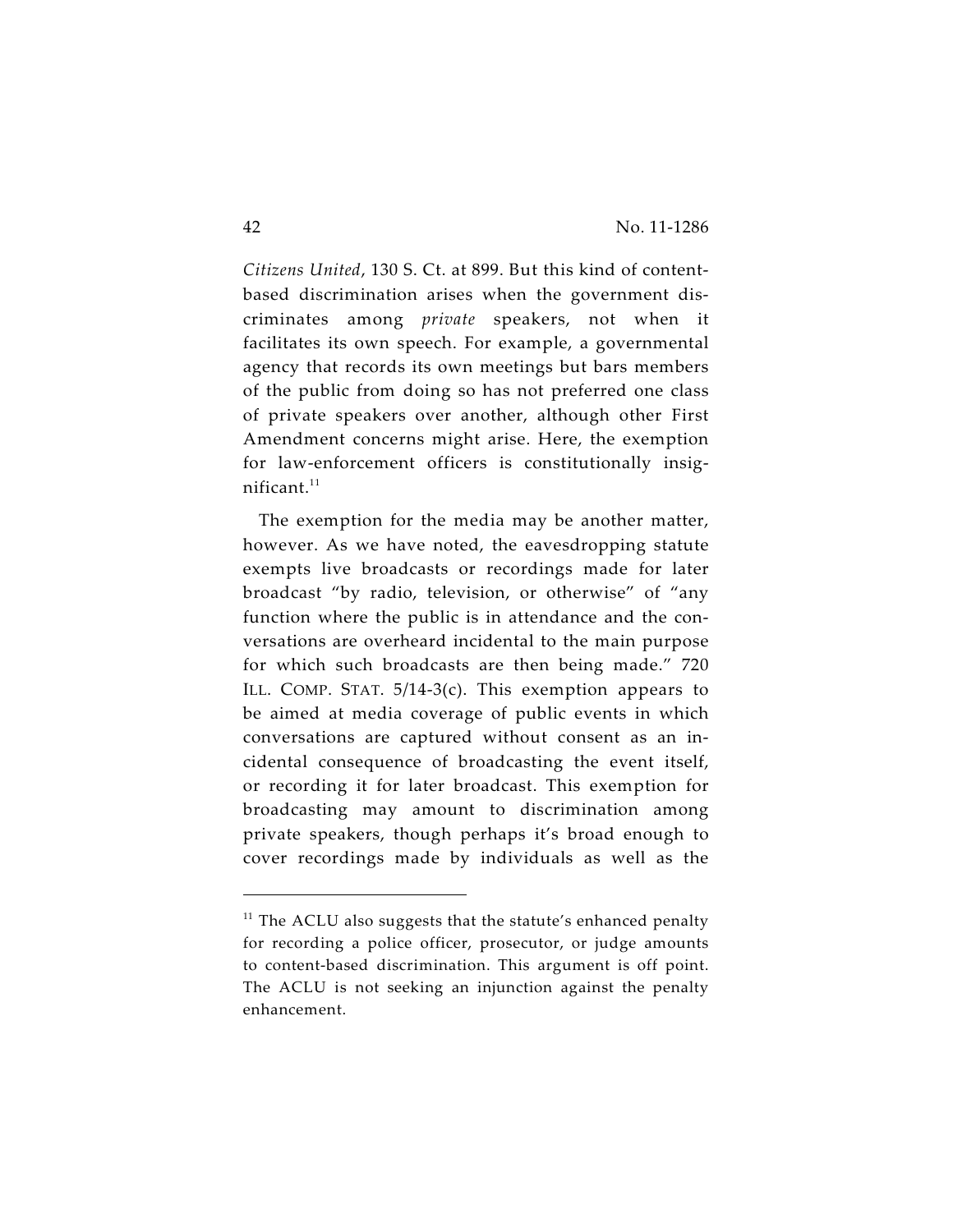*Citizens United*, 130 S. Ct. at 899. But this kind of content-based discrimination arises when the government discriminates among *private* speakers, not when it facilitates its own speech. For example, a governmental agency that records its own meetings but bars members of the public from doing so has not preferred one class of private speakers over another, although other First Amendment concerns might arise. Here, the exemption for law-enforcement officers is constitutionally insignificant.[11]

The exemption for the media may be another matter, however. As we have noted, the eavesdropping statute exempts live broadcasts or recordings made for later broadcast "by radio, television, or otherwise" of "any function where the public is in attendance and the conversations are overheard incidental to the main purpose for which such broadcasts are then being made." 720 ILL. COMP. STAT. 5/14-3(c). This exemption appears to be aimed at media coverage of public events in which conversations are captured without consent as an incidental consequence of broadcasting the event itself, or recording it for later broadcast. This exemption for broadcasting may amount to discrimination among private speakers, though perhaps it's broad enough to cover recordings made by individuals as well as the

---

[11] The ACLU also suggests that the statute's enhanced penalty for recording a police officer, prosecutor, or judge amounts to content-based discrimination. This argument is off point. The ACLU is not seeking an injunction against the penalty enhancement.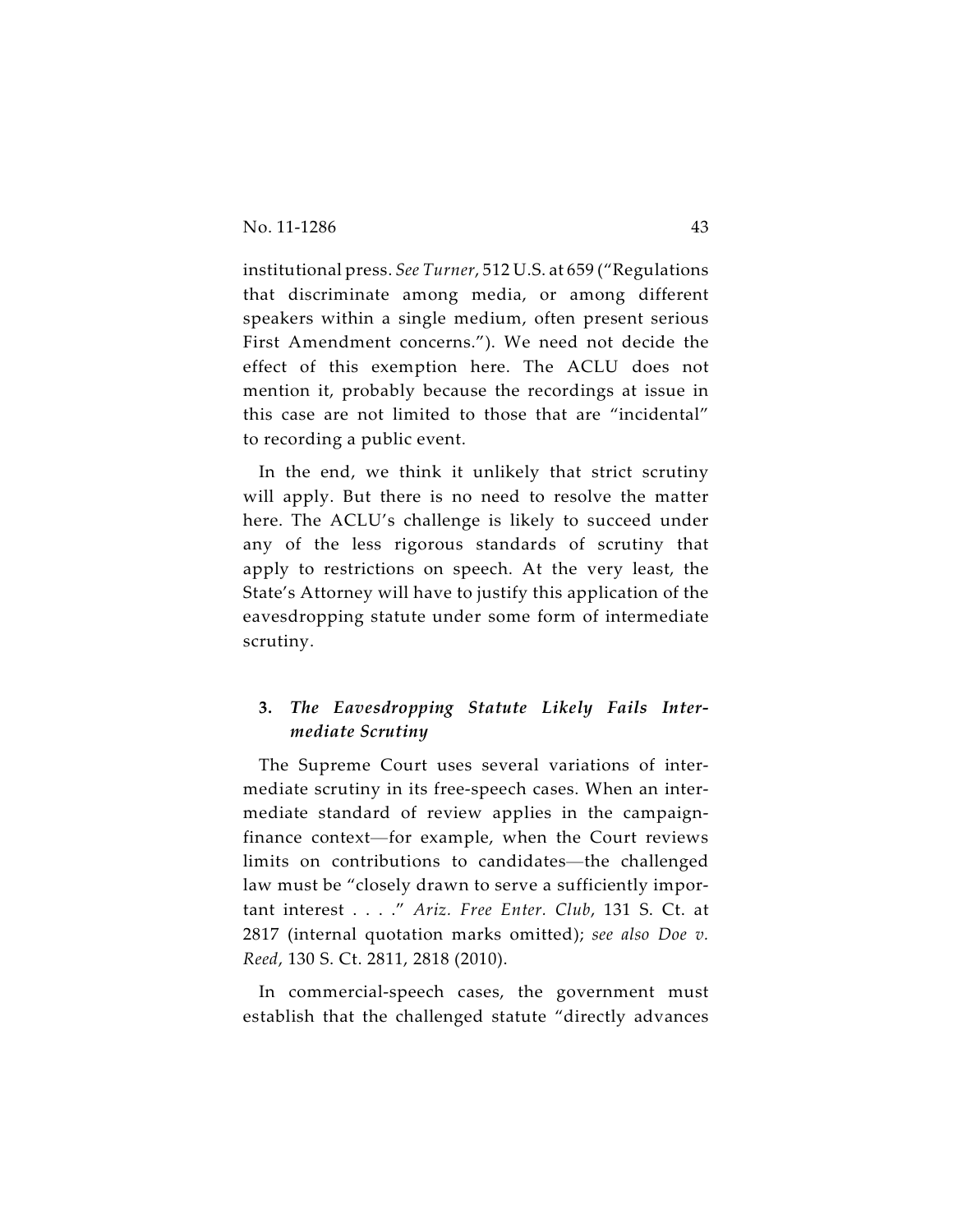institutional press. *See Turner*, 512 U.S. at 659 ("Regulations that discriminate among media, or among different speakers within a single medium, often present serious First Amendment concerns."). We need not decide the effect of this exemption here. The ACLU does not mention it, probably because the recordings at issue in this case are not limited to those that are "incidental" to recording a public event.

In the end, we think it unlikely that strict scrutiny will apply. But there is no need to resolve the matter here. The ACLU's challenge is likely to succeed under any of the less rigorous standards of scrutiny that apply to restrictions on speech. At the very least, the State's Attorney will have to justify this application of the eavesdropping statute under some form of intermediate scrutiny.

### 3. *The Eavesdropping Statute Likely Fails Intermediate Scrutiny*

The Supreme Court uses several variations of intermediate scrutiny in its free-speech cases. When an intermediate standard of review applies in the campaign-finance context—for example, when the Court reviews limits on contributions to candidates—the challenged law must be "closely drawn to serve a sufficiently important interest . . . ." *Ariz. Free Enter. Club*, 131 S. Ct. at 2817 (internal quotation marks omitted); *see also Doe v. Reed*, 130 S. Ct. 2811, 2818 (2010).

In commercial-speech cases, the government must establish that the challenged statute "directly advances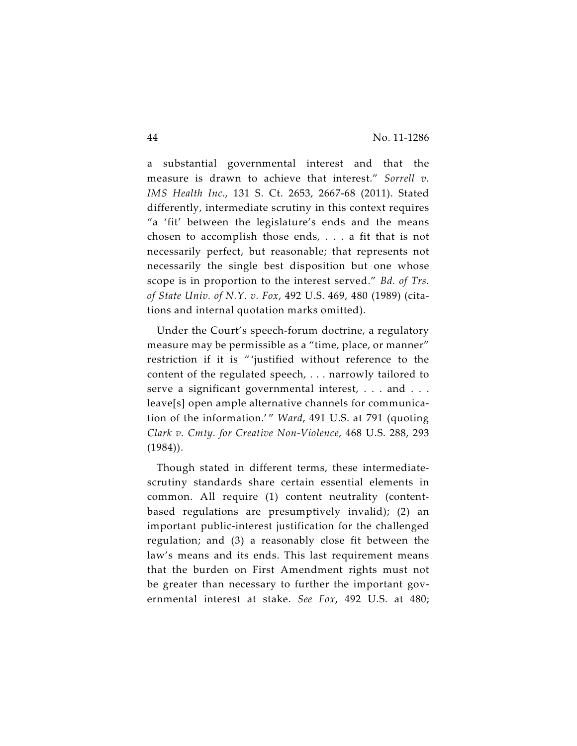a substantial governmental interest and that the measure is drawn to achieve that interest." *Sorrell v. IMS Health Inc.*, 131 S. Ct. 2653, 2667-68 (2011). Stated differently, intermediate scrutiny in this context requires "a 'fit' between the legislature's ends and the means chosen to accomplish those ends, . . . a fit that is not necessarily perfect, but reasonable; that represents not necessarily the single best disposition but one whose scope is in proportion to the interest served." *Bd. of Trs. of State Univ. of N.Y. v. Fox*, 492 U.S. 469, 480 (1989) (citations and internal quotation marks omitted).

Under the Court's speech-forum doctrine, a regulatory measure may be permissible as a "time, place, or manner" restriction if it is "'justified without reference to the content of the regulated speech, . . . narrowly tailored to serve a significant governmental interest, . . . and . . . leave[s] open ample alternative channels for communication of the information.'" *Ward*, 491 U.S. at 791 (quoting *Clark v. Cmty. for Creative Non-Violence*, 468 U.S. 288, 293 (1984)).

Though stated in different terms, these intermediate-scrutiny standards share certain essential elements in common. All require (1) content neutrality (content-based regulations are presumptively invalid); (2) an important public-interest justification for the challenged regulation; and (3) a reasonably close fit between the law's means and its ends. This last requirement means that the burden on First Amendment rights must not be greater than necessary to further the important governmental interest at stake. *See Fox*, 492 U.S. at 480;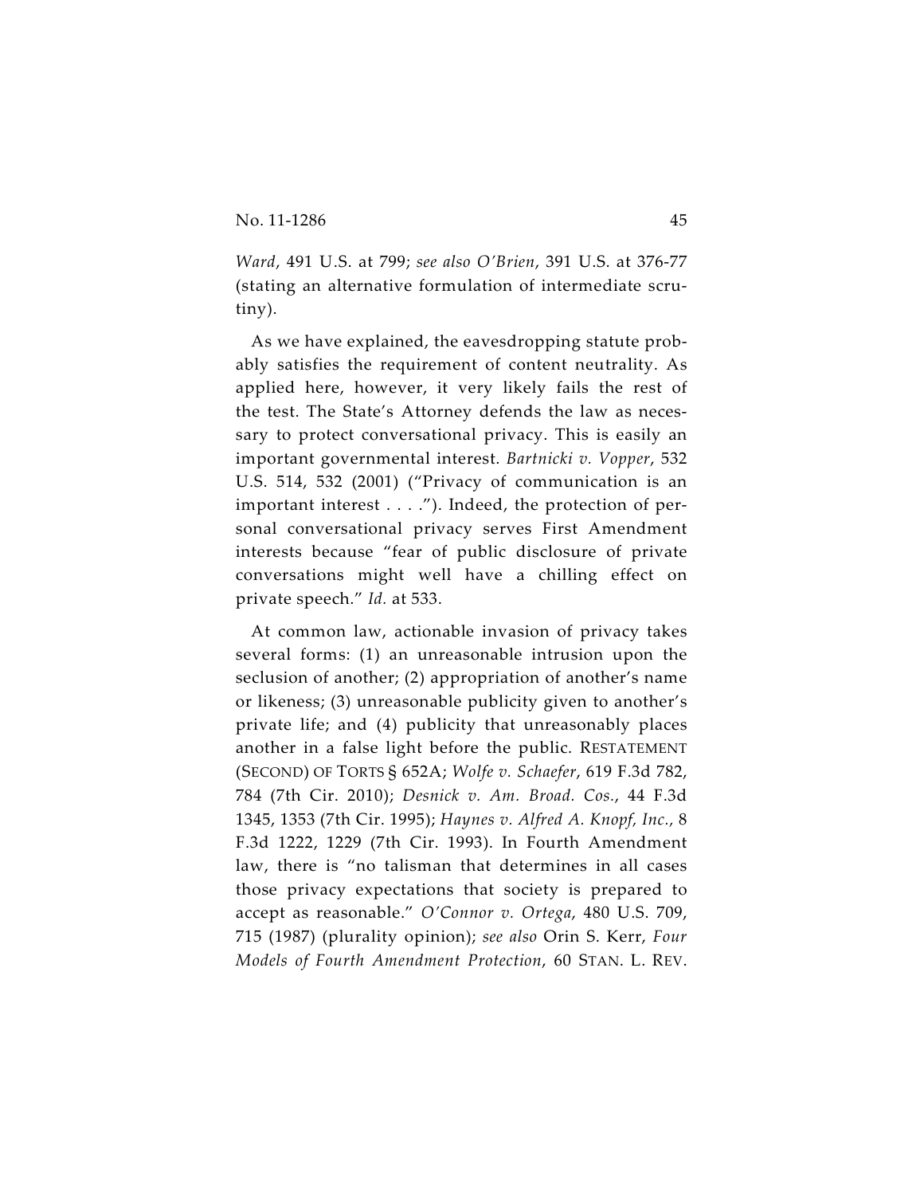*Ward*, 491 U.S. at 799; *see also O'Brien*, 391 U.S. at 376-77 (stating an alternative formulation of intermediate scrutiny).

As we have explained, the eavesdropping statute probably satisfies the requirement of content neutrality. As applied here, however, it very likely fails the rest of the test. The State's Attorney defends the law as necessary to protect conversational privacy. This is easily an important governmental interest. *Bartnicki v. Vopper*, 532 U.S. 514, 532 (2001) ("Privacy of communication is an important interest . . . ."). Indeed, the protection of personal conversational privacy serves First Amendment interests because "fear of public disclosure of private conversations might well have a chilling effect on private speech." *Id.* at 533.

At common law, actionable invasion of privacy takes several forms: (1) an unreasonable intrusion upon the seclusion of another; (2) appropriation of another's name or likeness; (3) unreasonable publicity given to another's private life; and (4) publicity that unreasonably places another in a false light before the public. RESTATEMENT (SECOND) OF TORTS § 652A; *Wolfe v. Schaefer*, 619 F.3d 782, 784 (7th Cir. 2010); *Desnick v. Am. Broad. Cos.*, 44 F.3d 1345, 1353 (7th Cir. 1995); *Haynes v. Alfred A. Knopf, Inc.*, 8 F.3d 1222, 1229 (7th Cir. 1993). In Fourth Amendment law, there is "no talisman that determines in all cases those privacy expectations that society is prepared to accept as reasonable." *O'Connor v. Ortega*, 480 U.S. 709, 715 (1987) (plurality opinion); *see also* Orin S. Kerr, *Four Models of Fourth Amendment Protection*, 60 STAN. L. REV.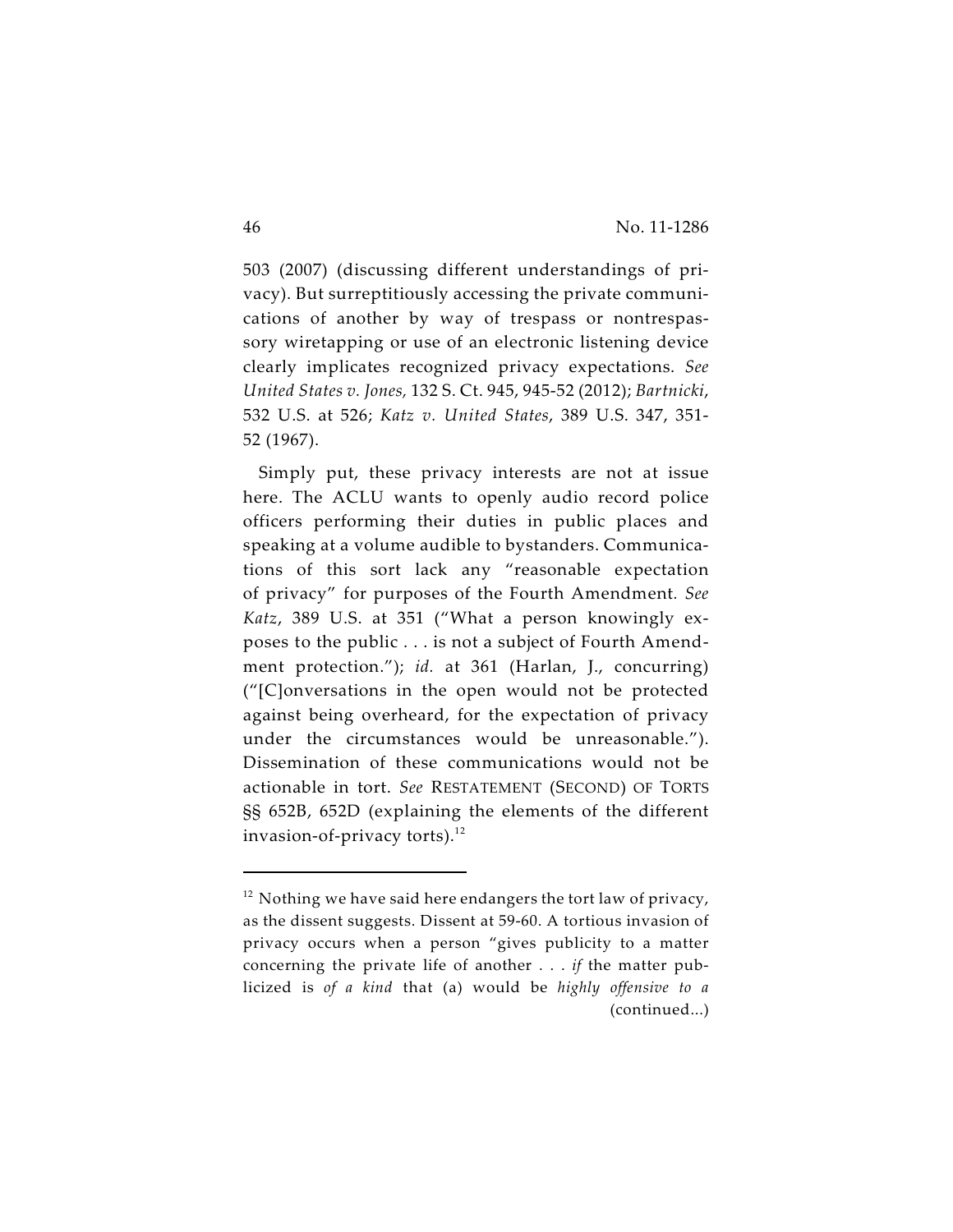503 (2007) (discussing different understandings of privacy). But surreptitiously accessing the private communications of another by way of trespass or nontrespassory wiretapping or use of an electronic listening device clearly implicates recognized privacy expectations. *See United States v. Jones,* 132 S. Ct. 945, 945-52 (2012); *Bartnicki*, 532 U.S. at 526; *Katz v. United States*, 389 U.S. 347, 351-52 (1967).

Simply put, these privacy interests are not at issue here. The ACLU wants to openly audio record police officers performing their duties in public places and speaking at a volume audible to bystanders. Communications of this sort lack any "reasonable expectation of privacy" for purposes of the Fourth Amendment. *See Katz*, 389 U.S. at 351 ("What a person knowingly exposes to the public . . . is not a subject of Fourth Amendment protection."); *id.* at 361 (Harlan, J., concurring) ("[C]onversations in the open would not be protected against being overheard, for the expectation of privacy under the circumstances would be unreasonable."). Dissemination of these communications would not be actionable in tort. *See* RESTATEMENT (SECOND) OF TORTS §§ 652B, 652D (explaining the elements of the different invasion-of-privacy torts).[12]

---

[12] Nothing we have said here endangers the tort law of privacy, as the dissent suggests. Dissent at 59-60. A tortious invasion of privacy occurs when a person "gives publicity to a matter concerning the private life of another . . . *if* the matter publicized is *of a kind* that (a) would be *highly offensive to a* (continued...)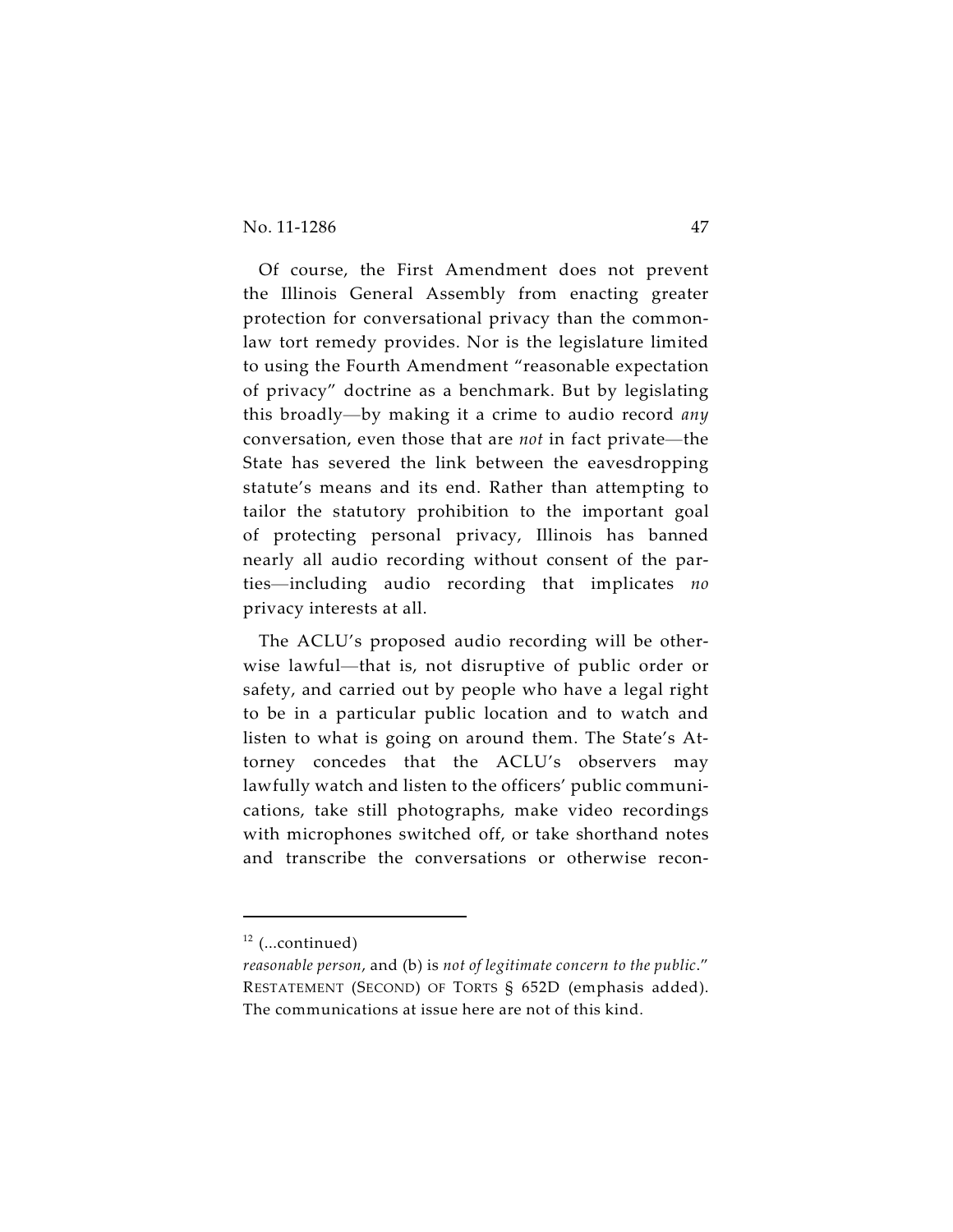Of course, the First Amendment does not prevent the Illinois General Assembly from enacting greater protection for conversational privacy than the common-law tort remedy provides. Nor is the legislature limited to using the Fourth Amendment "reasonable expectation of privacy" doctrine as a benchmark. But by legislating this broadly—by making it a crime to audio record *any* conversation, even those that are *not* in fact private—the State has severed the link between the eavesdropping statute's means and its end. Rather than attempting to tailor the statutory prohibition to the important goal of protecting personal privacy, Illinois has banned nearly all audio recording without consent of the parties—including audio recording that implicates *no* privacy interests at all.

The ACLU's proposed audio recording will be otherwise lawful—that is, not disruptive of public order or safety, and carried out by people who have a legal right to be in a particular public location and to watch and listen to what is going on around them. The State's Attorney concedes that the ACLU's observers may lawfully watch and listen to the officers' public communications, take still photographs, make video recordings with microphones switched off, or take shorthand notes and transcribe the conversations or otherwise recon-

---

[12] (...continued)
*reasonable person*, and (b) is *not of legitimate concern to the public*." RESTATEMENT (SECOND) OF TORTS § 652D (emphasis added). The communications at issue here are not of this kind.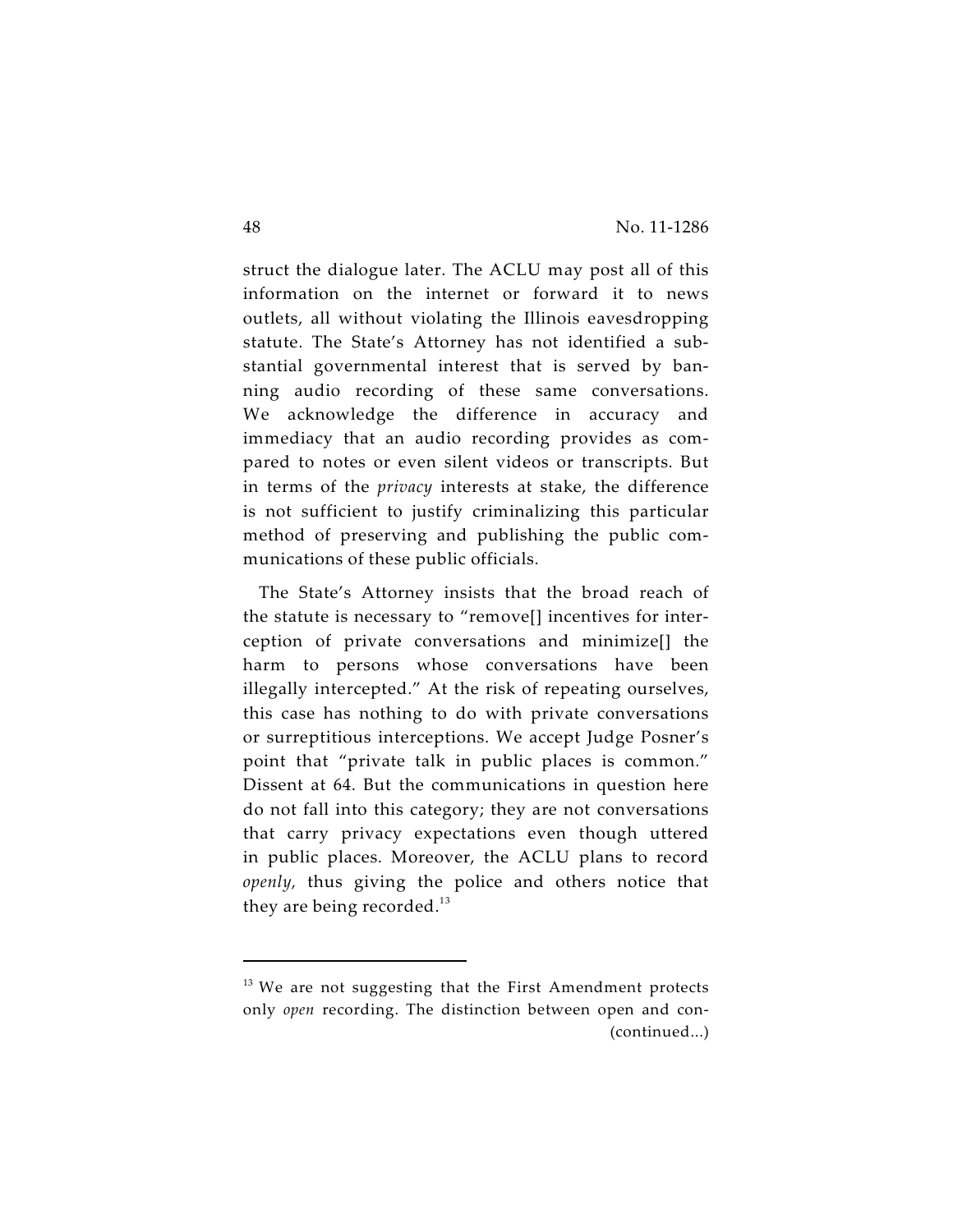struct the dialogue later. The ACLU may post all of this information on the internet or forward it to news outlets, all without violating the Illinois eavesdropping statute. The State's Attorney has not identified a substantial governmental interest that is served by banning audio recording of these same conversations. We acknowledge the difference in accuracy and immediacy that an audio recording provides as compared to notes or even silent videos or transcripts. But in terms of the *privacy* interests at stake, the difference is not sufficient to justify criminalizing this particular method of preserving and publishing the public communications of these public officials.

The State's Attorney insists that the broad reach of the statute is necessary to "remove[] incentives for interception of private conversations and minimize[] the harm to persons whose conversations have been illegally intercepted." At the risk of repeating ourselves, this case has nothing to do with private conversations or surreptitious interceptions. We accept Judge Posner's point that "private talk in public places is common." Dissent at 64. But the communications in question here do not fall into this category; they are not conversations that carry privacy expectations even though uttered in public places. Moreover, the ACLU plans to record *openly,* thus giving the police and others notice that they are being recorded.[13]

---

[13] We are not suggesting that the First Amendment protects only *open* recording. The distinction between open and con- (continued...)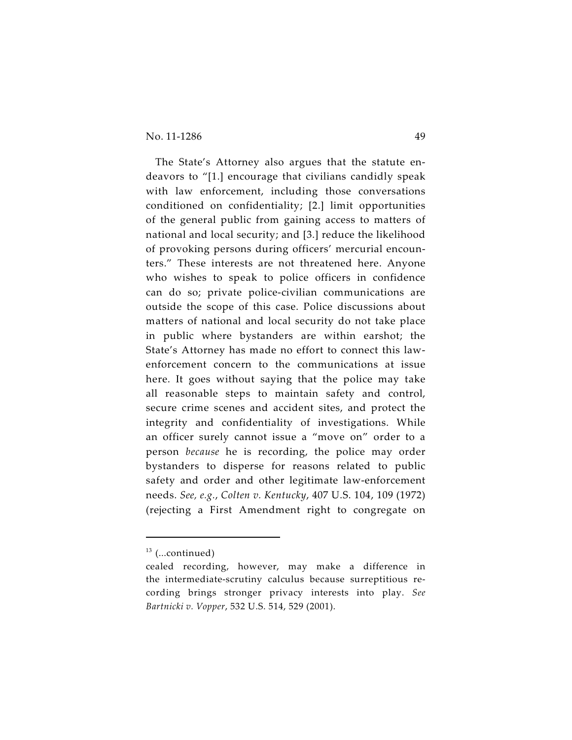The State's Attorney also argues that the statute endeavors to "[1.] encourage that civilians candidly speak with law enforcement, including those conversations conditioned on confidentiality; [2.] limit opportunities of the general public from gaining access to matters of national and local security; and [3.] reduce the likelihood of provoking persons during officers' mercurial encounters." These interests are not threatened here. Anyone who wishes to speak to police officers in confidence can do so; private police-civilian communications are outside the scope of this case. Police discussions about matters of national and local security do not take place in public where bystanders are within earshot; the State's Attorney has made no effort to connect this law-enforcement concern to the communications at issue here. It goes without saying that the police may take all reasonable steps to maintain safety and control, secure crime scenes and accident sites, and protect the integrity and confidentiality of investigations. While an officer surely cannot issue a "move on" order to a person *because* he is recording, the police may order bystanders to disperse for reasons related to public safety and order and other legitimate law-enforcement needs. *See, e.g.*, *Colten v. Kentucky*, 407 U.S. 104, 109 (1972) (rejecting a First Amendment right to congregate on

---

[13] (...continued)

cealed recording, however, may make a difference in the intermediate-scrutiny calculus because surreptitious recording brings stronger privacy interests into play. *See Bartnicki v. Vopper*, 532 U.S. 514, 529 (2001).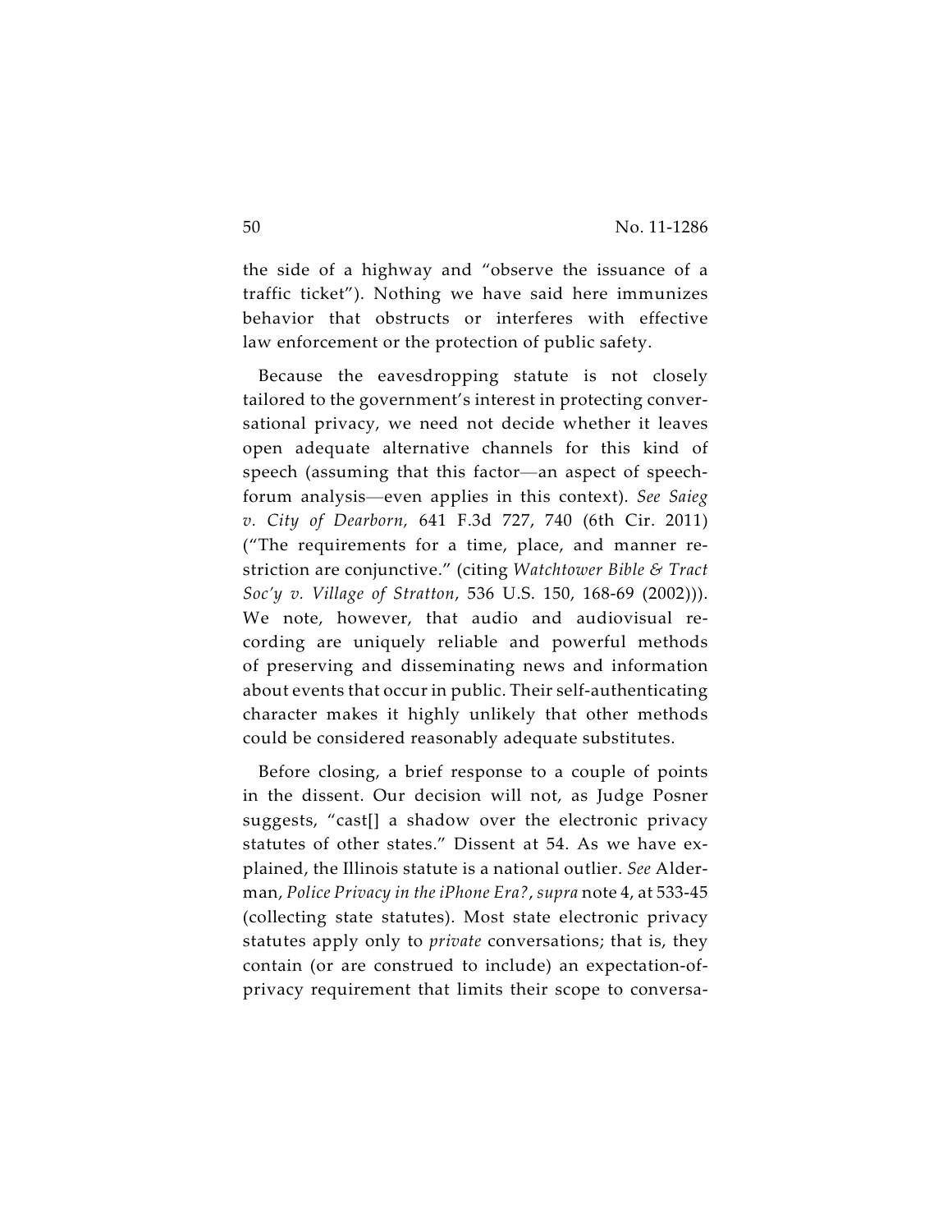the side of a highway and "observe the issuance of a traffic ticket"). Nothing we have said here immunizes behavior that obstructs or interferes with effective law enforcement or the protection of public safety.

Because the eavesdropping statute is not closely tailored to the government's interest in protecting conversational privacy, we need not decide whether it leaves open adequate alternative channels for this kind of speech (assuming that this factor—an aspect of speech-forum analysis—even applies in this context). *See Saieg v. City of Dearborn,* 641 F.3d 727, 740 (6th Cir. 2011) ("The requirements for a time, place, and manner restriction are conjunctive." (citing *Watchtower Bible & Tract Soc'y v. Village of Stratton*, 536 U.S. 150, 168-69 (2002))). We note, however, that audio and audiovisual recording are uniquely reliable and powerful methods of preserving and disseminating news and information about events that occur in public. Their self-authenticating character makes it highly unlikely that other methods could be considered reasonably adequate substitutes.

Before closing, a brief response to a couple of points in the dissent. Our decision will not, as Judge Posner suggests, "cast[] a shadow over the electronic privacy statutes of other states." Dissent at 54. As we have explained, the Illinois statute is a national outlier. *See* Alderman, *Police Privacy in the iPhone Era?*, *supra* note 4, at 533-45 (collecting state statutes). Most state electronic privacy statutes apply only to *private* conversations; that is, they contain (or are construed to include) an expectation-of-privacy requirement that limits their scope to conversa-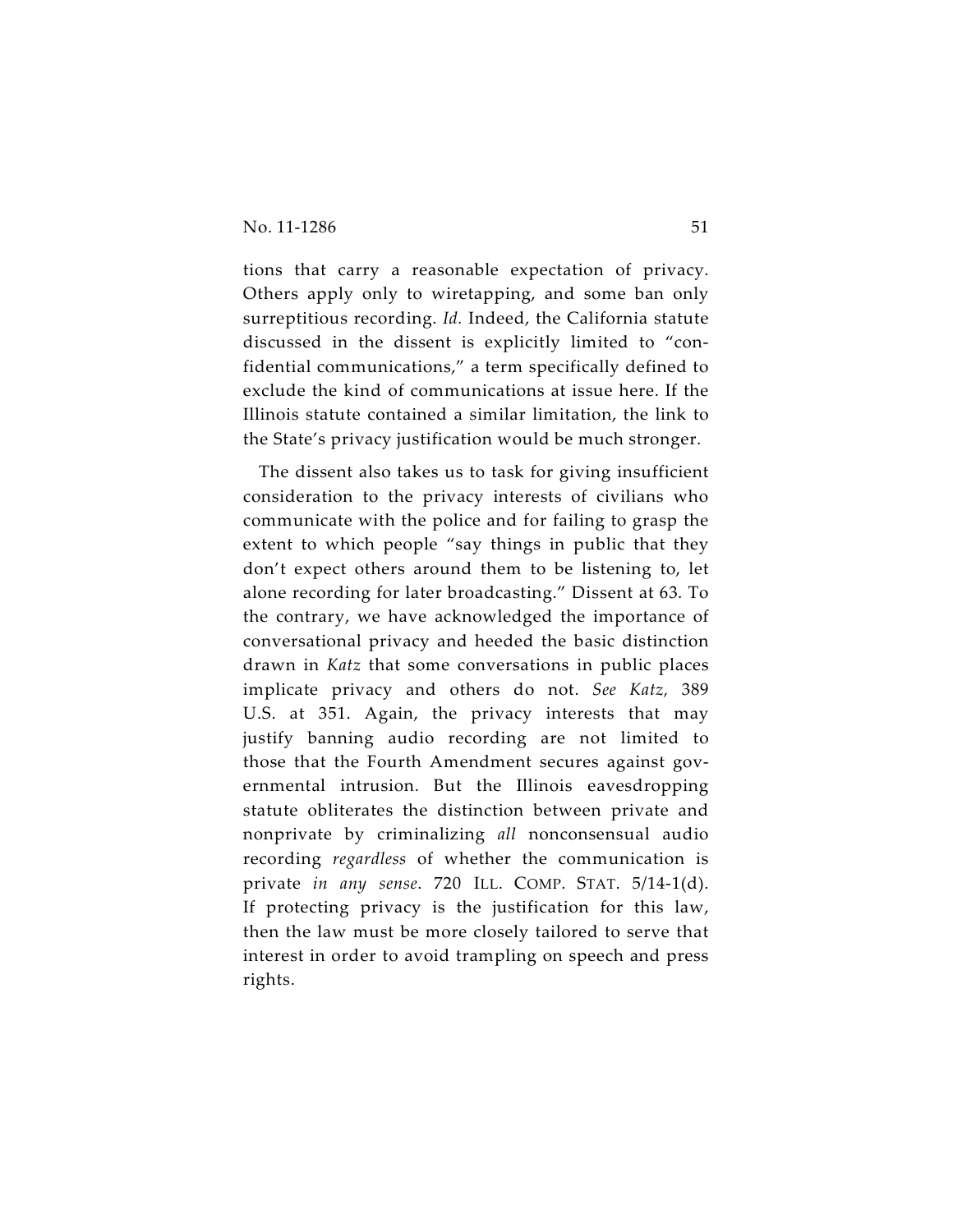tions that carry a reasonable expectation of privacy. Others apply only to wiretapping, and some ban only surreptitious recording. *Id.* Indeed, the California statute discussed in the dissent is explicitly limited to "confidential communications," a term specifically defined to exclude the kind of communications at issue here. If the Illinois statute contained a similar limitation, the link to the State's privacy justification would be much stronger.

The dissent also takes us to task for giving insufficient consideration to the privacy interests of civilians who communicate with the police and for failing to grasp the extent to which people "say things in public that they don't expect others around them to be listening to, let alone recording for later broadcasting." Dissent at 63. To the contrary, we have acknowledged the importance of conversational privacy and heeded the basic distinction drawn in *Katz* that some conversations in public places implicate privacy and others do not. *See Katz*, 389 U.S. at 351. Again, the privacy interests that may justify banning audio recording are not limited to those that the Fourth Amendment secures against governmental intrusion. But the Illinois eavesdropping statute obliterates the distinction between private and nonprivate by criminalizing *all* nonconsensual audio recording *regardless* of whether the communication is private *in any sense*. 720 ILL. COMP. STAT. 5/14-1(d). If protecting privacy is the justification for this law, then the law must be more closely tailored to serve that interest in order to avoid trampling on speech and press rights.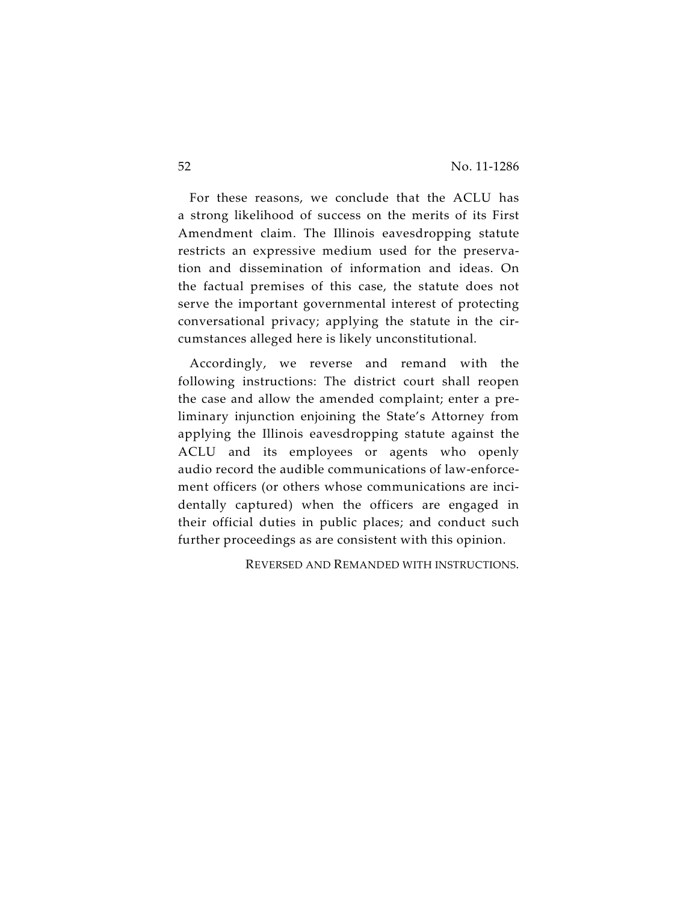For these reasons, we conclude that the ACLU has a strong likelihood of success on the merits of its First Amendment claim. The Illinois eavesdropping statute restricts an expressive medium used for the preservation and dissemination of information and ideas. On the factual premises of this case, the statute does not serve the important governmental interest of protecting conversational privacy; applying the statute in the circumstances alleged here is likely unconstitutional.

Accordingly, we reverse and remand with the following instructions: The district court shall reopen the case and allow the amended complaint; enter a preliminary injunction enjoining the State's Attorney from applying the Illinois eavesdropping statute against the ACLU and its employees or agents who openly audio record the audible communications of law-enforcement officers (or others whose communications are incidentally captured) when the officers are engaged in their official duties in public places; and conduct such further proceedings as are consistent with this opinion.

REVERSED AND REMANDED WITH INSTRUCTIONS.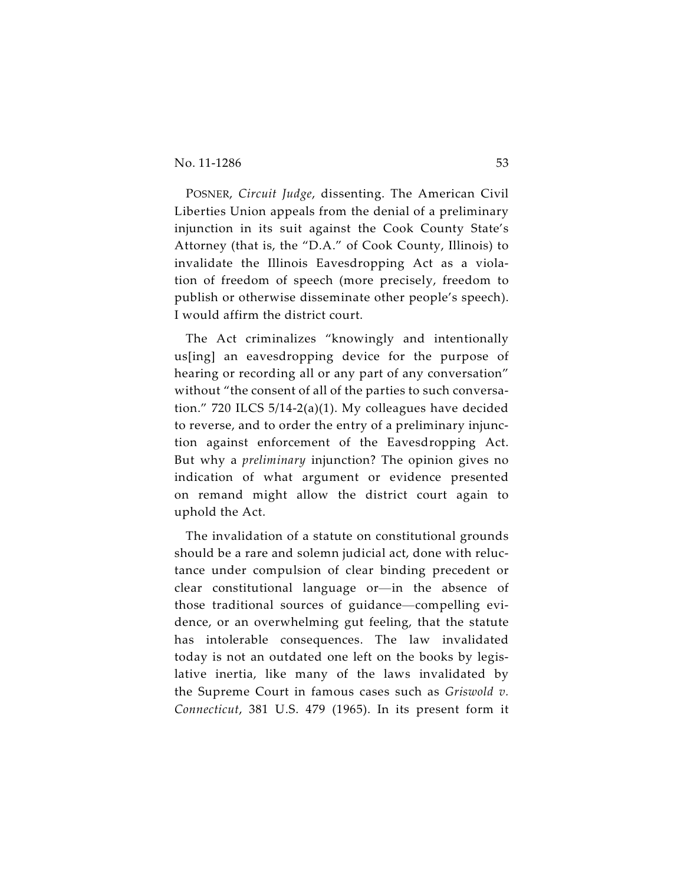POSNER, *Circuit Judge*, dissenting. The American Civil Liberties Union appeals from the denial of a preliminary injunction in its suit against the Cook County State's Attorney (that is, the "D.A." of Cook County, Illinois) to invalidate the Illinois Eavesdropping Act as a violation of freedom of speech (more precisely, freedom to publish or otherwise disseminate other people's speech). I would affirm the district court.

The Act criminalizes "knowingly and intentionally us[ing] an eavesdropping device for the purpose of hearing or recording all or any part of any conversation" without "the consent of all of the parties to such conversation." 720 ILCS 5/14-2(a)(1). My colleagues have decided to reverse, and to order the entry of a preliminary injunction against enforcement of the Eavesdropping Act. But why a *preliminary* injunction? The opinion gives no indication of what argument or evidence presented on remand might allow the district court again to uphold the Act.

The invalidation of a statute on constitutional grounds should be a rare and solemn judicial act, done with reluctance under compulsion of clear binding precedent or clear constitutional language or—in the absence of those traditional sources of guidance—compelling evidence, or an overwhelming gut feeling, that the statute has intolerable consequences. The law invalidated today is not an outdated one left on the books by legislative inertia, like many of the laws invalidated by the Supreme Court in famous cases such as *Griswold v. Connecticut*, 381 U.S. 479 (1965). In its present form it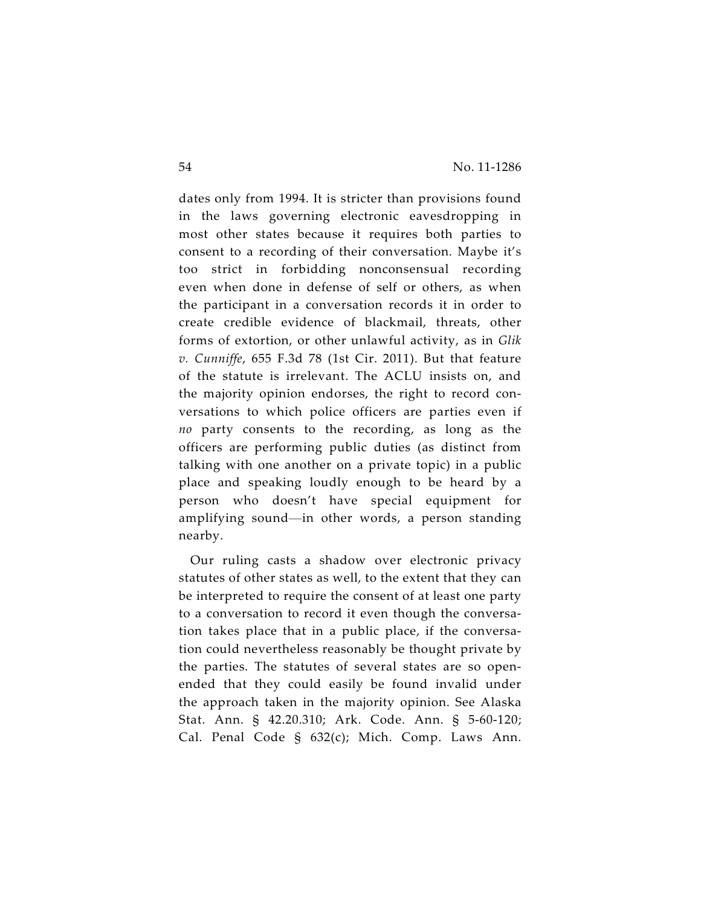dates only from 1994. It is stricter than provisions found in the laws governing electronic eavesdropping in most other states because it requires both parties to consent to a recording of their conversation. Maybe it's too strict in forbidding nonconsensual recording even when done in defense of self or others, as when the participant in a conversation records it in order to create credible evidence of blackmail, threats, other forms of extortion, or other unlawful activity, as in *Glik v. Cunniffe*, 655 F.3d 78 (1st Cir. 2011). But that feature of the statute is irrelevant. The ACLU insists on, and the majority opinion endorses, the right to record conversations to which police officers are parties even if *no* party consents to the recording, as long as the officers are performing public duties (as distinct from talking with one another on a private topic) in a public place and speaking loudly enough to be heard by a person who doesn't have special equipment for amplifying sound—in other words, a person standing nearby.

Our ruling casts a shadow over electronic privacy statutes of other states as well, to the extent that they can be interpreted to require the consent of at least one party to a conversation to record it even though the conversation takes place that in a public place, if the conversation could nevertheless reasonably be thought private by the parties. The statutes of several states are so open-ended that they could easily be found invalid under the approach taken in the majority opinion. See Alaska Stat. Ann. § 42.20.310; Ark. Code. Ann. § 5-60-120; Cal. Penal Code § 632(c); Mich. Comp. Laws Ann.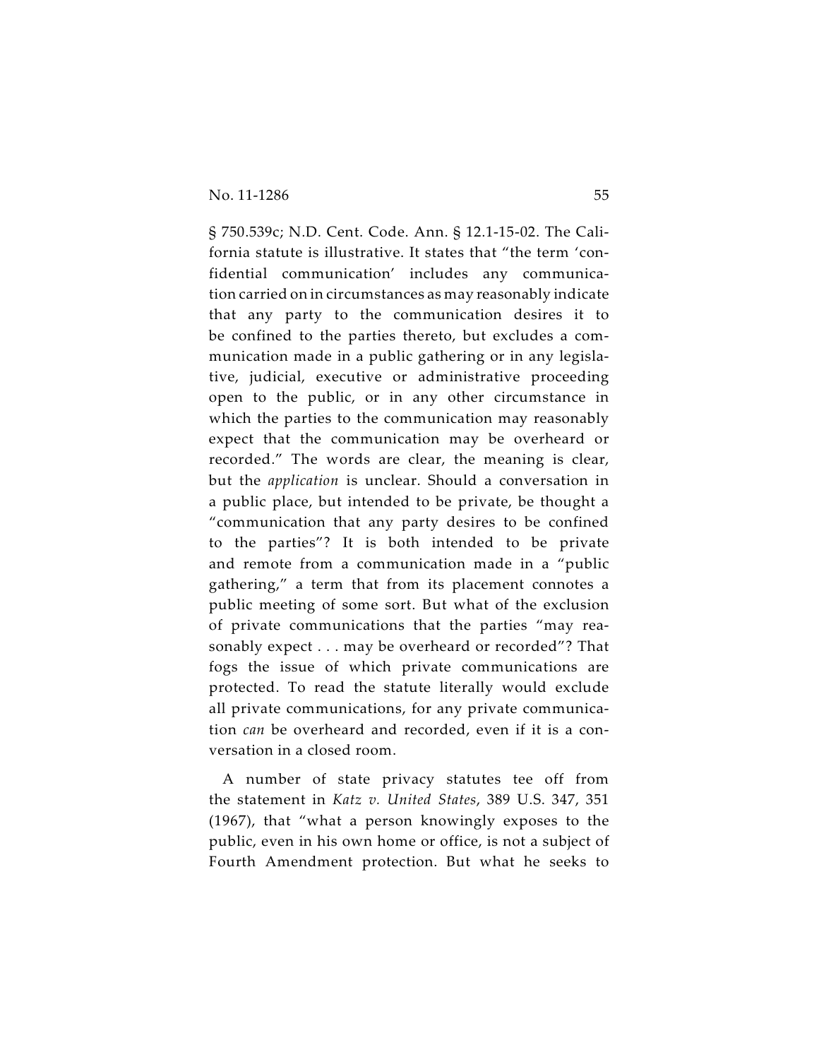§ 750.539c; N.D. Cent. Code. Ann. § 12.1-15-02. The California statute is illustrative. It states that "the term 'confidential communication' includes any communication carried on in circumstances as may reasonably indicate that any party to the communication desires it to be confined to the parties thereto, but excludes a communication made in a public gathering or in any legislative, judicial, executive or administrative proceeding open to the public, or in any other circumstance in which the parties to the communication may reasonably expect that the communication may be overheard or recorded." The words are clear, the meaning is clear, but the *application* is unclear. Should a conversation in a public place, but intended to be private, be thought a "communication that any party desires to be confined to the parties"? It is both intended to be private and remote from a communication made in a "public gathering," a term that from its placement connotes a public meeting of some sort. But what of the exclusion of private communications that the parties "may reasonably expect . . . may be overheard or recorded"? That fogs the issue of which private communications are protected. To read the statute literally would exclude all private communications, for any private communication *can* be overheard and recorded, even if it is a conversation in a closed room.

A number of state privacy statutes tee off from the statement in *Katz v. United States*, 389 U.S. 347, 351 (1967), that "what a person knowingly exposes to the public, even in his own home or office, is not a subject of Fourth Amendment protection. But what he seeks to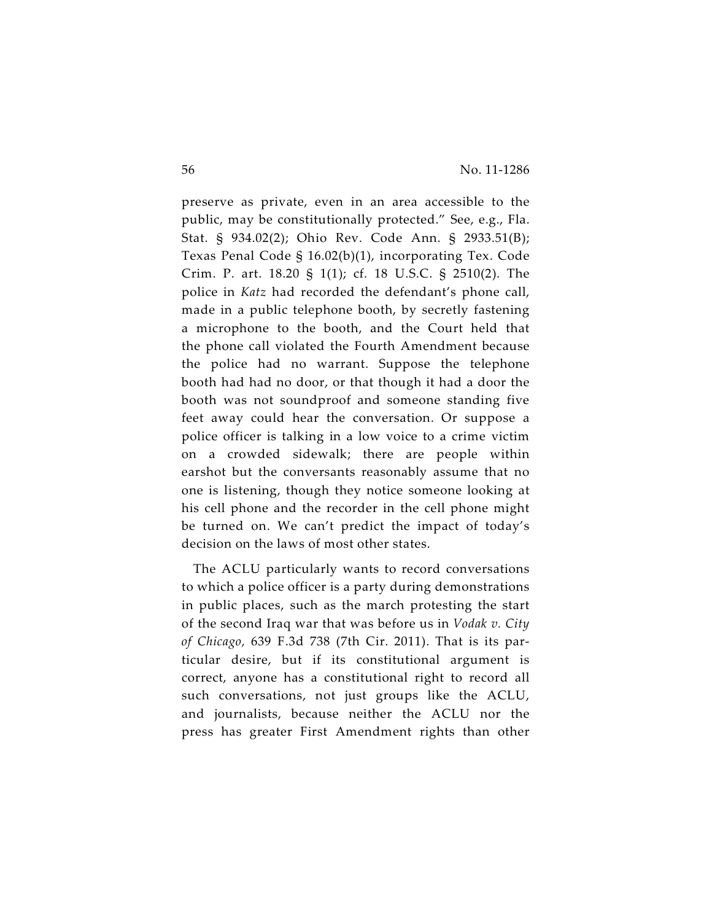preserve as private, even in an area accessible to the public, may be constitutionally protected." See, e.g., Fla. Stat. § 934.02(2); Ohio Rev. Code Ann. § 2933.51(B); Texas Penal Code § 16.02(b)(1), incorporating Tex. Code Crim. P. art. 18.20 § 1(1); cf. 18 U.S.C. § 2510(2). The police in *Katz* had recorded the defendant's phone call, made in a public telephone booth, by secretly fastening a microphone to the booth, and the Court held that the phone call violated the Fourth Amendment because the police had no warrant. Suppose the telephone booth had had no door, or that though it had a door the booth was not soundproof and someone standing five feet away could hear the conversation. Or suppose a police officer is talking in a low voice to a crime victim on a crowded sidewalk; there are people within earshot but the conversants reasonably assume that no one is listening, though they notice someone looking at his cell phone and the recorder in the cell phone might be turned on. We can't predict the impact of today's decision on the laws of most other states.

The ACLU particularly wants to record conversations to which a police officer is a party during demonstrations in public places, such as the march protesting the start of the second Iraq war that was before us in *Vodak v. City of Chicago*, 639 F.3d 738 (7th Cir. 2011). That is its particular desire, but if its constitutional argument is correct, anyone has a constitutional right to record all such conversations, not just groups like the ACLU, and journalists, because neither the ACLU nor the press has greater First Amendment rights than other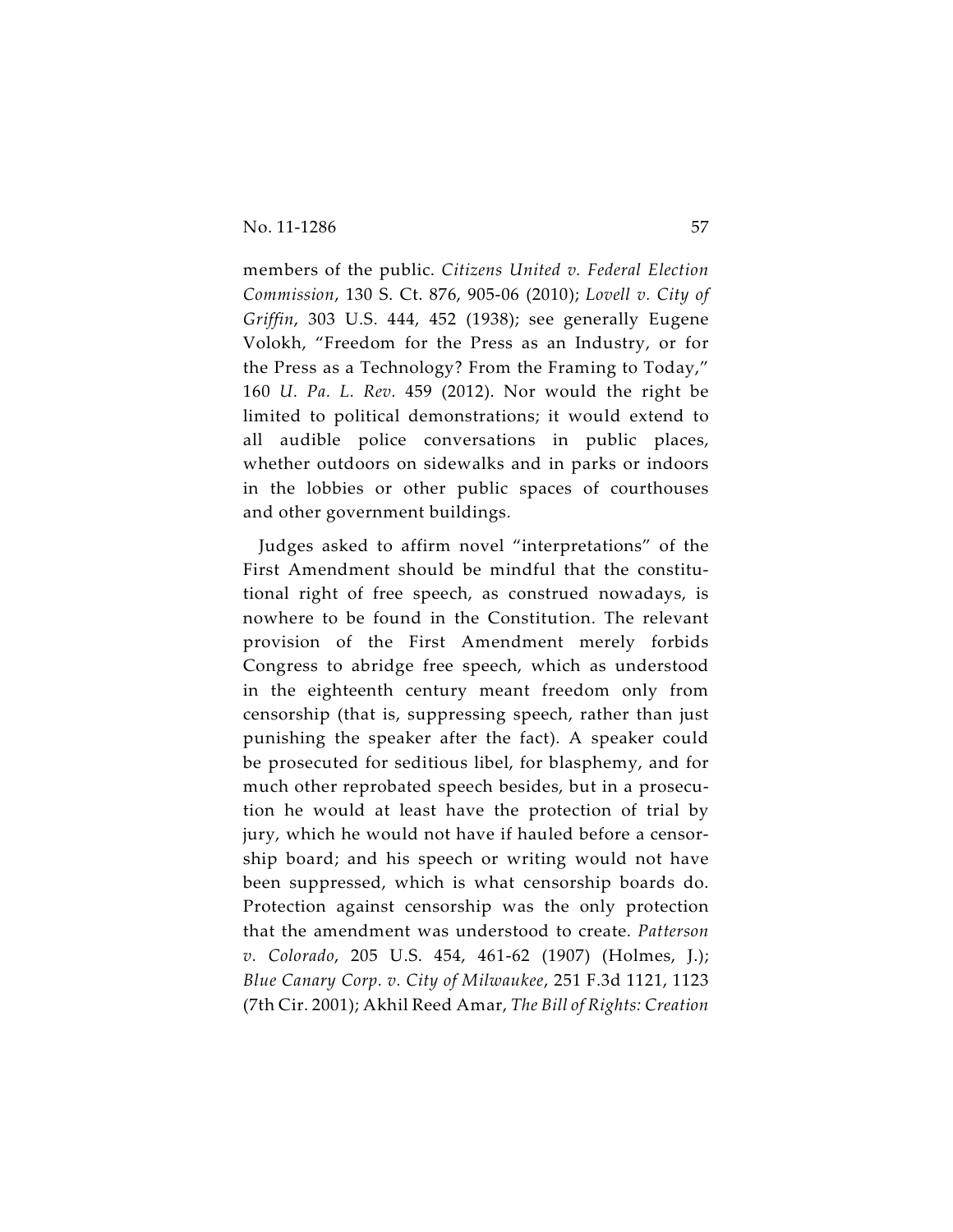members of the public. *Citizens United v. Federal Election Commission*, 130 S. Ct. 876, 905-06 (2010); *Lovell v. City of Griffin*, 303 U.S. 444, 452 (1938); see generally Eugene Volokh, "Freedom for the Press as an Industry, or for the Press as a Technology? From the Framing to Today," 160 *U. Pa. L. Rev.* 459 (2012). Nor would the right be limited to political demonstrations; it would extend to all audible police conversations in public places, whether outdoors on sidewalks and in parks or indoors in the lobbies or other public spaces of courthouses and other government buildings.

Judges asked to affirm novel "interpretations" of the First Amendment should be mindful that the constitutional right of free speech, as construed nowadays, is nowhere to be found in the Constitution. The relevant provision of the First Amendment merely forbids Congress to abridge free speech, which as understood in the eighteenth century meant freedom only from censorship (that is, suppressing speech, rather than just punishing the speaker after the fact). A speaker could be prosecuted for seditious libel, for blasphemy, and for much other reprobated speech besides, but in a prosecution he would at least have the protection of trial by jury, which he would not have if hauled before a censorship board; and his speech or writing would not have been suppressed, which is what censorship boards do. Protection against censorship was the only protection that the amendment was understood to create. *Patterson v. Colorado*, 205 U.S. 454, 461-62 (1907) (Holmes, J.); *Blue Canary Corp. v. City of Milwaukee*, 251 F.3d 1121, 1123 (7th Cir. 2001); Akhil Reed Amar, *The Bill of Rights: Creation*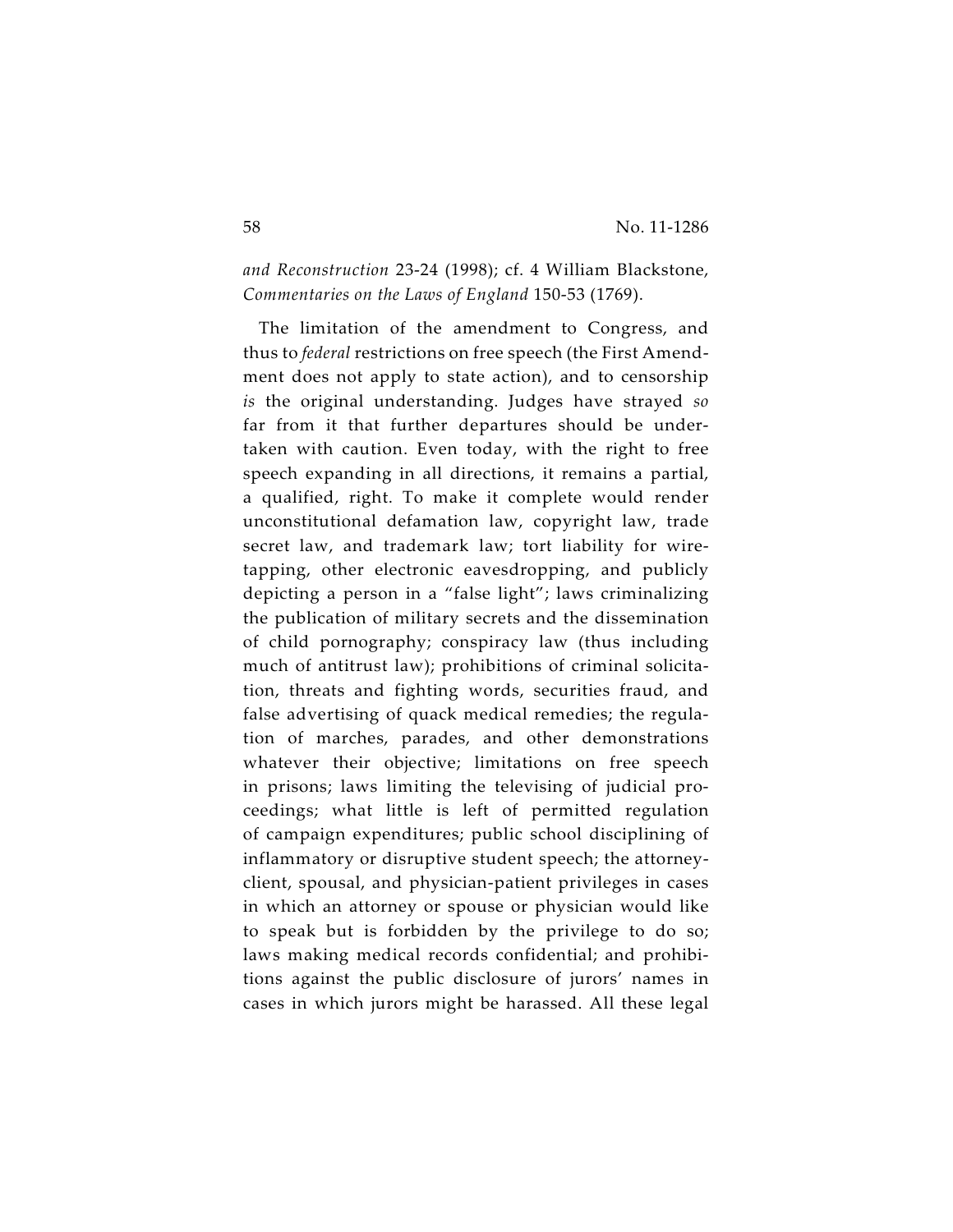*and Reconstruction* 23-24 (1998); cf. 4 William Blackstone, *Commentaries on the Laws of England* 150-53 (1769).

The limitation of the amendment to Congress, and thus to *federal* restrictions on free speech (the First Amendment does not apply to state action), and to censorship *is* the original understanding. Judges have strayed *so* far from it that further departures should be undertaken with caution. Even today, with the right to free speech expanding in all directions, it remains a partial, a qualified, right. To make it complete would render unconstitutional defamation law, copyright law, trade secret law, and trademark law; tort liability for wiretapping, other electronic eavesdropping, and publicly depicting a person in a "false light"; laws criminalizing the publication of military secrets and the dissemination of child pornography; conspiracy law (thus including much of antitrust law); prohibitions of criminal solicitation, threats and fighting words, securities fraud, and false advertising of quack medical remedies; the regulation of marches, parades, and other demonstrations whatever their objective; limitations on free speech in prisons; laws limiting the televising of judicial proceedings; what little is left of permitted regulation of campaign expenditures; public school disciplining of inflammatory or disruptive student speech; the attorney-client, spousal, and physician-patient privileges in cases in which an attorney or spouse or physician would like to speak but is forbidden by the privilege to do so; laws making medical records confidential; and prohibitions against the public disclosure of jurors' names in cases in which jurors might be harassed. All these legal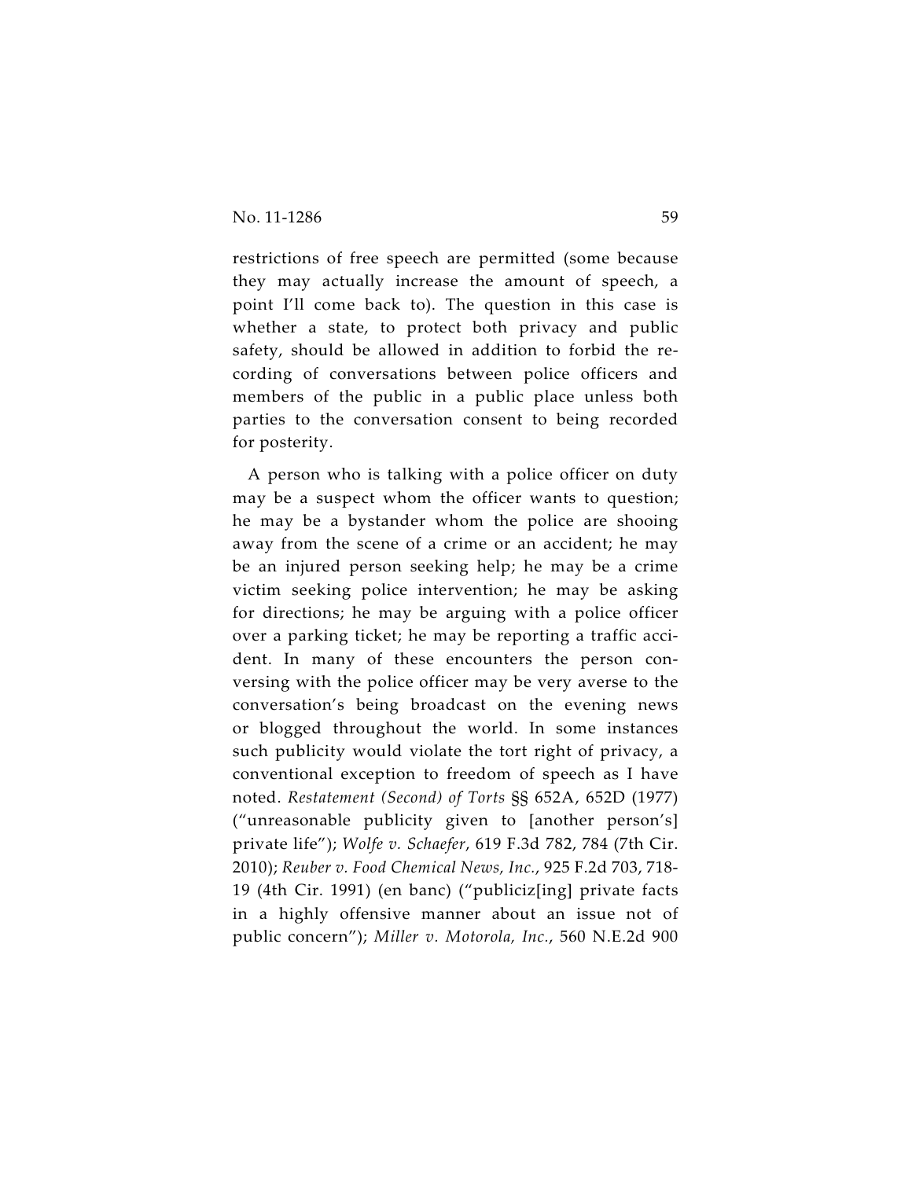restrictions of free speech are permitted (some because they may actually increase the amount of speech, a point I'll come back to). The question in this case is whether a state, to protect both privacy and public safety, should be allowed in addition to forbid the recording of conversations between police officers and members of the public in a public place unless both parties to the conversation consent to being recorded for posterity.

A person who is talking with a police officer on duty may be a suspect whom the officer wants to question; he may be a bystander whom the police are shooing away from the scene of a crime or an accident; he may be an injured person seeking help; he may be a crime victim seeking police intervention; he may be asking for directions; he may be arguing with a police officer over a parking ticket; he may be reporting a traffic accident. In many of these encounters the person conversing with the police officer may be very averse to the conversation's being broadcast on the evening news or blogged throughout the world. In some instances such publicity would violate the tort right of privacy, a conventional exception to freedom of speech as I have noted. *Restatement (Second) of Torts* §§ 652A, 652D (1977) ("unreasonable publicity given to [another person's] private life"); *Wolfe v. Schaefer*, 619 F.3d 782, 784 (7th Cir. 2010); *Reuber v. Food Chemical News, Inc.*, 925 F.2d 703, 718-19 (4th Cir. 1991) (en banc) ("publiciz[ing] private facts in a highly offensive manner about an issue not of public concern"); *Miller v. Motorola, Inc.*, 560 N.E.2d 900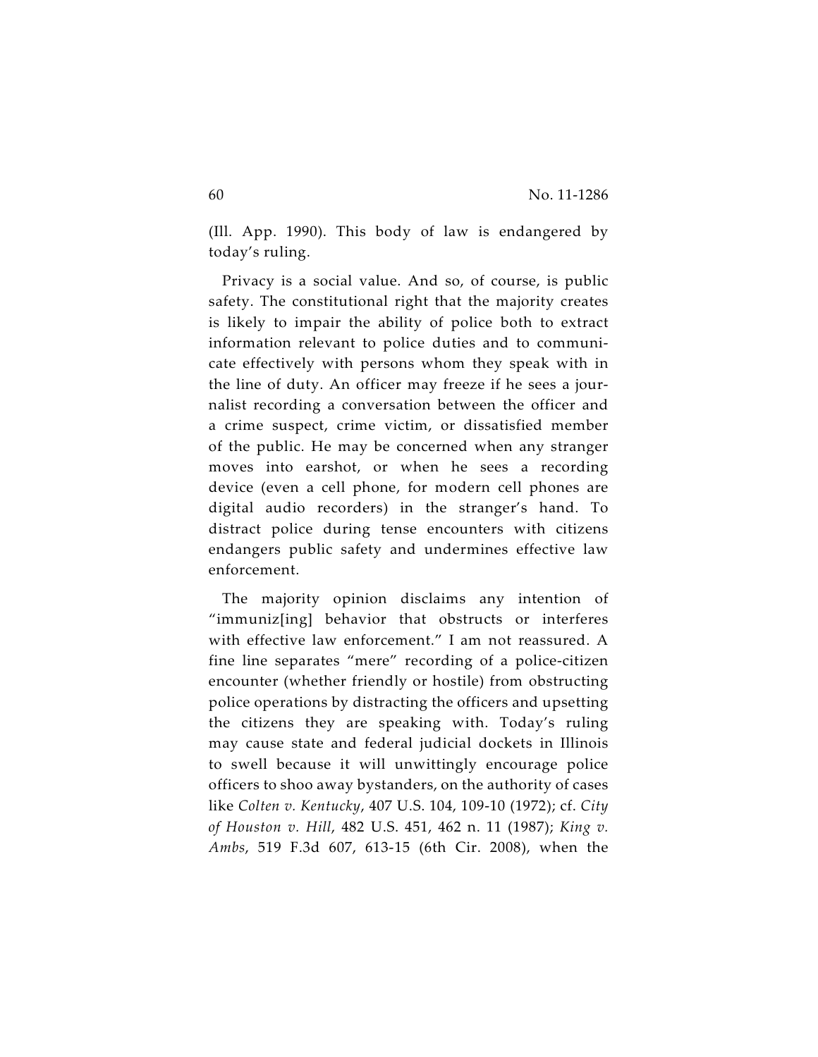(Ill. App. 1990). This body of law is endangered by today's ruling.

Privacy is a social value. And so, of course, is public safety. The constitutional right that the majority creates is likely to impair the ability of police both to extract information relevant to police duties and to communicate effectively with persons whom they speak with in the line of duty. An officer may freeze if he sees a journalist recording a conversation between the officer and a crime suspect, crime victim, or dissatisfied member of the public. He may be concerned when any stranger moves into earshot, or when he sees a recording device (even a cell phone, for modern cell phones are digital audio recorders) in the stranger's hand. To distract police during tense encounters with citizens endangers public safety and undermines effective law enforcement.

The majority opinion disclaims any intention of "immuniz[ing] behavior that obstructs or interferes with effective law enforcement." I am not reassured. A fine line separates "mere" recording of a police-citizen encounter (whether friendly or hostile) from obstructing police operations by distracting the officers and upsetting the citizens they are speaking with. Today's ruling may cause state and federal judicial dockets in Illinois to swell because it will unwittingly encourage police officers to shoo away bystanders, on the authority of cases like *Colten v. Kentucky*, 407 U.S. 104, 109-10 (1972); cf. *City of Houston v. Hill*, 482 U.S. 451, 462 n. 11 (1987); *King v. Ambs*, 519 F.3d 607, 613-15 (6th Cir. 2008), when the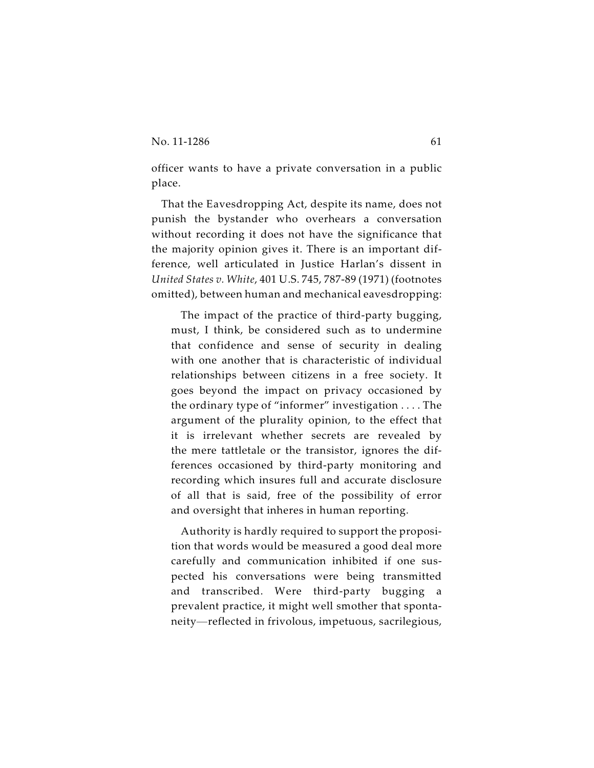officer wants to have a private conversation in a public place.

That the Eavesdropping Act, despite its name, does not punish the bystander who overhears a conversation without recording it does not have the significance that the majority opinion gives it. There is an important difference, well articulated in Justice Harlan's dissent in *United States v. White*, 401 U.S. 745, 787-89 (1971) (footnotes omitted), between human and mechanical eavesdropping:

> The impact of the practice of third-party bugging, must, I think, be considered such as to undermine that confidence and sense of security in dealing with one another that is characteristic of individual relationships between citizens in a free society. It goes beyond the impact on privacy occasioned by the ordinary type of "informer" investigation . . . . The argument of the plurality opinion, to the effect that it is irrelevant whether secrets are revealed by the mere tattletale or the transistor, ignores the differences occasioned by third-party monitoring and recording which insures full and accurate disclosure of all that is said, free of the possibility of error and oversight that inheres in human reporting.
>
> Authority is hardly required to support the proposition that words would be measured a good deal more carefully and communication inhibited if one suspected his conversations were being transmitted and transcribed. Were third-party bugging a prevalent practice, it might well smother that spontaneity—reflected in frivolous, impetuous, sacrilegious,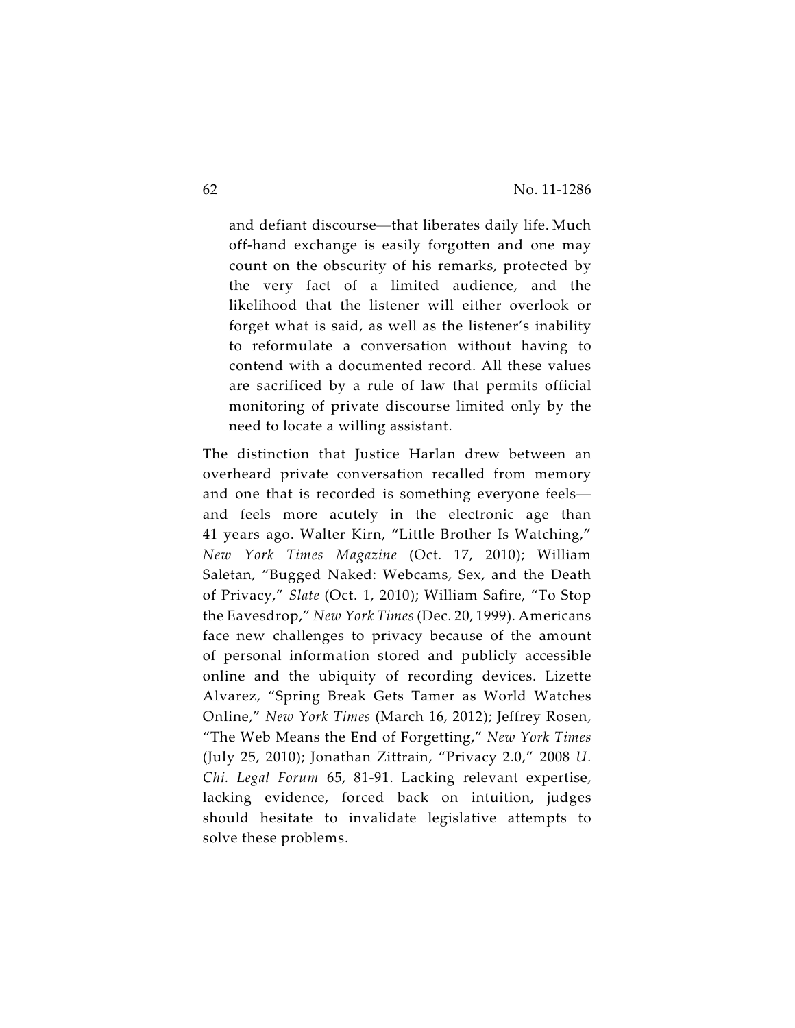> and defiant discourse—that liberates daily life. Much off-hand exchange is easily forgotten and one may count on the obscurity of his remarks, protected by the very fact of a limited audience, and the likelihood that the listener will either overlook or forget what is said, as well as the listener's inability to reformulate a conversation without having to contend with a documented record. All these values are sacrificed by a rule of law that permits official monitoring of private discourse limited only by the need to locate a willing assistant.

The distinction that Justice Harlan drew between an overheard private conversation recalled from memory and one that is recorded is something everyone feels—and feels more acutely in the electronic age than 41 years ago. Walter Kirn, "Little Brother Is Watching," *New York Times Magazine* (Oct. 17, 2010); William Saletan, "Bugged Naked: Webcams, Sex, and the Death of Privacy," *Slate* (Oct. 1, 2010); William Safire, "To Stop the Eavesdrop," *New York Times* (Dec. 20, 1999). Americans face new challenges to privacy because of the amount of personal information stored and publicly accessible online and the ubiquity of recording devices. Lizette Alvarez, "Spring Break Gets Tamer as World Watches Online," *New York Times* (March 16, 2012); Jeffrey Rosen, "The Web Means the End of Forgetting," *New York Times* (July 25, 2010); Jonathan Zittrain, "Privacy 2.0," 2008 *U. Chi. Legal Forum* 65, 81-91. Lacking relevant expertise, lacking evidence, forced back on intuition, judges should hesitate to invalidate legislative attempts to solve these problems.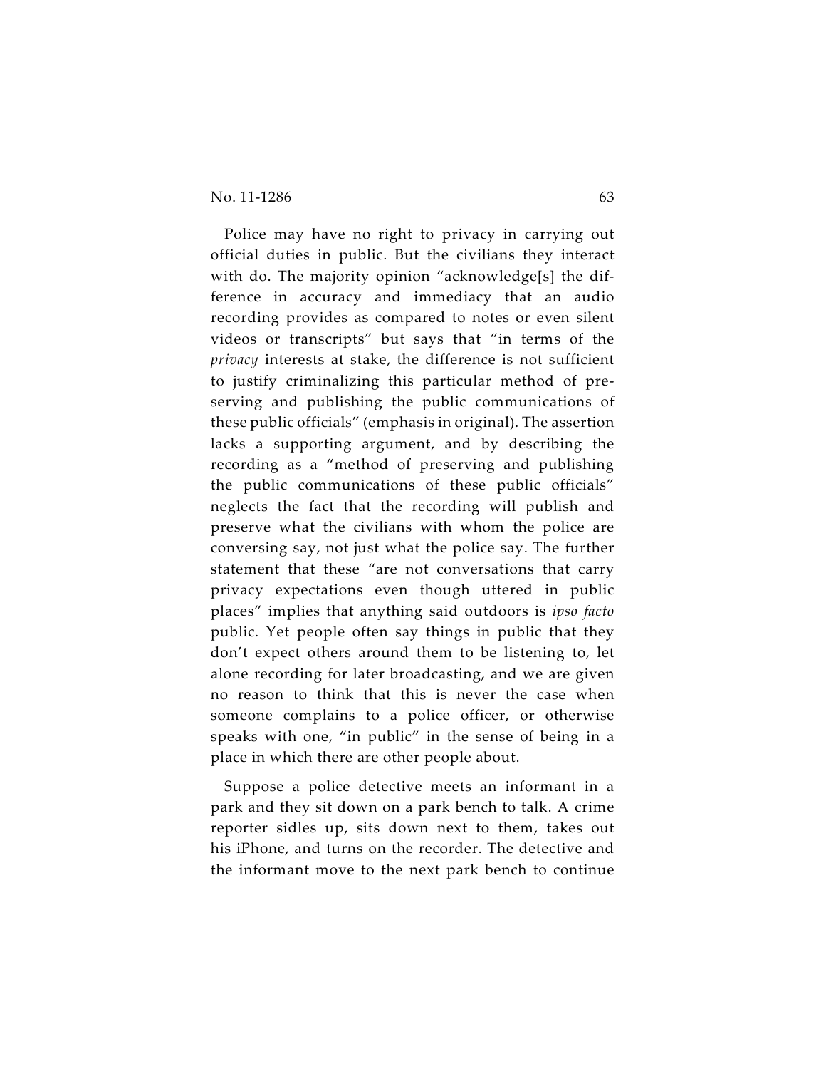Police may have no right to privacy in carrying out official duties in public. But the civilians they interact with do. The majority opinion "acknowledge[s] the difference in accuracy and immediacy that an audio recording provides as compared to notes or even silent videos or transcripts" but says that "in terms of the *privacy* interests at stake, the difference is not sufficient to justify criminalizing this particular method of preserving and publishing the public communications of these public officials" (emphasis in original). The assertion lacks a supporting argument, and by describing the recording as a "method of preserving and publishing the public communications of these public officials" neglects the fact that the recording will publish and preserve what the civilians with whom the police are conversing say, not just what the police say. The further statement that these "are not conversations that carry privacy expectations even though uttered in public places" implies that anything said outdoors is *ipso facto* public. Yet people often say things in public that they don't expect others around them to be listening to, let alone recording for later broadcasting, and we are given no reason to think that this is never the case when someone complains to a police officer, or otherwise speaks with one, "in public" in the sense of being in a place in which there are other people about.

Suppose a police detective meets an informant in a park and they sit down on a park bench to talk. A crime reporter sidles up, sits down next to them, takes out his iPhone, and turns on the recorder. The detective and the informant move to the next park bench to continue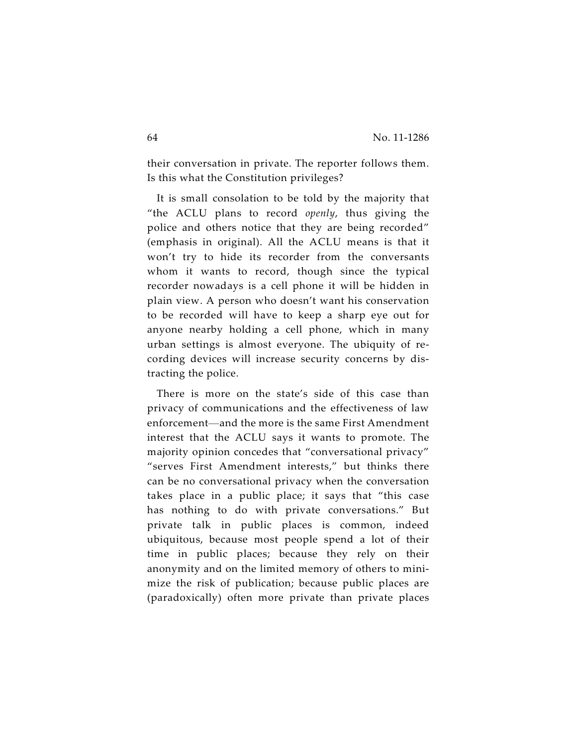their conversation in private. The reporter follows them. Is this what the Constitution privileges?

It is small consolation to be told by the majority that "the ACLU plans to record *openly*, thus giving the police and others notice that they are being recorded" (emphasis in original). All the ACLU means is that it won't try to hide its recorder from the conversants whom it wants to record, though since the typical recorder nowadays is a cell phone it will be hidden in plain view. A person who doesn't want his conservation to be recorded will have to keep a sharp eye out for anyone nearby holding a cell phone, which in many urban settings is almost everyone. The ubiquity of recording devices will increase security concerns by distracting the police.

There is more on the state's side of this case than privacy of communications and the effectiveness of law enforcement—and the more is the same First Amendment interest that the ACLU says it wants to promote. The majority opinion concedes that "conversational privacy" "serves First Amendment interests," but thinks there can be no conversational privacy when the conversation takes place in a public place; it says that "this case has nothing to do with private conversations." But private talk in public places is common, indeed ubiquitous, because most people spend a lot of their time in public places; because they rely on their anonymity and on the limited memory of others to minimize the risk of publication; because public places are (paradoxically) often more private than private places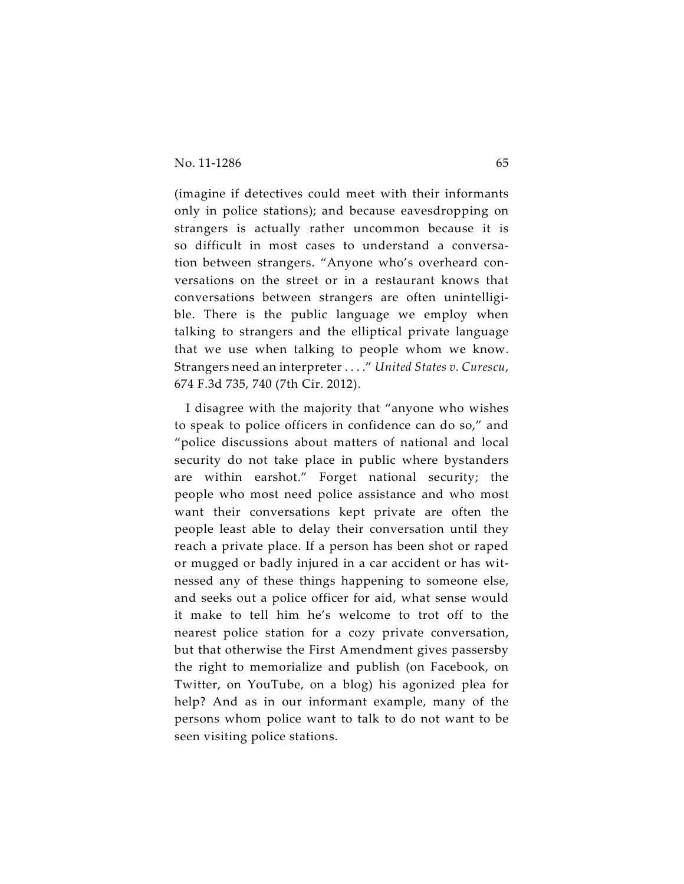(imagine if detectives could meet with their informants only in police stations); and because eavesdropping on strangers is actually rather uncommon because it is so difficult in most cases to understand a conversation between strangers. "Anyone who's overheard conversations on the street or in a restaurant knows that conversations between strangers are often unintelligible. There is the public language we employ when talking to strangers and the elliptical private language that we use when talking to people whom we know. Strangers need an interpreter . . . ." *United States v. Curescu*, 674 F.3d 735, 740 (7th Cir. 2012).

I disagree with the majority that "anyone who wishes to speak to police officers in confidence can do so," and "police discussions about matters of national and local security do not take place in public where bystanders are within earshot." Forget national security; the people who most need police assistance and who most want their conversations kept private are often the people least able to delay their conversation until they reach a private place. If a person has been shot or raped or mugged or badly injured in a car accident or has witnessed any of these things happening to someone else, and seeks out a police officer for aid, what sense would it make to tell him he's welcome to trot off to the nearest police station for a cozy private conversation, but that otherwise the First Amendment gives passersby the right to memorialize and publish (on Facebook, on Twitter, on YouTube, on a blog) his agonized plea for help? And as in our informant example, many of the persons whom police want to talk to do not want to be seen visiting police stations.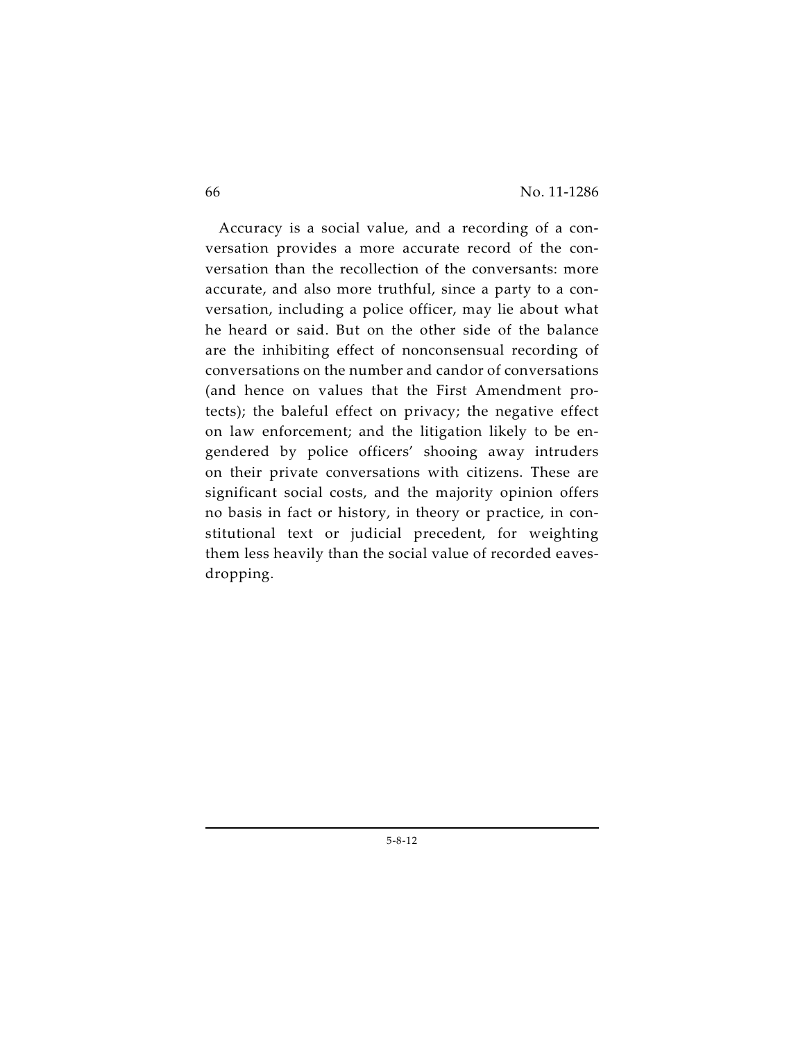Accuracy is a social value, and a recording of a conversation provides a more accurate record of the conversation than the recollection of the conversants: more accurate, and also more truthful, since a party to a conversation, including a police officer, may lie about what he heard or said. But on the other side of the balance are the inhibiting effect of nonconsensual recording of conversations on the number and candor of conversations (and hence on values that the First Amendment protects); the baleful effect on privacy; the negative effect on law enforcement; and the litigation likely to be engendered by police officers' shooing away intruders on their private conversations with citizens. These are significant social costs, and the majority opinion offers no basis in fact or history, in theory or practice, in constitutional text or judicial precedent, for weighting them less heavily than the social value of recorded eavesdropping.